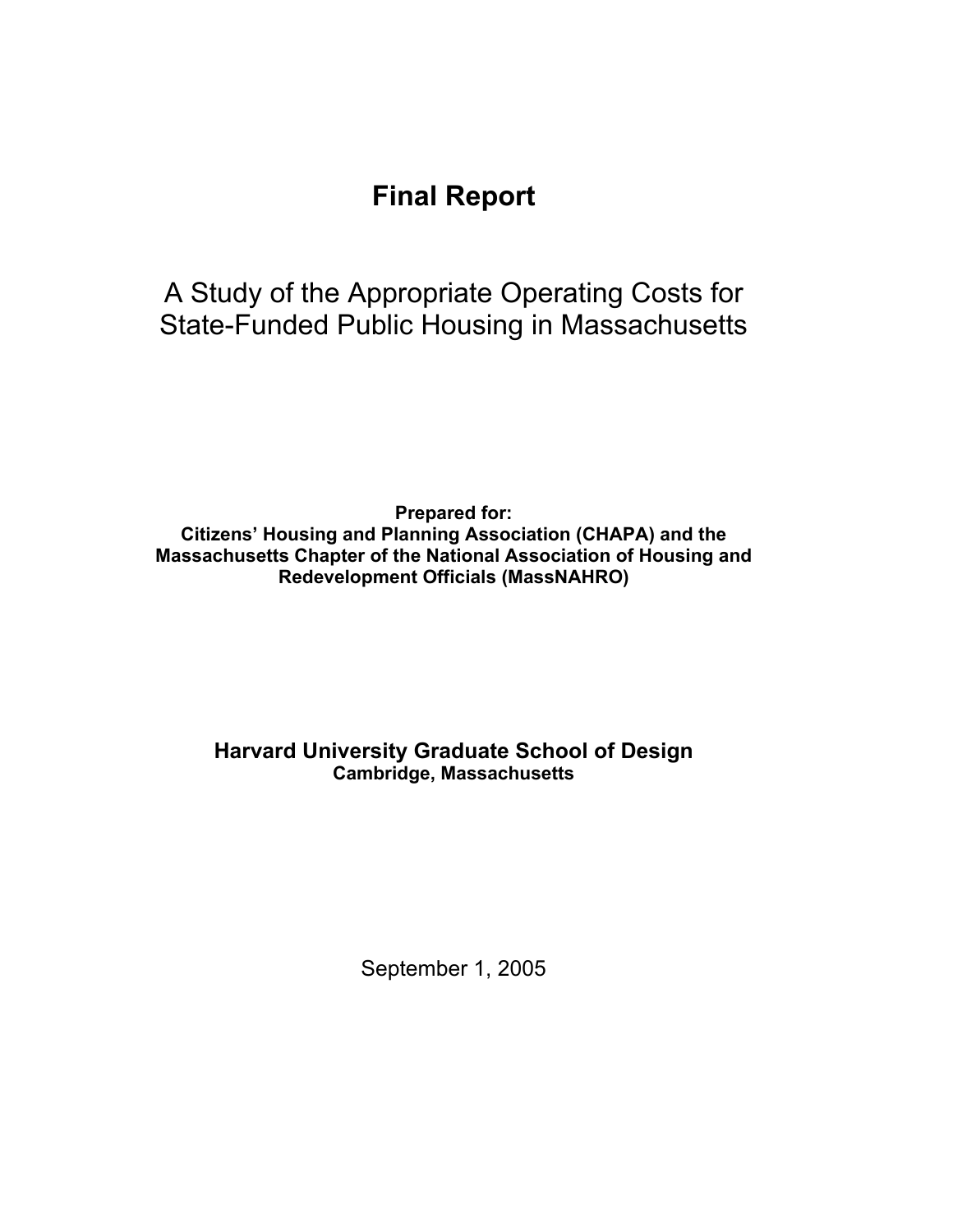# Final Report

## A Study of the Appropriate Operating Costs for State-Funded Public Housing in Massachusetts

**Prepared for:**
**Citizens' Housing and Planning Association (CHAPA) and the Massachusetts Chapter of the National Association of Housing and Redevelopment Officials (MassNAHRO)**

**Harvard University Graduate School of Design**
**Cambridge, Massachusetts**

September 1, 2005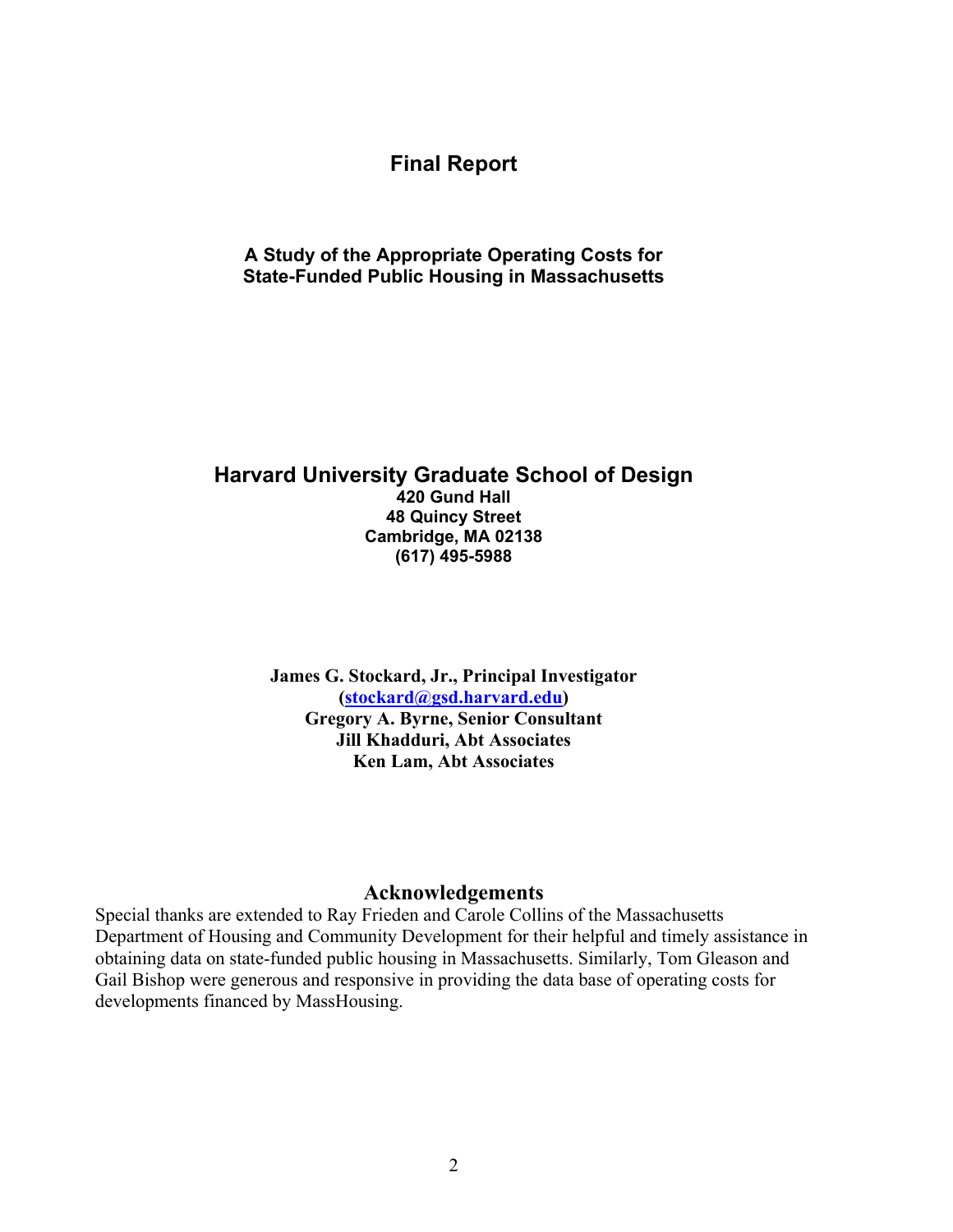# Final Report

## A Study of the Appropriate Operating Costs for State-Funded Public Housing in Massachusetts

**Harvard University Graduate School of Design**
**420 Gund Hall**
**48 Quincy Street**
**Cambridge, MA 02138**
**(617) 495-5988**

**James G. Stockard, Jr., Principal Investigator**
**(stockard@gsd.harvard.edu)**
**Gregory A. Byrne, Senior Consultant**
**Jill Khadduri, Abt Associates**
**Ken Lam, Abt Associates**

## Acknowledgements

Special thanks are extended to Ray Frieden and Carole Collins of the Massachusetts Department of Housing and Community Development for their helpful and timely assistance in obtaining data on state-funded public housing in Massachusetts. Similarly, Tom Gleason and Gail Bishop were generous and responsive in providing the data base of operating costs for developments financed by MassHousing.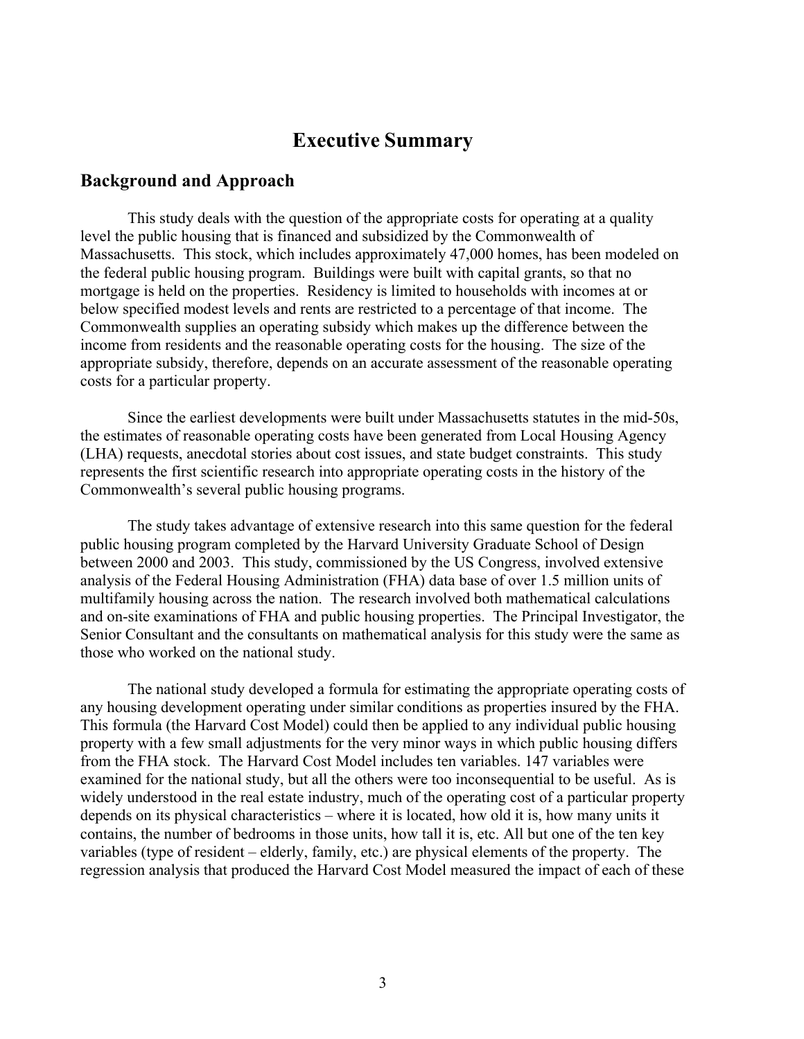# Executive Summary

## Background and Approach

This study deals with the question of the appropriate costs for operating at a quality level the public housing that is financed and subsidized by the Commonwealth of Massachusetts. This stock, which includes approximately 47,000 homes, has been modeled on the federal public housing program. Buildings were built with capital grants, so that no mortgage is held on the properties. Residency is limited to households with incomes at or below specified modest levels and rents are restricted to a percentage of that income. The Commonwealth supplies an operating subsidy which makes up the difference between the income from residents and the reasonable operating costs for the housing. The size of the appropriate subsidy, therefore, depends on an accurate assessment of the reasonable operating costs for a particular property.

Since the earliest developments were built under Massachusetts statutes in the mid-50s, the estimates of reasonable operating costs have been generated from Local Housing Agency (LHA) requests, anecdotal stories about cost issues, and state budget constraints. This study represents the first scientific research into appropriate operating costs in the history of the Commonwealth's several public housing programs.

The study takes advantage of extensive research into this same question for the federal public housing program completed by the Harvard University Graduate School of Design between 2000 and 2003. This study, commissioned by the US Congress, involved extensive analysis of the Federal Housing Administration (FHA) data base of over 1.5 million units of multifamily housing across the nation. The research involved both mathematical calculations and on-site examinations of FHA and public housing properties. The Principal Investigator, the Senior Consultant and the consultants on mathematical analysis for this study were the same as those who worked on the national study.

The national study developed a formula for estimating the appropriate operating costs of any housing development operating under similar conditions as properties insured by the FHA. This formula (the Harvard Cost Model) could then be applied to any individual public housing property with a few small adjustments for the very minor ways in which public housing differs from the FHA stock. The Harvard Cost Model includes ten variables. 147 variables were examined for the national study, but all the others were too inconsequential to be useful. As is widely understood in the real estate industry, much of the operating cost of a particular property depends on its physical characteristics – where it is located, how old it is, how many units it contains, the number of bedrooms in those units, how tall it is, etc. All but one of the ten key variables (type of resident – elderly, family, etc.) are physical elements of the property. The regression analysis that produced the Harvard Cost Model measured the impact of each of these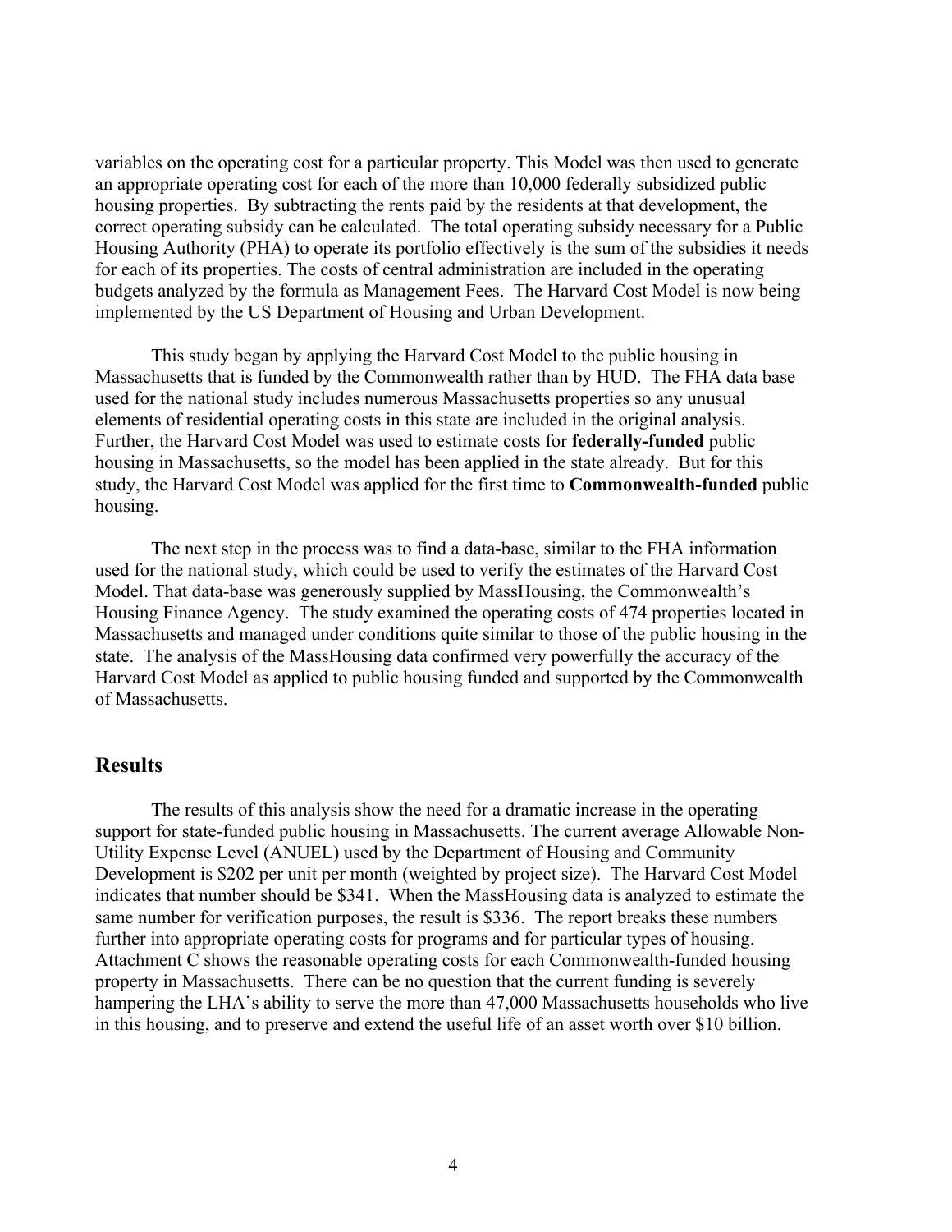variables on the operating cost for a particular property. This Model was then used to generate an appropriate operating cost for each of the more than 10,000 federally subsidized public housing properties. By subtracting the rents paid by the residents at that development, the correct operating subsidy can be calculated. The total operating subsidy necessary for a Public Housing Authority (PHA) to operate its portfolio effectively is the sum of the subsidies it needs for each of its properties. The costs of central administration are included in the operating budgets analyzed by the formula as Management Fees. The Harvard Cost Model is now being implemented by the US Department of Housing and Urban Development.

This study began by applying the Harvard Cost Model to the public housing in Massachusetts that is funded by the Commonwealth rather than by HUD. The FHA data base used for the national study includes numerous Massachusetts properties so any unusual elements of residential operating costs in this state are included in the original analysis. Further, the Harvard Cost Model was used to estimate costs for **federally-funded** public housing in Massachusetts, so the model has been applied in the state already. But for this study, the Harvard Cost Model was applied for the first time to **Commonwealth-funded** public housing.

The next step in the process was to find a data-base, similar to the FHA information used for the national study, which could be used to verify the estimates of the Harvard Cost Model. That data-base was generously supplied by MassHousing, the Commonwealth's Housing Finance Agency. The study examined the operating costs of 474 properties located in Massachusetts and managed under conditions quite similar to those of the public housing in the state. The analysis of the MassHousing data confirmed very powerfully the accuracy of the Harvard Cost Model as applied to public housing funded and supported by the Commonwealth of Massachusetts.

## Results

The results of this analysis show the need for a dramatic increase in the operating support for state-funded public housing in Massachusetts. The current average Allowable Non-Utility Expense Level (ANUEL) used by the Department of Housing and Community Development is $202 per unit per month (weighted by project size). The Harvard Cost Model indicates that number should be $341. When the MassHousing data is analyzed to estimate the same number for verification purposes, the result is $336. The report breaks these numbers further into appropriate operating costs for programs and for particular types of housing. Attachment C shows the reasonable operating costs for each Commonwealth-funded housing property in Massachusetts. There can be no question that the current funding is severely hampering the LHA's ability to serve the more than 47,000 Massachusetts households who live in this housing, and to preserve and extend the useful life of an asset worth over $10 billion.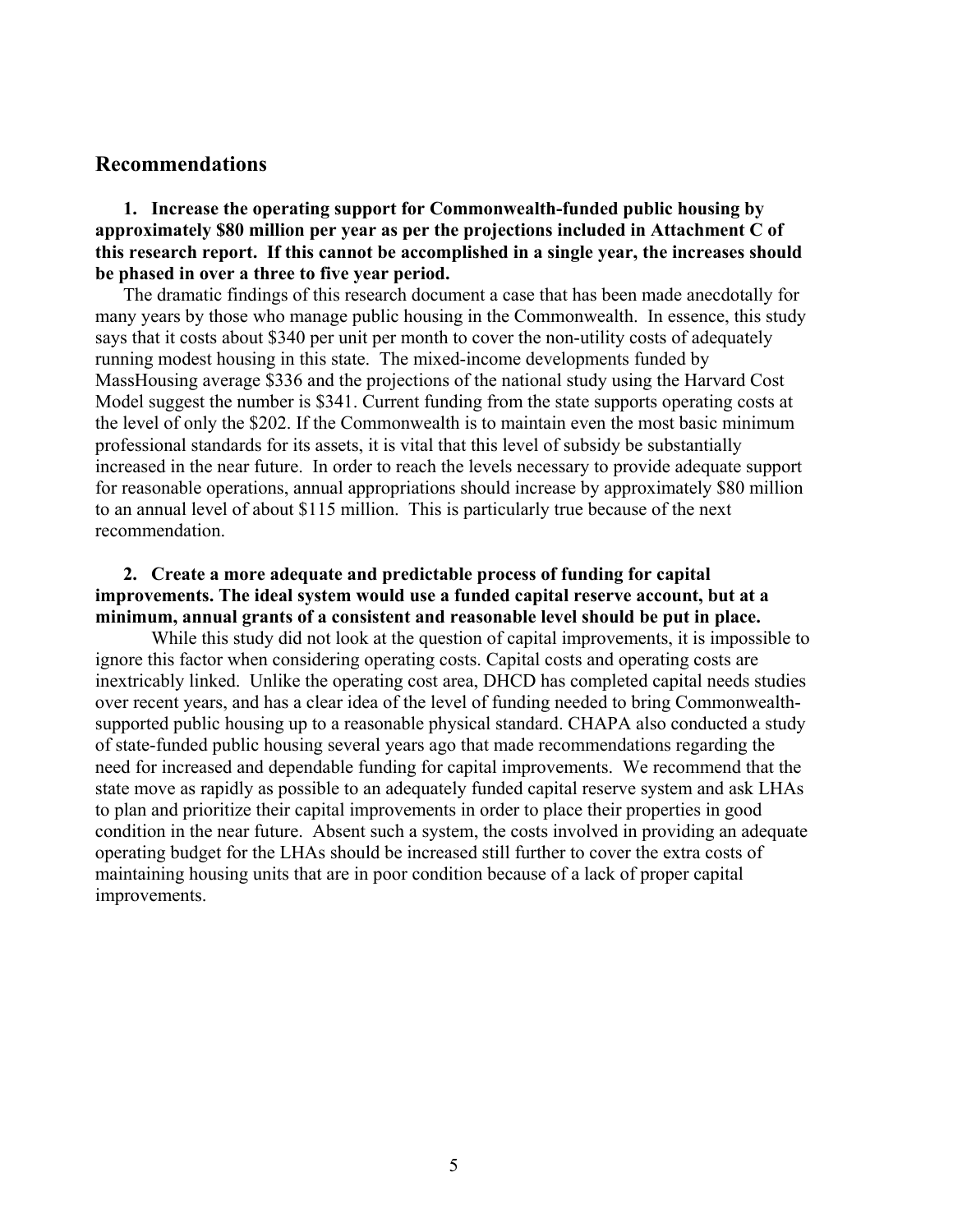## Recommendations

1. **Increase the operating support for Commonwealth-funded public housing by approximately $80 million per year as per the projections included in Attachment C of this research report. If this cannot be accomplished in a single year, the increases should be phased in over a three to five year period.**

The dramatic findings of this research document a case that has been made anecdotally for many years by those who manage public housing in the Commonwealth. In essence, this study says that it costs about $340 per unit per month to cover the non-utility costs of adequately running modest housing in this state. The mixed-income developments funded by MassHousing average $336 and the projections of the national study using the Harvard Cost Model suggest the number is $341. Current funding from the state supports operating costs at the level of only the $202. If the Commonwealth is to maintain even the most basic minimum professional standards for its assets, it is vital that this level of subsidy be substantially increased in the near future. In order to reach the levels necessary to provide adequate support for reasonable operations, annual appropriations should increase by approximately $80 million to an annual level of about $115 million. This is particularly true because of the next recommendation.

2. **Create a more adequate and predictable process of funding for capital improvements. The ideal system would use a funded capital reserve account, but at a minimum, annual grants of a consistent and reasonable level should be put in place.**

While this study did not look at the question of capital improvements, it is impossible to ignore this factor when considering operating costs. Capital costs and operating costs are inextricably linked. Unlike the operating cost area, DHCD has completed capital needs studies over recent years, and has a clear idea of the level of funding needed to bring Commonwealth-supported public housing up to a reasonable physical standard. CHAPA also conducted a study of state-funded public housing several years ago that made recommendations regarding the need for increased and dependable funding for capital improvements. We recommend that the state move as rapidly as possible to an adequately funded capital reserve system and ask LHAs to plan and prioritize their capital improvements in order to place their properties in good condition in the near future. Absent such a system, the costs involved in providing an adequate operating budget for the LHAs should be increased still further to cover the extra costs of maintaining housing units that are in poor condition because of a lack of proper capital improvements.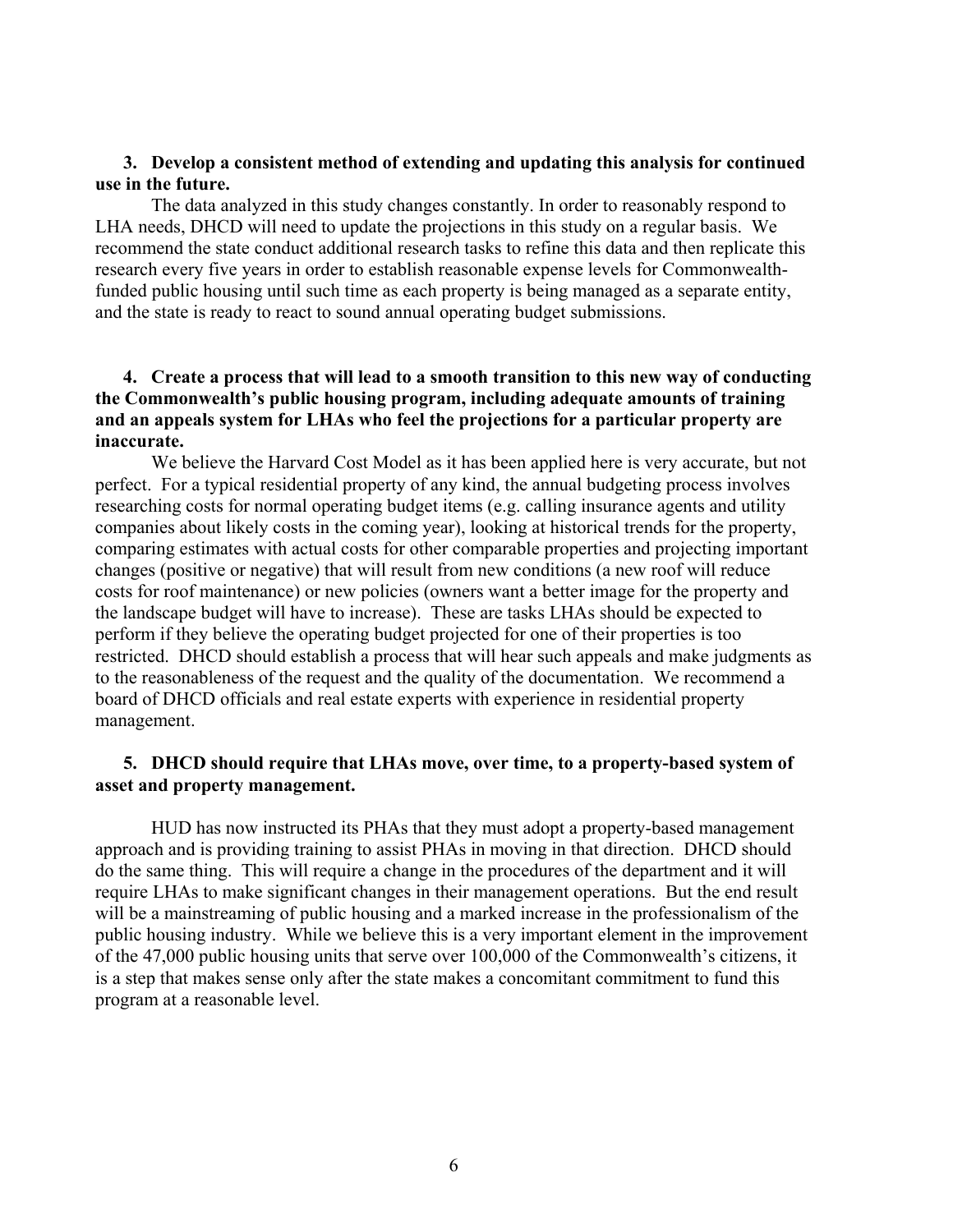3. **Develop a consistent method of extending and updating this analysis for continued use in the future.**

The data analyzed in this study changes constantly. In order to reasonably respond to LHA needs, DHCD will need to update the projections in this study on a regular basis. We recommend the state conduct additional research tasks to refine this data and then replicate this research every five years in order to establish reasonable expense levels for Commonwealth-funded public housing until such time as each property is being managed as a separate entity, and the state is ready to react to sound annual operating budget submissions.

4. **Create a process that will lead to a smooth transition to this new way of conducting the Commonwealth's public housing program, including adequate amounts of training and an appeals system for LHAs who feel the projections for a particular property are inaccurate.**

We believe the Harvard Cost Model as it has been applied here is very accurate, but not perfect. For a typical residential property of any kind, the annual budgeting process involves researching costs for normal operating budget items (e.g. calling insurance agents and utility companies about likely costs in the coming year), looking at historical trends for the property, comparing estimates with actual costs for other comparable properties and projecting important changes (positive or negative) that will result from new conditions (a new roof will reduce costs for roof maintenance) or new policies (owners want a better image for the property and the landscape budget will have to increase). These are tasks LHAs should be expected to perform if they believe the operating budget projected for one of their properties is too restricted. DHCD should establish a process that will hear such appeals and make judgments as to the reasonableness of the request and the quality of the documentation. We recommend a board of DHCD officials and real estate experts with experience in residential property management.

5. **DHCD should require that LHAs move, over time, to a property-based system of asset and property management.**

HUD has now instructed its PHAs that they must adopt a property-based management approach and is providing training to assist PHAs in moving in that direction. DHCD should do the same thing. This will require a change in the procedures of the department and it will require LHAs to make significant changes in their management operations. But the end result will be a mainstreaming of public housing and a marked increase in the professionalism of the public housing industry. While we believe this is a very important element in the improvement of the 47,000 public housing units that serve over 100,000 of the Commonwealth's citizens, it is a step that makes sense only after the state makes a concomitant commitment to fund this program at a reasonable level.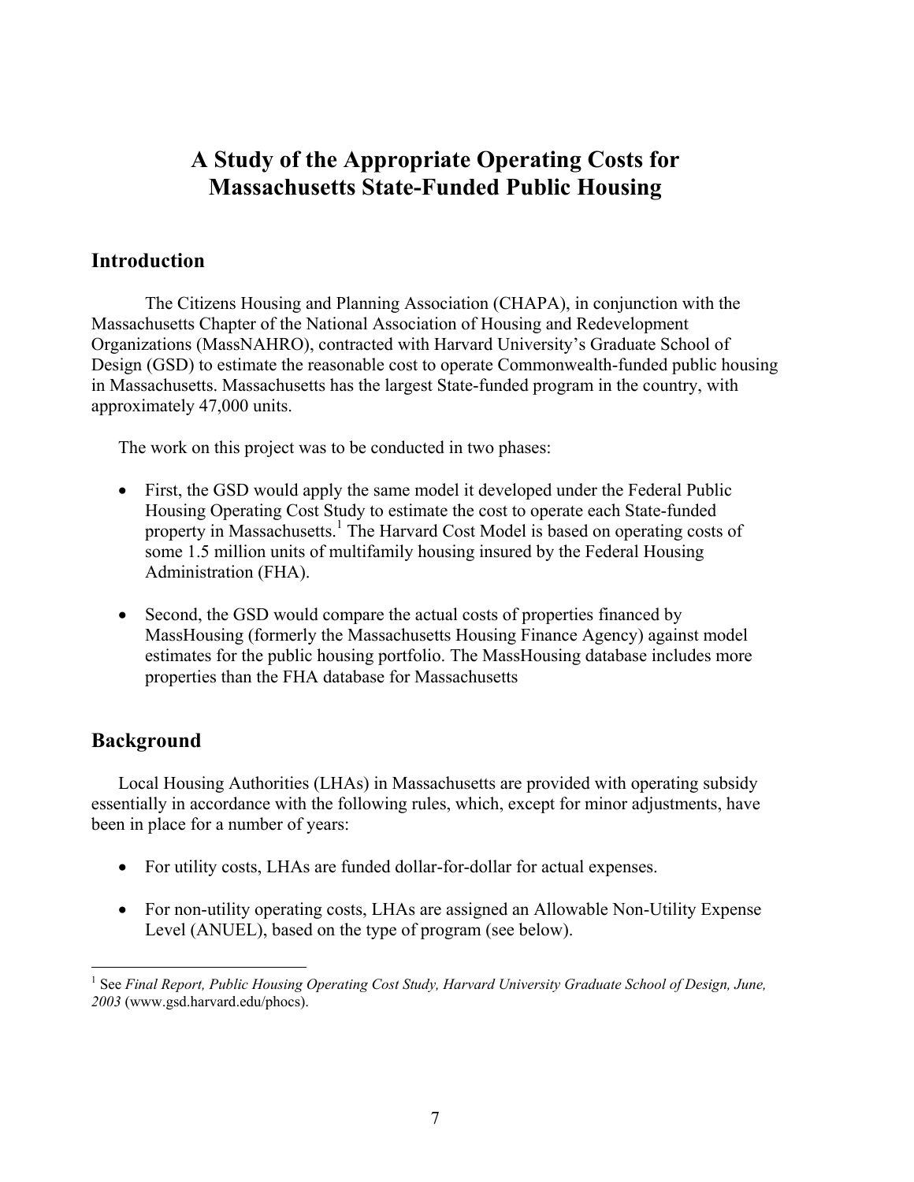# A Study of the Appropriate Operating Costs for Massachusetts State-Funded Public Housing

## Introduction

The Citizens Housing and Planning Association (CHAPA), in conjunction with the Massachusetts Chapter of the National Association of Housing and Redevelopment Organizations (MassNAHRO), contracted with Harvard University's Graduate School of Design (GSD) to estimate the reasonable cost to operate Commonwealth-funded public housing in Massachusetts. Massachusetts has the largest State-funded program in the country, with approximately 47,000 units.

The work on this project was to be conducted in two phases:

- First, the GSD would apply the same model it developed under the Federal Public Housing Operating Cost Study to estimate the cost to operate each State-funded property in Massachusetts.[1] The Harvard Cost Model is based on operating costs of some 1.5 million units of multifamily housing insured by the Federal Housing Administration (FHA).

- Second, the GSD would compare the actual costs of properties financed by MassHousing (formerly the Massachusetts Housing Finance Agency) against model estimates for the public housing portfolio. The MassHousing database includes more properties than the FHA database for Massachusetts

## Background

Local Housing Authorities (LHAs) in Massachusetts are provided with operating subsidy essentially in accordance with the following rules, which, except for minor adjustments, have been in place for a number of years:

- For utility costs, LHAs are funded dollar-for-dollar for actual expenses.

- For non-utility operating costs, LHAs are assigned an Allowable Non-Utility Expense Level (ANUEL), based on the type of program (see below).

[1] See *Final Report, Public Housing Operating Cost Study, Harvard University Graduate School of Design, June, 2003* (www.gsd.harvard.edu/phocs).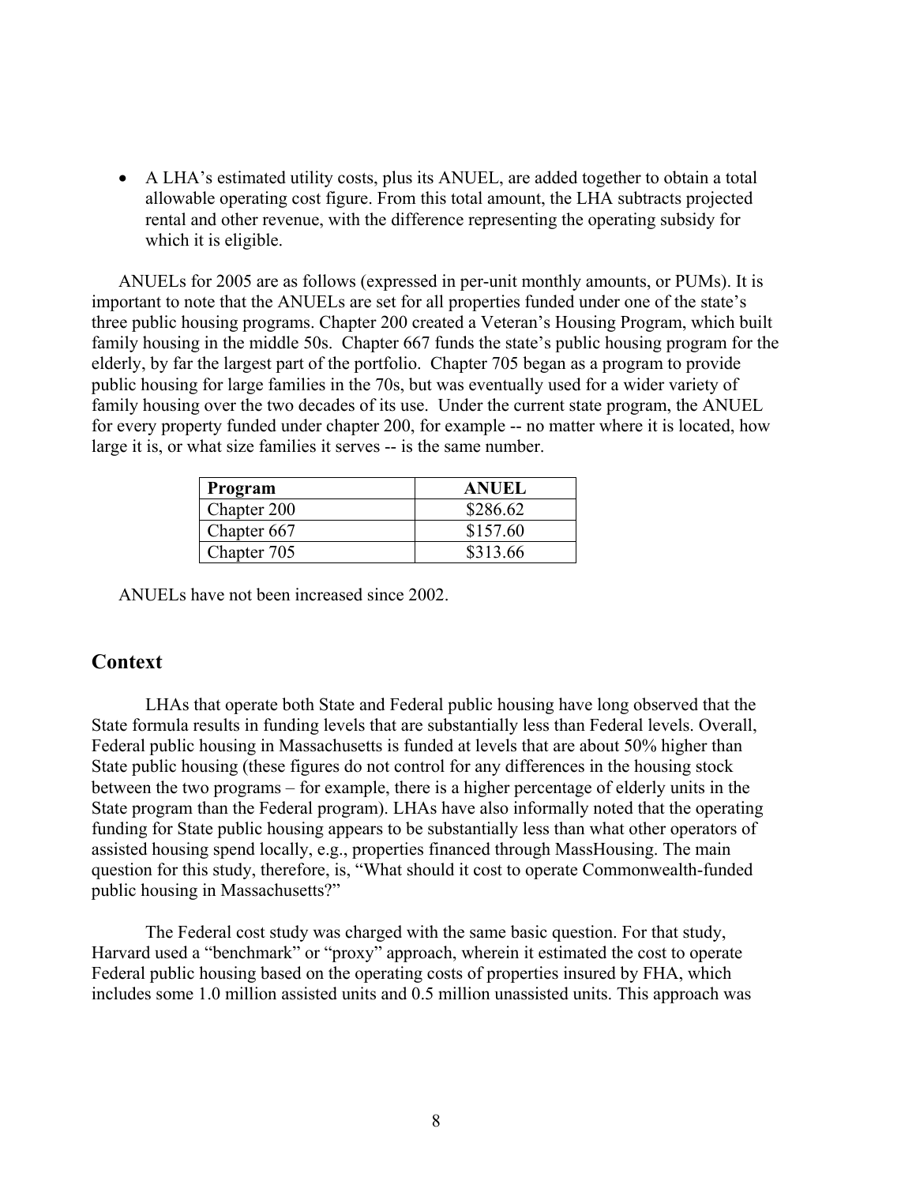- A LHA's estimated utility costs, plus its ANUEL, are added together to obtain a total allowable operating cost figure. From this total amount, the LHA subtracts projected rental and other revenue, with the difference representing the operating subsidy for which it is eligible.

ANUELs for 2005 are as follows (expressed in per-unit monthly amounts, or PUMs). It is important to note that the ANUELs are set for all properties funded under one of the state's three public housing programs. Chapter 200 created a Veteran's Housing Program, which built family housing in the middle 50s. Chapter 667 funds the state's public housing program for the elderly, by far the largest part of the portfolio. Chapter 705 began as a program to provide public housing for large families in the 70s, but was eventually used for a wider variety of family housing over the two decades of its use. Under the current state program, the ANUEL for every property funded under chapter 200, for example -- no matter where it is located, how large it is, or what size families it serves -- is the same number.

| Program | ANUEL |
| --- | --- |
| Chapter 200 | $286.62 |
| Chapter 667 | $157.60 |
| Chapter 705 | $313.66 |

ANUELs have not been increased since 2002.

## Context

LHAs that operate both State and Federal public housing have long observed that the State formula results in funding levels that are substantially less than Federal levels. Overall, Federal public housing in Massachusetts is funded at levels that are about 50% higher than State public housing (these figures do not control for any differences in the housing stock between the two programs – for example, there is a higher percentage of elderly units in the State program than the Federal program). LHAs have also informally noted that the operating funding for State public housing appears to be substantially less than what other operators of assisted housing spend locally, e.g., properties financed through MassHousing. The main question for this study, therefore, is, "What should it cost to operate Commonwealth-funded public housing in Massachusetts?"

The Federal cost study was charged with the same basic question. For that study, Harvard used a "benchmark" or "proxy" approach, wherein it estimated the cost to operate Federal public housing based on the operating costs of properties insured by FHA, which includes some 1.0 million assisted units and 0.5 million unassisted units. This approach was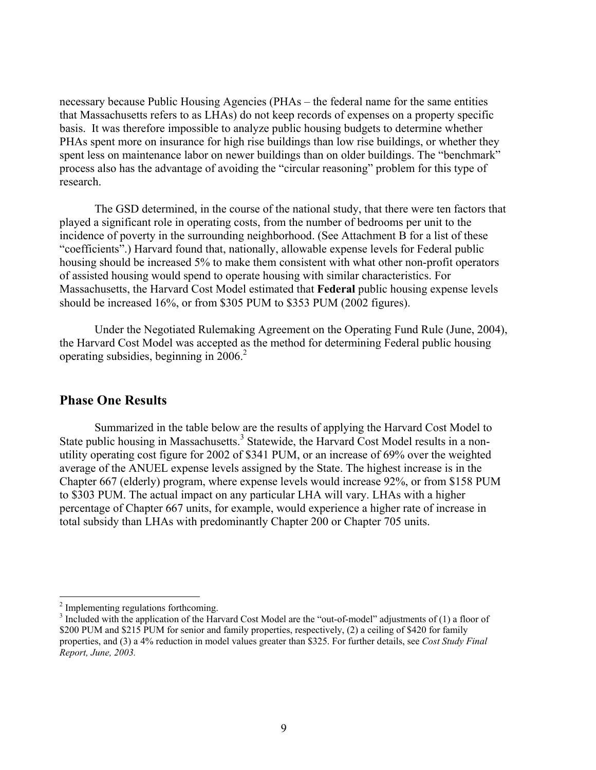necessary because Public Housing Agencies (PHAs – the federal name for the same entities that Massachusetts refers to as LHAs) do not keep records of expenses on a property specific basis. It was therefore impossible to analyze public housing budgets to determine whether PHAs spent more on insurance for high rise buildings than low rise buildings, or whether they spent less on maintenance labor on newer buildings than on older buildings. The "benchmark" process also has the advantage of avoiding the "circular reasoning" problem for this type of research.

The GSD determined, in the course of the national study, that there were ten factors that played a significant role in operating costs, from the number of bedrooms per unit to the incidence of poverty in the surrounding neighborhood. (See Attachment B for a list of these "coefficients".) Harvard found that, nationally, allowable expense levels for Federal public housing should be increased 5% to make them consistent with what other non-profit operators of assisted housing would spend to operate housing with similar characteristics. For Massachusetts, the Harvard Cost Model estimated that **Federal** public housing expense levels should be increased 16%, or from \$305 PUM to \$353 PUM (2002 figures).

Under the Negotiated Rulemaking Agreement on the Operating Fund Rule (June, 2004), the Harvard Cost Model was accepted as the method for determining Federal public housing operating subsidies, beginning in 2006.[2]

## Phase One Results

Summarized in the table below are the results of applying the Harvard Cost Model to State public housing in Massachusetts.[3] Statewide, the Harvard Cost Model results in a non-utility operating cost figure for 2002 of \$341 PUM, or an increase of 69% over the weighted average of the ANUEL expense levels assigned by the State. The highest increase is in the Chapter 667 (elderly) program, where expense levels would increase 92%, or from \$158 PUM to \$303 PUM. The actual impact on any particular LHA will vary. LHAs with a higher percentage of Chapter 667 units, for example, would experience a higher rate of increase in total subsidy than LHAs with predominantly Chapter 200 or Chapter 705 units.

---

[2] Implementing regulations forthcoming.

[3] Included with the application of the Harvard Cost Model are the "out-of-model" adjustments of (1) a floor of \$200 PUM and \$215 PUM for senior and family properties, respectively, (2) a ceiling of \$420 for family properties, and (3) a 4% reduction in model values greater than \$325. For further details, see *Cost Study Final Report, June, 2003.*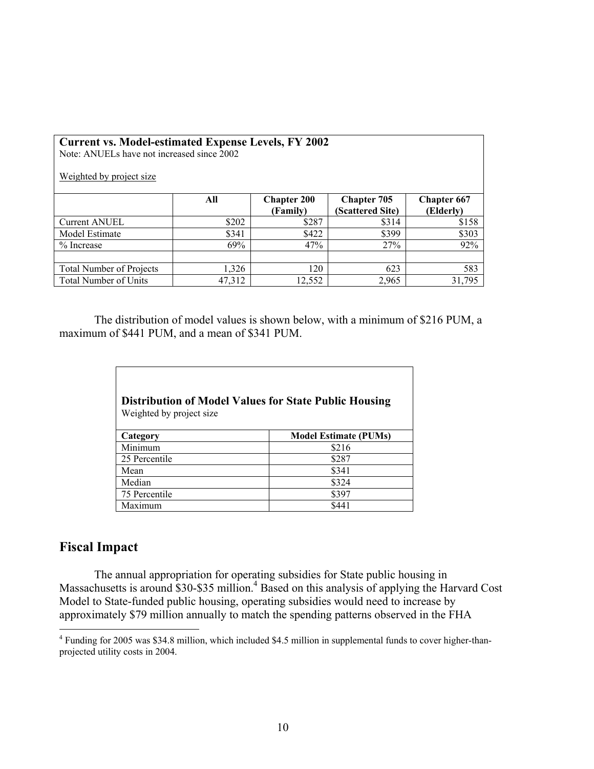**Current vs. Model-estimated Expense Levels, FY 2002**
Note: ANUELs have not increased since 2002

Weighted by project size

| | All | Chapter 200 (Family) | Chapter 705 (Scattered Site) | Chapter 667 (Elderly) |
|---|---|---|---|---|
| Current ANUEL | $202 | $287 | $314 | $158 |
| Model Estimate | $341 | $422 | $399 | $303 |
| % Increase | 69% | 47% | 27% | 92% |
| | | | | |
| Total Number of Projects | 1,326 | 120 | 623 | 583 |
| Total Number of Units | 47,312 | 12,552 | 2,965 | 31,795 |

The distribution of model values is shown below, with a minimum of $216 PUM, a maximum of $441 PUM, and a mean of $341 PUM.

**Distribution of Model Values for State Public Housing**
Weighted by project size

| Category | Model Estimate (PUMs) |
|---|---|
| Minimum | $216 |
| 25 Percentile | $287 |
| Mean | $341 |
| Median | $324 |
| 75 Percentile | $397 |
| Maximum | $441 |

## Fiscal Impact

The annual appropriation for operating subsidies for State public housing in Massachusetts is around $30-$35 million.[4] Based on this analysis of applying the Harvard Cost Model to State-funded public housing, operating subsidies would need to increase by approximately $79 million annually to match the spending patterns observed in the FHA

[4] Funding for 2005 was $34.8 million, which included $4.5 million in supplemental funds to cover higher-than-projected utility costs in 2004.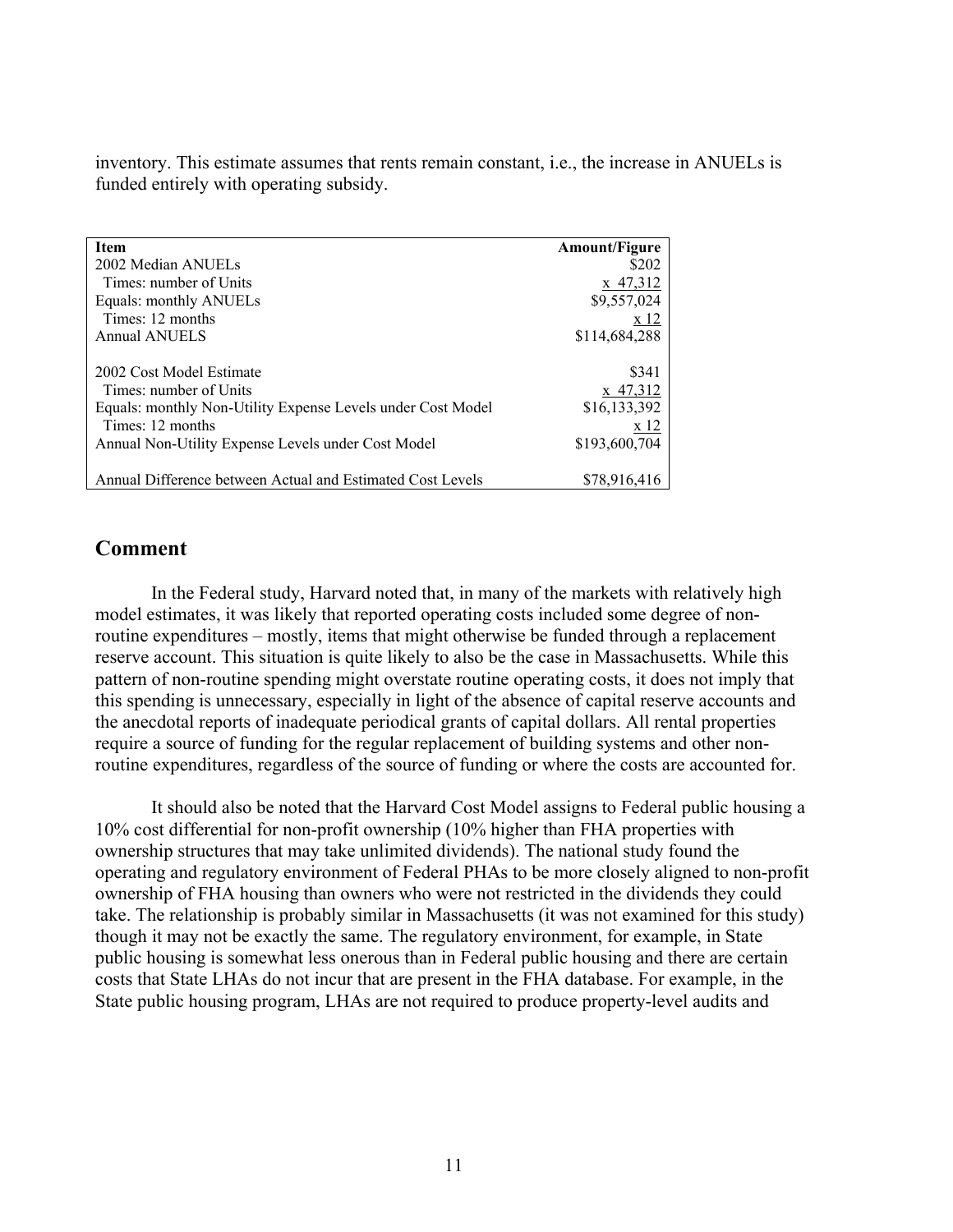inventory. This estimate assumes that rents remain constant, i.e., the increase in ANUELs is funded entirely with operating subsidy.

| Item | Amount/Figure |
|---|---|
| 2002 Median ANUELs | $202 |
| Times: number of Units | x 47,312 |
| Equals: monthly ANUELs | $9,557,024 |
| Times: 12 months | x 12 |
| Annual ANUELS | $114,684,288 |
| | |
| 2002 Cost Model Estimate | $341 |
| Times: number of Units | x 47,312 |
| Equals: monthly Non-Utility Expense Levels under Cost Model | $16,133,392 |
| Times: 12 months | x 12 |
| Annual Non-Utility Expense Levels under Cost Model | $193,600,704 |
| | |
| Annual Difference between Actual and Estimated Cost Levels | $78,916,416 |

## Comment

In the Federal study, Harvard noted that, in many of the markets with relatively high model estimates, it was likely that reported operating costs included some degree of non-routine expenditures – mostly, items that might otherwise be funded through a replacement reserve account. This situation is quite likely to also be the case in Massachusetts. While this pattern of non-routine spending might overstate routine operating costs, it does not imply that this spending is unnecessary, especially in light of the absence of capital reserve accounts and the anecdotal reports of inadequate periodical grants of capital dollars. All rental properties require a source of funding for the regular replacement of building systems and other non-routine expenditures, regardless of the source of funding or where the costs are accounted for.

It should also be noted that the Harvard Cost Model assigns to Federal public housing a 10% cost differential for non-profit ownership (10% higher than FHA properties with ownership structures that may take unlimited dividends). The national study found the operating and regulatory environment of Federal PHAs to be more closely aligned to non-profit ownership of FHA housing than owners who were not restricted in the dividends they could take. The relationship is probably similar in Massachusetts (it was not examined for this study) though it may not be exactly the same. The regulatory environment, for example, in State public housing is somewhat less onerous than in Federal public housing and there are certain costs that State LHAs do not incur that are present in the FHA database. For example, in the State public housing program, LHAs are not required to produce property-level audits and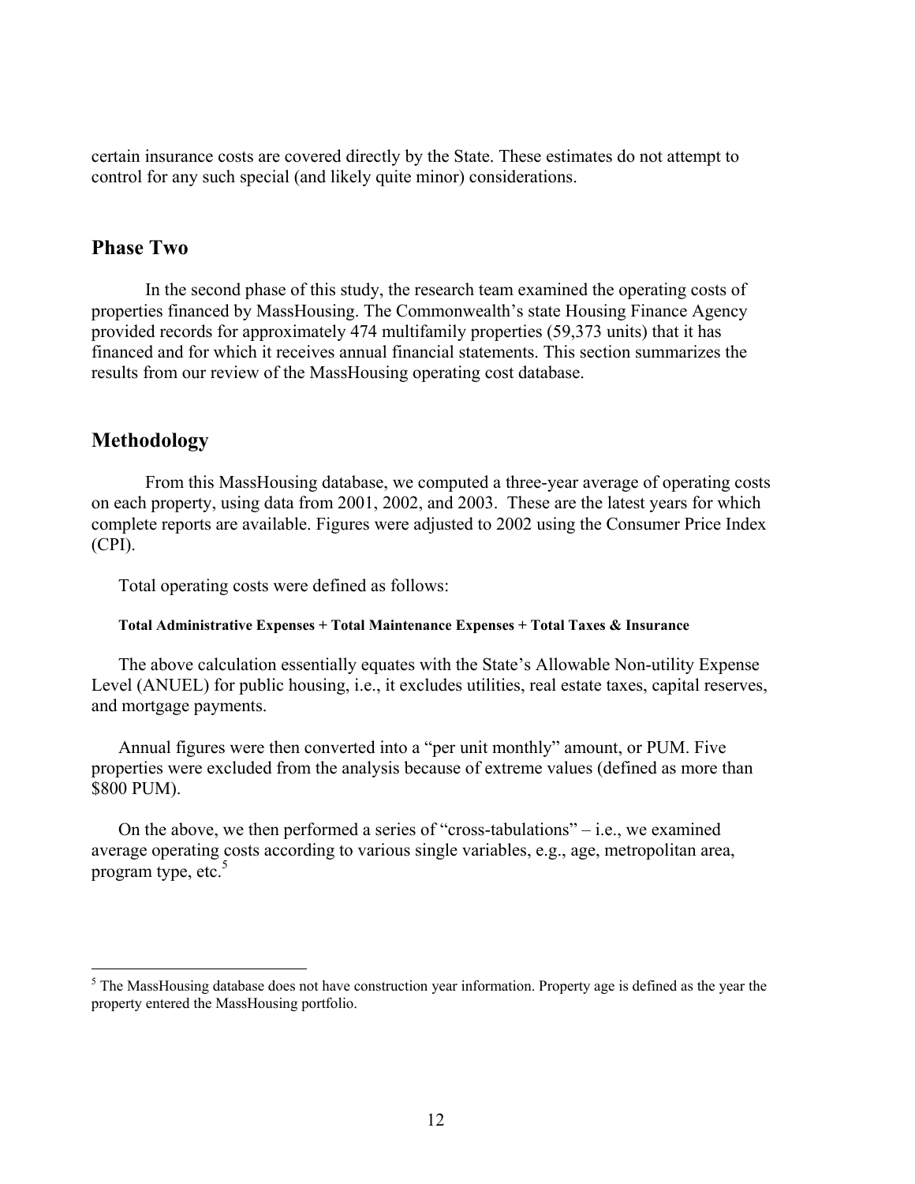certain insurance costs are covered directly by the State. These estimates do not attempt to control for any such special (and likely quite minor) considerations.

## Phase Two

In the second phase of this study, the research team examined the operating costs of properties financed by MassHousing. The Commonwealth's state Housing Finance Agency provided records for approximately 474 multifamily properties (59,373 units) that it has financed and for which it receives annual financial statements. This section summarizes the results from our review of the MassHousing operating cost database.

## Methodology

From this MassHousing database, we computed a three-year average of operating costs on each property, using data from 2001, 2002, and 2003. These are the latest years for which complete reports are available. Figures were adjusted to 2002 using the Consumer Price Index (CPI).

Total operating costs were defined as follows:

**Total Administrative Expenses + Total Maintenance Expenses + Total Taxes & Insurance**

The above calculation essentially equates with the State's Allowable Non-utility Expense Level (ANUEL) for public housing, i.e., it excludes utilities, real estate taxes, capital reserves, and mortgage payments.

Annual figures were then converted into a "per unit monthly" amount, or PUM. Five properties were excluded from the analysis because of extreme values (defined as more than $800 PUM).

On the above, we then performed a series of "cross-tabulations" – i.e., we examined average operating costs according to various single variables, e.g., age, metropolitan area, program type, etc.[5]

[5] The MassHousing database does not have construction year information. Property age is defined as the year the property entered the MassHousing portfolio.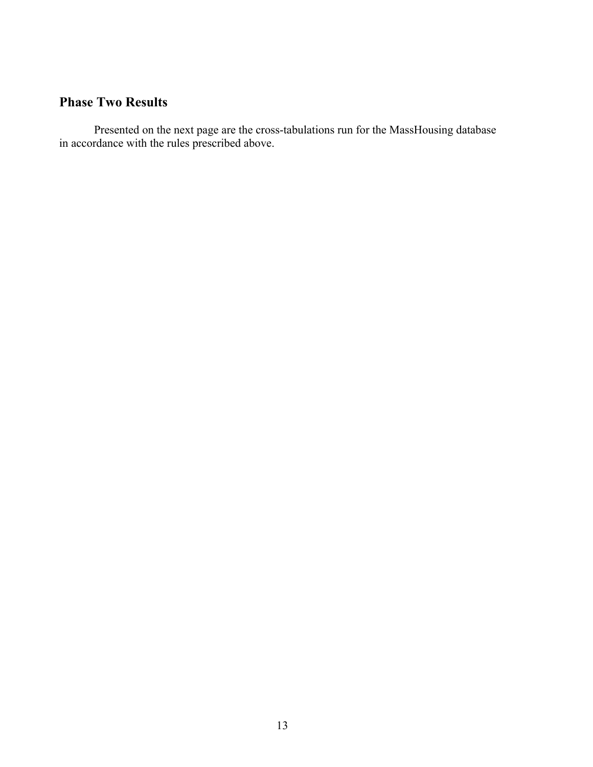## Phase Two Results

Presented on the next page are the cross-tabulations run for the MassHousing database in accordance with the rules prescribed above.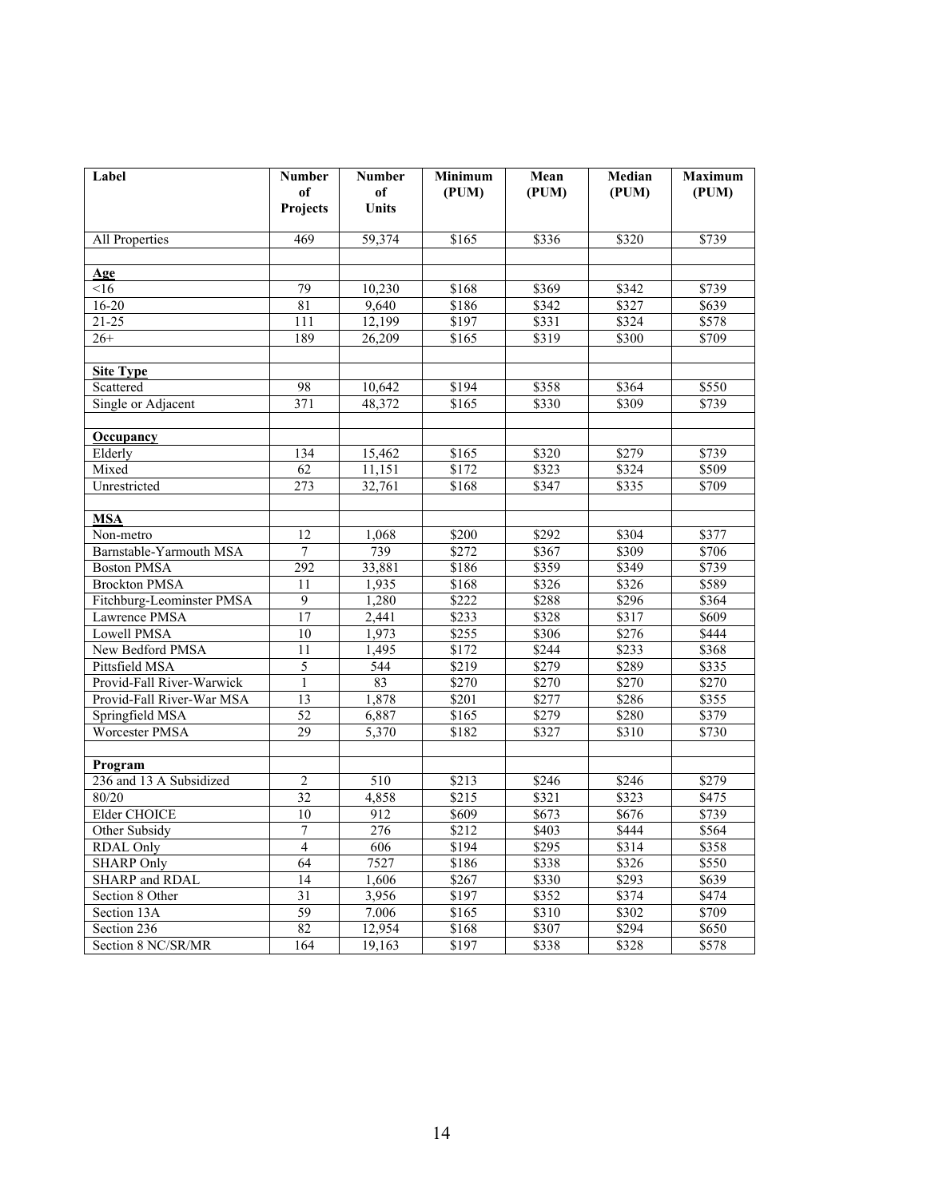| Label | Number of Projects | Number of Units | Minimum (PUM) | Mean (PUM) | Median (PUM) | Maximum (PUM) |
|---|---|---|---|---|---|---|
| All Properties | 469 | 59,374 | $165 | $336 | $320 | $739 |
| | | | | | | |
| **Age** | | | | | | |
| <16 | 79 | 10,230 | $168 | $369 | $342 | $739 |
| 16-20 | 81 | 9,640 | $186 | $342 | $327 | $639 |
| 21-25 | 111 | 12,199 | $197 | $331 | $324 | $578 |
| 26+ | 189 | 26,209 | $165 | $319 | $300 | $709 |
| | | | | | | |
| **Site Type** | | | | | | |
| Scattered | 98 | 10,642 | $194 | $358 | $364 | $550 |
| Single or Adjacent | 371 | 48,372 | $165 | $330 | $309 | $739 |
| | | | | | | |
| **Occupancy** | | | | | | |
| Elderly | 134 | 15,462 | $165 | $320 | $279 | $739 |
| Mixed | 62 | 11,151 | $172 | $323 | $324 | $509 |
| Unrestricted | 273 | 32,761 | $168 | $347 | $335 | $709 |
| | | | | | | |
| **MSA** | | | | | | |
| Non-metro | 12 | 1,068 | $200 | $292 | $304 | $377 |
| Barnstable-Yarmouth MSA | 7 | 739 | $272 | $367 | $309 | $706 |
| Boston PMSA | 292 | 33,881 | $186 | $359 | $349 | $739 |
| Brockton PMSA | 11 | 1,935 | $168 | $326 | $326 | $589 |
| Fitchburg-Leominster PMSA | 9 | 1,280 | $222 | $288 | $296 | $364 |
| Lawrence PMSA | 17 | 2,441 | $233 | $328 | $317 | $609 |
| Lowell PMSA | 10 | 1,973 | $255 | $306 | $276 | $444 |
| New Bedford PMSA | 11 | 1,495 | $172 | $244 | $233 | $368 |
| Pittsfield MSA | 5 | 544 | $219 | $279 | $289 | $335 |
| Provid-Fall River-Warwick | 1 | 83 | $270 | $270 | $270 | $270 |
| Provid-Fall River-War MSA | 13 | 1,878 | $201 | $277 | $286 | $355 |
| Springfield MSA | 52 | 6,887 | $165 | $279 | $280 | $379 |
| Worcester PMSA | 29 | 5,370 | $182 | $327 | $310 | $730 |
| | | | | | | |
| **Program** | | | | | | |
| 236 and 13 A Subsidized | 2 | 510 | $213 | $246 | $246 | $279 |
| 80/20 | 32 | 4,858 | $215 | $321 | $323 | $475 |
| Elder CHOICE | 10 | 912 | $609 | $673 | $676 | $739 |
| Other Subsidy | 7 | 276 | $212 | $403 | $444 | $564 |
| RDAL Only | 4 | 606 | $194 | $295 | $314 | $358 |
| SHARP Only | 64 | 7527 | $186 | $338 | $326 | $550 |
| SHARP and RDAL | 14 | 1,606 | $267 | $330 | $293 | $639 |
| Section 8 Other | 31 | 3,956 | $197 | $352 | $374 | $474 |
| Section 13A | 59 | 7.006 | $165 | $310 | $302 | $709 |
| Section 236 | 82 | 12,954 | $168 | $307 | $294 | $650 |
| Section 8 NC/SR/MR | 164 | 19,163 | $197 | $338 | $328 | $578 |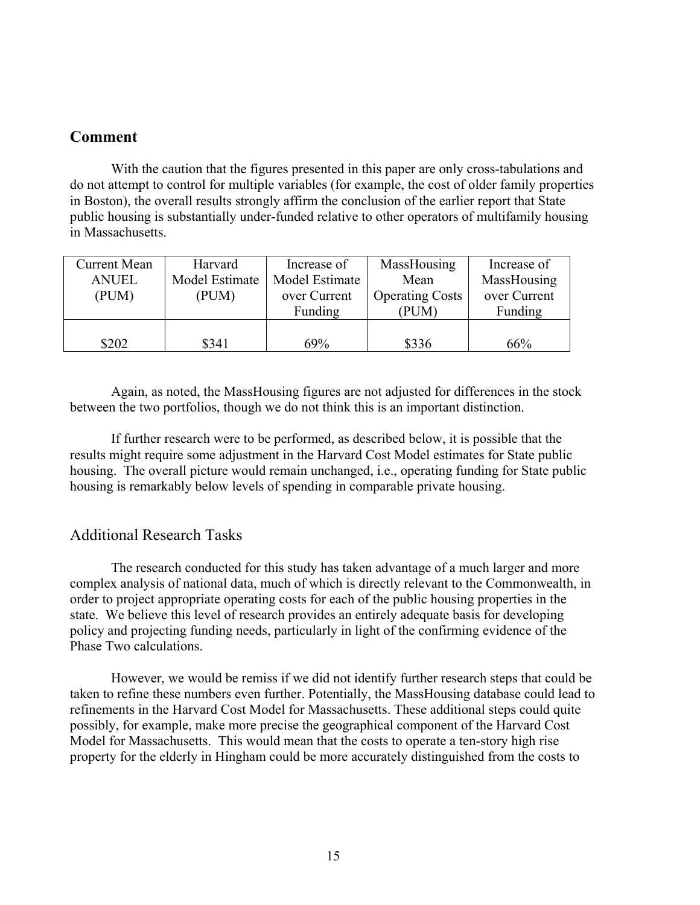## Comment

With the caution that the figures presented in this paper are only cross-tabulations and do not attempt to control for multiple variables (for example, the cost of older family properties in Boston), the overall results strongly affirm the conclusion of the earlier report that State public housing is substantially under-funded relative to other operators of multifamily housing in Massachusetts.

| Current Mean ANUEL (PUM) | Harvard Model Estimate (PUM) | Increase of Model Estimate over Current Funding | MassHousing Mean Operating Costs (PUM) | Increase of MassHousing over Current Funding |
|---|---|---|---|---|
| $202 | $341 | 69% | $336 | 66% |

Again, as noted, the MassHousing figures are not adjusted for differences in the stock between the two portfolios, though we do not think this is an important distinction.

If further research were to be performed, as described below, it is possible that the results might require some adjustment in the Harvard Cost Model estimates for State public housing. The overall picture would remain unchanged, i.e., operating funding for State public housing is remarkably below levels of spending in comparable private housing.

### Additional Research Tasks

The research conducted for this study has taken advantage of a much larger and more complex analysis of national data, much of which is directly relevant to the Commonwealth, in order to project appropriate operating costs for each of the public housing properties in the state. We believe this level of research provides an entirely adequate basis for developing policy and projecting funding needs, particularly in light of the confirming evidence of the Phase Two calculations.

However, we would be remiss if we did not identify further research steps that could be taken to refine these numbers even further. Potentially, the MassHousing database could lead to refinements in the Harvard Cost Model for Massachusetts. These additional steps could quite possibly, for example, make more precise the geographical component of the Harvard Cost Model for Massachusetts. This would mean that the costs to operate a ten-story high rise property for the elderly in Hingham could be more accurately distinguished from the costs to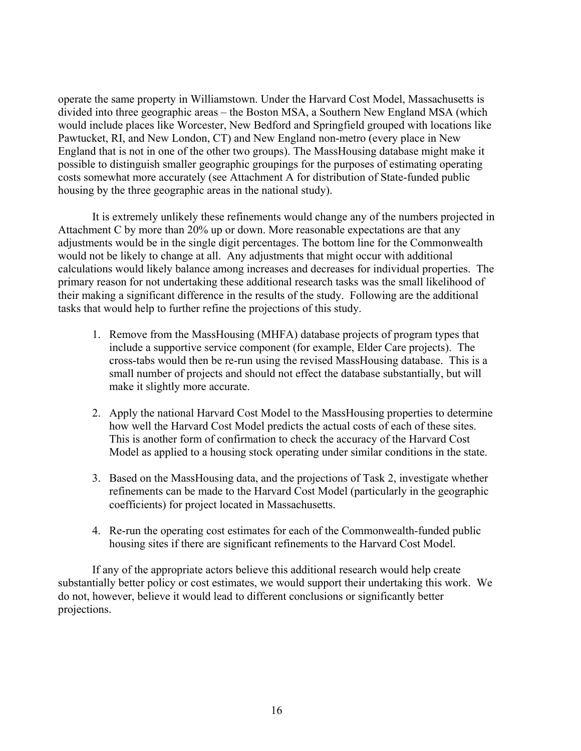operate the same property in Williamstown. Under the Harvard Cost Model, Massachusetts is divided into three geographic areas – the Boston MSA, a Southern New England MSA (which would include places like Worcester, New Bedford and Springfield grouped with locations like Pawtucket, RI, and New London, CT) and New England non-metro (every place in New England that is not in one of the other two groups). The MassHousing database might make it possible to distinguish smaller geographic groupings for the purposes of estimating operating costs somewhat more accurately (see Attachment A for distribution of State-funded public housing by the three geographic areas in the national study).

It is extremely unlikely these refinements would change any of the numbers projected in Attachment C by more than 20% up or down. More reasonable expectations are that any adjustments would be in the single digit percentages. The bottom line for the Commonwealth would not be likely to change at all. Any adjustments that might occur with additional calculations would likely balance among increases and decreases for individual properties. The primary reason for not undertaking these additional research tasks was the small likelihood of their making a significant difference in the results of the study. Following are the additional tasks that would help to further refine the projections of this study.

1. Remove from the MassHousing (MHFA) database projects of program types that include a supportive service component (for example, Elder Care projects). The cross-tabs would then be re-run using the revised MassHousing database. This is a small number of projects and should not effect the database substantially, but will make it slightly more accurate.

2. Apply the national Harvard Cost Model to the MassHousing properties to determine how well the Harvard Cost Model predicts the actual costs of each of these sites. This is another form of confirmation to check the accuracy of the Harvard Cost Model as applied to a housing stock operating under similar conditions in the state.

3. Based on the MassHousing data, and the projections of Task 2, investigate whether refinements can be made to the Harvard Cost Model (particularly in the geographic coefficients) for project located in Massachusetts.

4. Re-run the operating cost estimates for each of the Commonwealth-funded public housing sites if there are significant refinements to the Harvard Cost Model.

If any of the appropriate actors believe this additional research would help create substantially better policy or cost estimates, we would support their undertaking this work. We do not, however, believe it would lead to different conclusions or significantly better projections.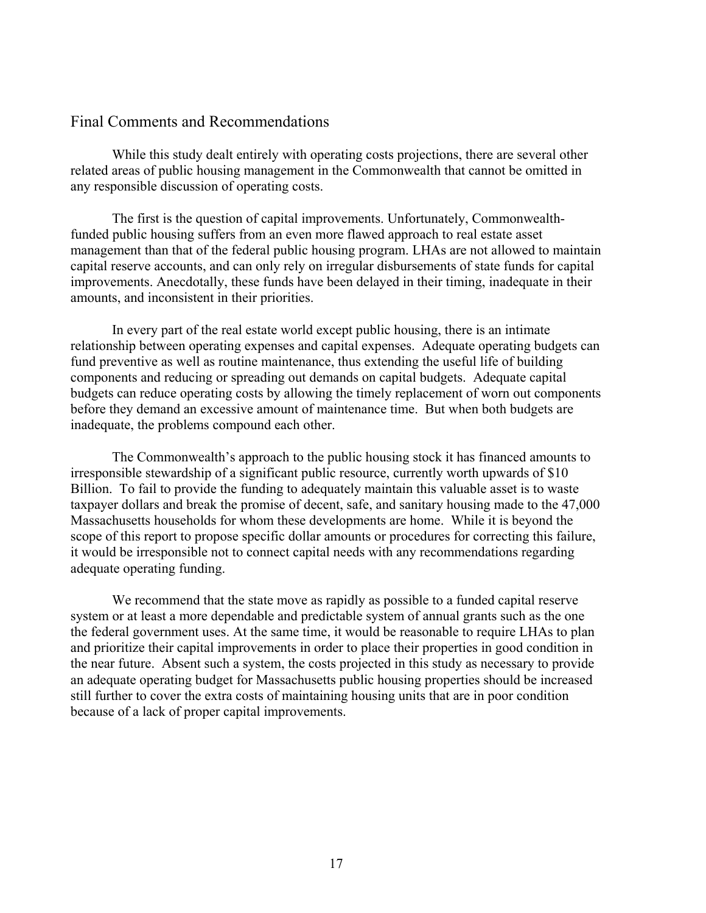## Final Comments and Recommendations

While this study dealt entirely with operating costs projections, there are several other related areas of public housing management in the Commonwealth that cannot be omitted in any responsible discussion of operating costs.

The first is the question of capital improvements. Unfortunately, Commonwealth-funded public housing suffers from an even more flawed approach to real estate asset management than that of the federal public housing program. LHAs are not allowed to maintain capital reserve accounts, and can only rely on irregular disbursements of state funds for capital improvements. Anecdotally, these funds have been delayed in their timing, inadequate in their amounts, and inconsistent in their priorities.

In every part of the real estate world except public housing, there is an intimate relationship between operating expenses and capital expenses. Adequate operating budgets can fund preventive as well as routine maintenance, thus extending the useful life of building components and reducing or spreading out demands on capital budgets. Adequate capital budgets can reduce operating costs by allowing the timely replacement of worn out components before they demand an excessive amount of maintenance time. But when both budgets are inadequate, the problems compound each other.

The Commonwealth's approach to the public housing stock it has financed amounts to irresponsible stewardship of a significant public resource, currently worth upwards of $10 Billion. To fail to provide the funding to adequately maintain this valuable asset is to waste taxpayer dollars and break the promise of decent, safe, and sanitary housing made to the 47,000 Massachusetts households for whom these developments are home. While it is beyond the scope of this report to propose specific dollar amounts or procedures for correcting this failure, it would be irresponsible not to connect capital needs with any recommendations regarding adequate operating funding.

We recommend that the state move as rapidly as possible to a funded capital reserve system or at least a more dependable and predictable system of annual grants such as the one the federal government uses. At the same time, it would be reasonable to require LHAs to plan and prioritize their capital improvements in order to place their properties in good condition in the near future. Absent such a system, the costs projected in this study as necessary to provide an adequate operating budget for Massachusetts public housing properties should be increased still further to cover the extra costs of maintaining housing units that are in poor condition because of a lack of proper capital improvements.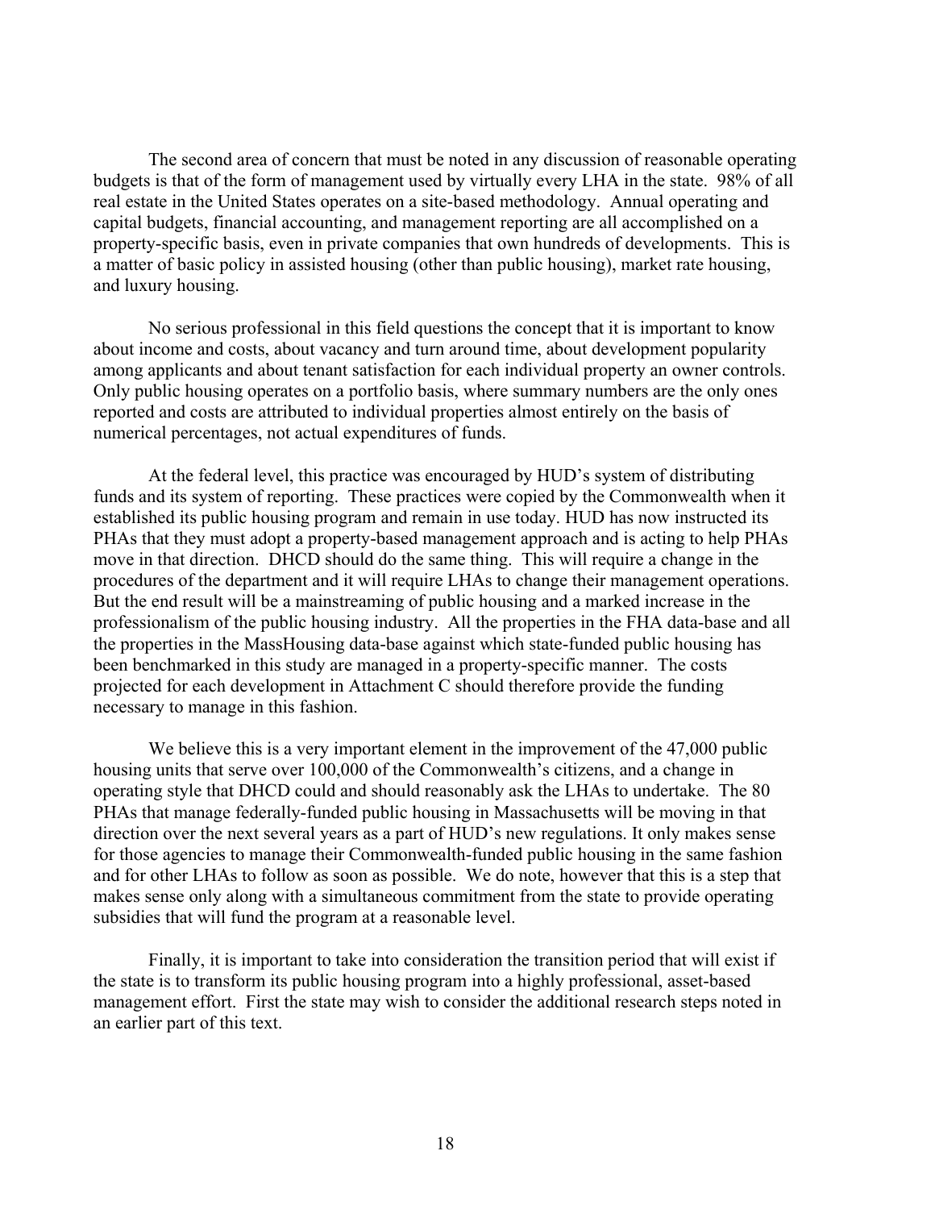The second area of concern that must be noted in any discussion of reasonable operating budgets is that of the form of management used by virtually every LHA in the state. 98% of all real estate in the United States operates on a site-based methodology. Annual operating and capital budgets, financial accounting, and management reporting are all accomplished on a property-specific basis, even in private companies that own hundreds of developments. This is a matter of basic policy in assisted housing (other than public housing), market rate housing, and luxury housing.

No serious professional in this field questions the concept that it is important to know about income and costs, about vacancy and turn around time, about development popularity among applicants and about tenant satisfaction for each individual property an owner controls. Only public housing operates on a portfolio basis, where summary numbers are the only ones reported and costs are attributed to individual properties almost entirely on the basis of numerical percentages, not actual expenditures of funds.

At the federal level, this practice was encouraged by HUD's system of distributing funds and its system of reporting. These practices were copied by the Commonwealth when it established its public housing program and remain in use today. HUD has now instructed its PHAs that they must adopt a property-based management approach and is acting to help PHAs move in that direction. DHCD should do the same thing. This will require a change in the procedures of the department and it will require LHAs to change their management operations. But the end result will be a mainstreaming of public housing and a marked increase in the professionalism of the public housing industry. All the properties in the FHA data-base and all the properties in the MassHousing data-base against which state-funded public housing has been benchmarked in this study are managed in a property-specific manner. The costs projected for each development in Attachment C should therefore provide the funding necessary to manage in this fashion.

We believe this is a very important element in the improvement of the 47,000 public housing units that serve over 100,000 of the Commonwealth's citizens, and a change in operating style that DHCD could and should reasonably ask the LHAs to undertake. The 80 PHAs that manage federally-funded public housing in Massachusetts will be moving in that direction over the next several years as a part of HUD's new regulations. It only makes sense for those agencies to manage their Commonwealth-funded public housing in the same fashion and for other LHAs to follow as soon as possible. We do note, however that this is a step that makes sense only along with a simultaneous commitment from the state to provide operating subsidies that will fund the program at a reasonable level.

Finally, it is important to take into consideration the transition period that will exist if the state is to transform its public housing program into a highly professional, asset-based management effort. First the state may wish to consider the additional research steps noted in an earlier part of this text.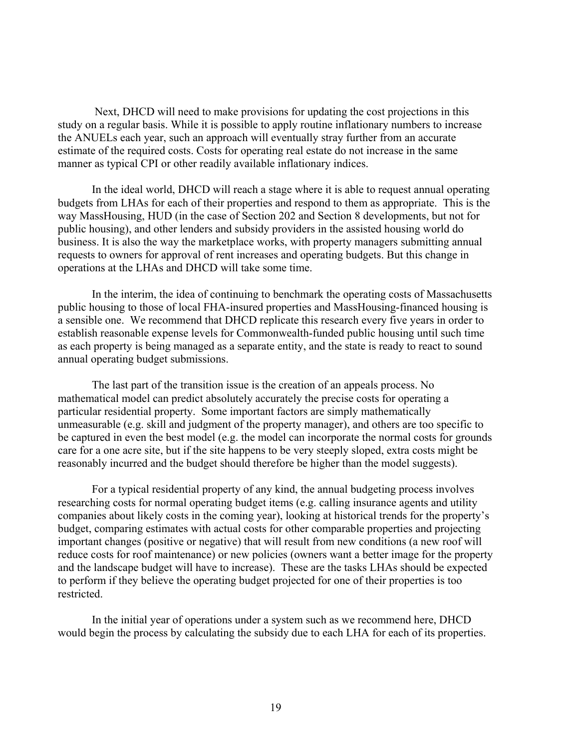Next, DHCD will need to make provisions for updating the cost projections in this study on a regular basis. While it is possible to apply routine inflationary numbers to increase the ANUELs each year, such an approach will eventually stray further from an accurate estimate of the required costs. Costs for operating real estate do not increase in the same manner as typical CPI or other readily available inflationary indices.

In the ideal world, DHCD will reach a stage where it is able to request annual operating budgets from LHAs for each of their properties and respond to them as appropriate. This is the way MassHousing, HUD (in the case of Section 202 and Section 8 developments, but not for public housing), and other lenders and subsidy providers in the assisted housing world do business. It is also the way the marketplace works, with property managers submitting annual requests to owners for approval of rent increases and operating budgets. But this change in operations at the LHAs and DHCD will take some time.

In the interim, the idea of continuing to benchmark the operating costs of Massachusetts public housing to those of local FHA-insured properties and MassHousing-financed housing is a sensible one. We recommend that DHCD replicate this research every five years in order to establish reasonable expense levels for Commonwealth-funded public housing until such time as each property is being managed as a separate entity, and the state is ready to react to sound annual operating budget submissions.

The last part of the transition issue is the creation of an appeals process. No mathematical model can predict absolutely accurately the precise costs for operating a particular residential property. Some important factors are simply mathematically unmeasurable (e.g. skill and judgment of the property manager), and others are too specific to be captured in even the best model (e.g. the model can incorporate the normal costs for grounds care for a one acre site, but if the site happens to be very steeply sloped, extra costs might be reasonably incurred and the budget should therefore be higher than the model suggests).

For a typical residential property of any kind, the annual budgeting process involves researching costs for normal operating budget items (e.g. calling insurance agents and utility companies about likely costs in the coming year), looking at historical trends for the property's budget, comparing estimates with actual costs for other comparable properties and projecting important changes (positive or negative) that will result from new conditions (a new roof will reduce costs for roof maintenance) or new policies (owners want a better image for the property and the landscape budget will have to increase). These are the tasks LHAs should be expected to perform if they believe the operating budget projected for one of their properties is too restricted.

In the initial year of operations under a system such as we recommend here, DHCD would begin the process by calculating the subsidy due to each LHA for each of its properties.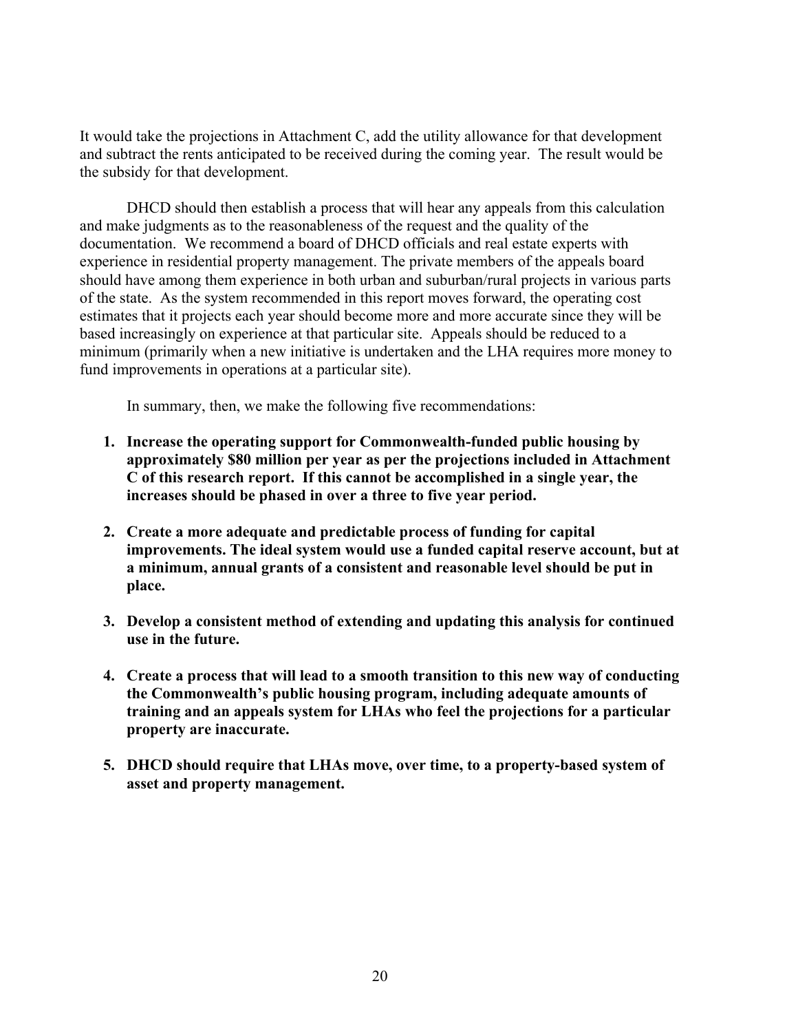It would take the projections in Attachment C, add the utility allowance for that development and subtract the rents anticipated to be received during the coming year. The result would be the subsidy for that development.

DHCD should then establish a process that will hear any appeals from this calculation and make judgments as to the reasonableness of the request and the quality of the documentation. We recommend a board of DHCD officials and real estate experts with experience in residential property management. The private members of the appeals board should have among them experience in both urban and suburban/rural projects in various parts of the state. As the system recommended in this report moves forward, the operating cost estimates that it projects each year should become more and more accurate since they will be based increasingly on experience at that particular site. Appeals should be reduced to a minimum (primarily when a new initiative is undertaken and the LHA requires more money to fund improvements in operations at a particular site).

In summary, then, we make the following five recommendations:

1. **Increase the operating support for Commonwealth-funded public housing by approximately $80 million per year as per the projections included in Attachment C of this research report. If this cannot be accomplished in a single year, the increases should be phased in over a three to five year period.**

2. **Create a more adequate and predictable process of funding for capital improvements. The ideal system would use a funded capital reserve account, but at a minimum, annual grants of a consistent and reasonable level should be put in place.**

3. **Develop a consistent method of extending and updating this analysis for continued use in the future.**

4. **Create a process that will lead to a smooth transition to this new way of conducting the Commonwealth's public housing program, including adequate amounts of training and an appeals system for LHAs who feel the projections for a particular property are inaccurate.**

5. **DHCD should require that LHAs move, over time, to a property-based system of asset and property management.**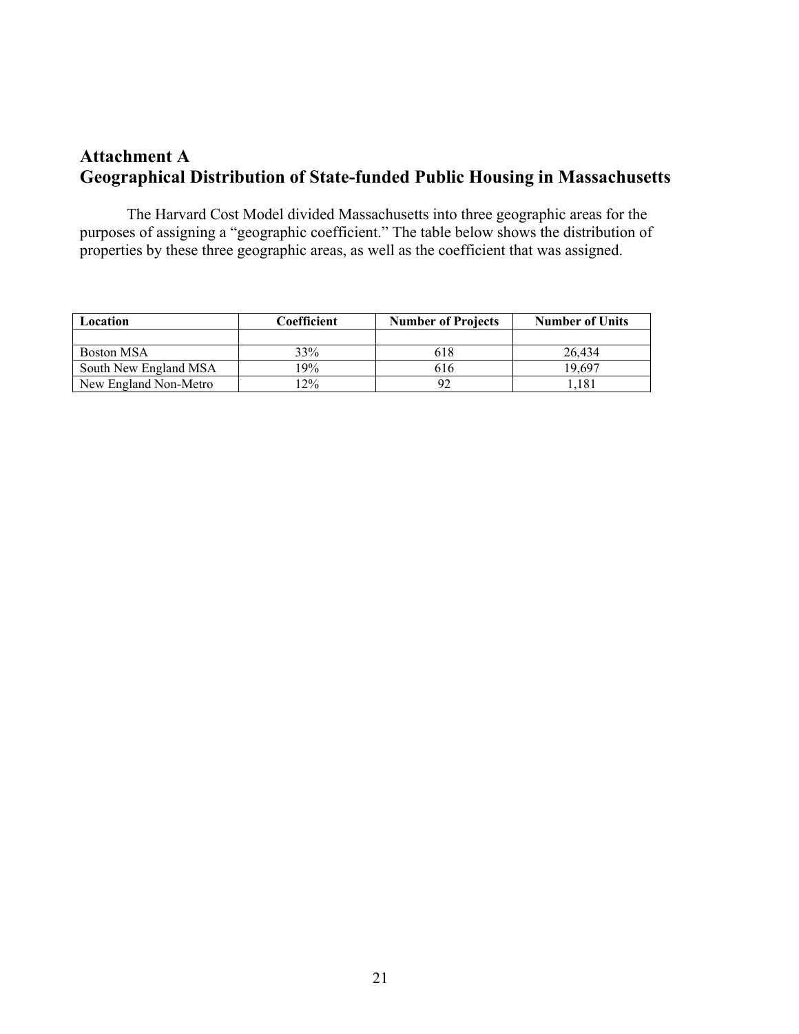## Attachment A
## Geographical Distribution of State-funded Public Housing in Massachusetts

The Harvard Cost Model divided Massachusetts into three geographic areas for the purposes of assigning a "geographic coefficient." The table below shows the distribution of properties by these three geographic areas, as well as the coefficient that was assigned.

| Location | Coefficient | Number of Projects | Number of Units |
|---|---|---|---|
| | | | |
| Boston MSA | 33% | 618 | 26,434 |
| South New England MSA | 19% | 616 | 19,697 |
| New England Non-Metro | 12% | 92 | 1,181 |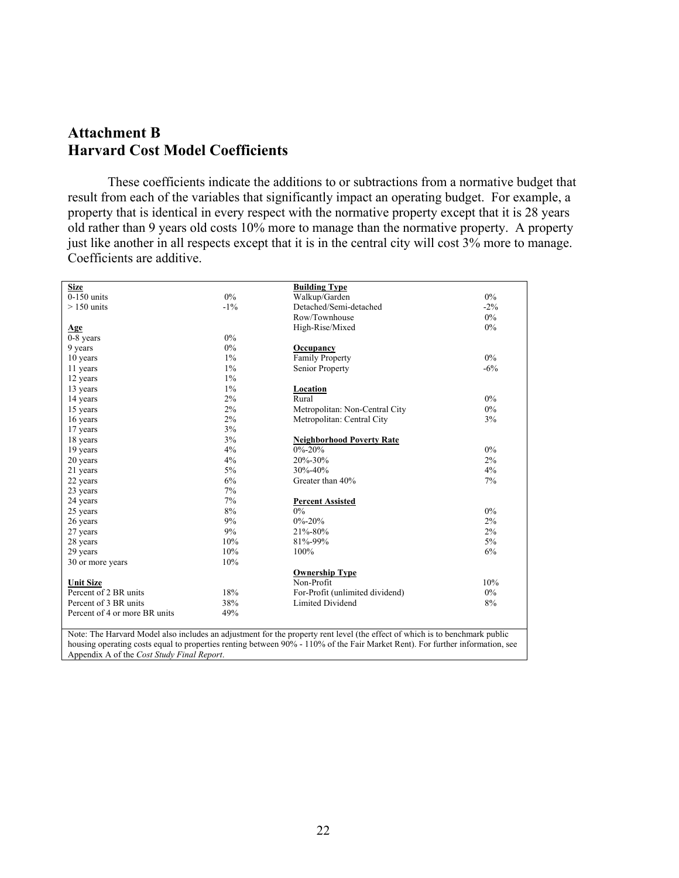# Attachment B
# Harvard Cost Model Coefficients

These coefficients indicate the additions to or subtractions from a normative budget that result from each of the variables that significantly impact an operating budget. For example, a property that is identical in every respect with the normative property except that it is 28 years old rather than 9 years old costs 10% more to manage than the normative property. A property just like another in all respects except that it is in the central city will cost 3% more to manage. Coefficients are additive.

| **Size** | | **Building Type** | |
|---|---|---|---|
| 0-150 units | 0% | Walkup/Garden | 0% |
| > 150 units | -1% | Detached/Semi-detached | -2% |
| | | Row/Townhouse | 0% |
| **Age** | | High-Rise/Mixed | 0% |
| 0-8 years | 0% | | |
| 9 years | 0% | **Occupancy** | |
| 10 years | 1% | Family Property | 0% |
| 11 years | 1% | Senior Property | -6% |
| 12 years | 1% | | |
| 13 years | 1% | **Location** | |
| 14 years | 2% | Rural | 0% |
| 15 years | 2% | Metropolitan: Non-Central City | 0% |
| 16 years | 2% | Metropolitan: Central City | 3% |
| 17 years | 3% | | |
| 18 years | 3% | **Neighborhood Poverty Rate** | |
| 19 years | 4% | 0%-20% | 0% |
| 20 years | 4% | 20%-30% | 2% |
| 21 years | 5% | 30%-40% | 4% |
| 22 years | 6% | Greater than 40% | 7% |
| 23 years | 7% | | |
| 24 years | 7% | **Percent Assisted** | |
| 25 years | 8% | 0% | 0% |
| 26 years | 9% | 0%-20% | 2% |
| 27 years | 9% | 21%-80% | 2% |
| 28 years | 10% | 81%-99% | 5% |
| 29 years | 10% | 100% | 6% |
| 30 or more years | 10% | | |
| | | **Ownership Type** | |
| **Unit Size** | | Non-Profit | 10% |
| Percent of 2 BR units | 18% | For-Profit (unlimited dividend) | 0% |
| Percent of 3 BR units | 38% | Limited Dividend | 8% |
| Percent of 4 or more BR units | 49% | | |

Note: The Harvard Model also includes an adjustment for the property rent level (the effect of which is to benchmark public housing operating costs equal to properties renting between 90% - 110% of the Fair Market Rent). For further information, see Appendix A of the *Cost Study Final Report*.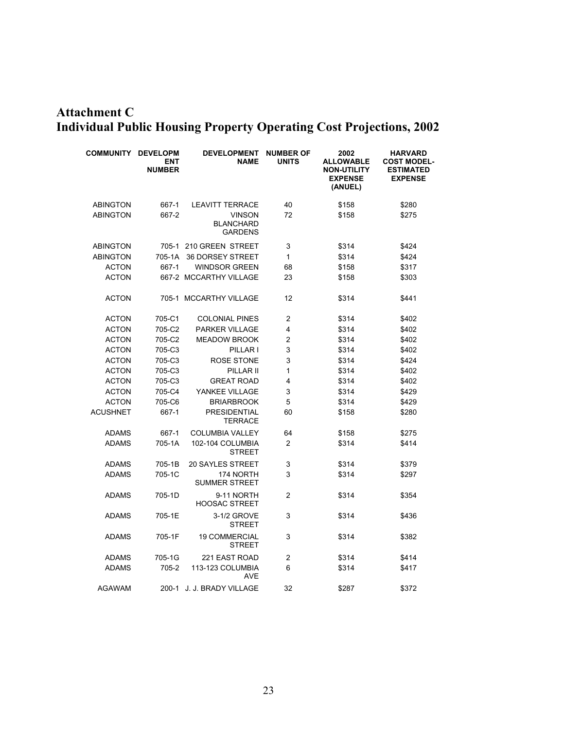# Attachment C
# Individual Public Housing Property Operating Cost Projections, 2002

| COMMUNITY | DEVELOPMENT NUMBER | DEVELOPMENT NAME | NUMBER OF UNITS | 2002 ALLOWABLE NON-UTILITY EXPENSE (ANUEL) | HARVARD COST MODEL-ESTIMATED EXPENSE |
|---|---|---|---|---|---|
| ABINGTON | 667-1 | LEAVITT TERRACE | 40 | $158 | $280 |
| ABINGTON | 667-2 | VINSON BLANCHARD GARDENS | 72 | $158 | $275 |
| ABINGTON | 705-1 | 210 GREEN STREET | 3 | $314 | $424 |
| ABINGTON | 705-1A | 36 DORSEY STREET | 1 | $314 | $424 |
| ACTON | 667-1 | WINDSOR GREEN | 68 | $158 | $317 |
| ACTON | 667-2 | MCCARTHY VILLAGE | 23 | $158 | $303 |
| ACTON | 705-1 | MCCARTHY VILLAGE | 12 | $314 | $441 |
| ACTON | 705-C1 | COLONIAL PINES | 2 | $314 | $402 |
| ACTON | 705-C2 | PARKER VILLAGE | 4 | $314 | $402 |
| ACTON | 705-C2 | MEADOW BROOK | 2 | $314 | $402 |
| ACTON | 705-C3 | PILLAR I | 3 | $314 | $402 |
| ACTON | 705-C3 | ROSE STONE | 3 | $314 | $424 |
| ACTON | 705-C3 | PILLAR II | 1 | $314 | $402 |
| ACTON | 705-C3 | GREAT ROAD | 4 | $314 | $402 |
| ACTON | 705-C4 | YANKEE VILLAGE | 3 | $314 | $429 |
| ACTON | 705-C6 | BRIARBROOK | 5 | $314 | $429 |
| ACUSHNET | 667-1 | PRESIDENTIAL TERRACE | 60 | $158 | $280 |
| ADAMS | 667-1 | COLUMBIA VALLEY | 64 | $158 | $275 |
| ADAMS | 705-1A | 102-104 COLUMBIA STREET | 2 | $314 | $414 |
| ADAMS | 705-1B | 20 SAYLES STREET | 3 | $314 | $379 |
| ADAMS | 705-1C | 174 NORTH SUMMER STREET | 3 | $314 | $297 |
| ADAMS | 705-1D | 9-11 NORTH HOOSAC STREET | 2 | $314 | $354 |
| ADAMS | 705-1E | 3-1/2 GROVE STREET | 3 | $314 | $436 |
| ADAMS | 705-1F | 19 COMMERCIAL STREET | 3 | $314 | $382 |
| ADAMS | 705-1G | 221 EAST ROAD | 2 | $314 | $414 |
| ADAMS | 705-2 | 113-123 COLUMBIA AVE | 6 | $314 | $417 |
| AGAWAM | 200-1 | J. J. BRADY VILLAGE | 32 | $287 | $372 |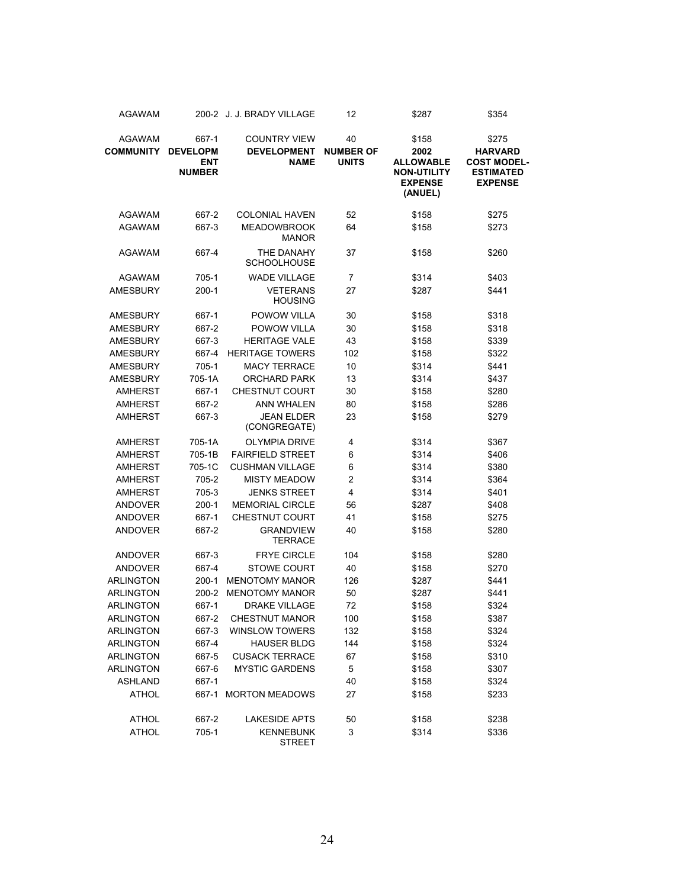| AGAWAM | 200-2 | J. J. BRADY VILLAGE | 12 | $287 | $354 |
|---|---|---|---|---|---|
| AGAWAM | 667-1 | COUNTRY VIEW | 40 | $158 | $275 |
| **COMMUNITY** | **DEVELOPMENT NUMBER** | **DEVELOPMENT NAME** | **NUMBER OF UNITS** | **2002 ALLOWABLE NON-UTILITY EXPENSE (ANUEL)** | **HARVARD COST MODEL-ESTIMATED EXPENSE** |
| AGAWAM | 667-2 | COLONIAL HAVEN | 52 | $158 | $275 |
| AGAWAM | 667-3 | MEADOWBROOK MANOR | 64 | $158 | $273 |
| AGAWAM | 667-4 | THE DANAHY SCHOOLHOUSE | 37 | $158 | $260 |
| AGAWAM | 705-1 | WADE VILLAGE | 7 | $314 | $403 |
| AMESBURY | 200-1 | VETERANS HOUSING | 27 | $287 | $441 |
| AMESBURY | 667-1 | POWOW VILLA | 30 | $158 | $318 |
| AMESBURY | 667-2 | POWOW VILLA | 30 | $158 | $318 |
| AMESBURY | 667-3 | HERITAGE VALE | 43 | $158 | $339 |
| AMESBURY | 667-4 | HERITAGE TOWERS | 102 | $158 | $322 |
| AMESBURY | 705-1 | MACY TERRACE | 10 | $314 | $441 |
| AMESBURY | 705-1A | ORCHARD PARK | 13 | $314 | $437 |
| AMHERST | 667-1 | CHESTNUT COURT | 30 | $158 | $280 |
| AMHERST | 667-2 | ANN WHALEN | 80 | $158 | $286 |
| AMHERST | 667-3 | JEAN ELDER (CONGREGATE) | 23 | $158 | $279 |
| AMHERST | 705-1A | OLYMPIA DRIVE | 4 | $314 | $367 |
| AMHERST | 705-1B | FAIRFIELD STREET | 6 | $314 | $406 |
| AMHERST | 705-1C | CUSHMAN VILLAGE | 6 | $314 | $380 |
| AMHERST | 705-2 | MISTY MEADOW | 2 | $314 | $364 |
| AMHERST | 705-3 | JENKS STREET | 4 | $314 | $401 |
| ANDOVER | 200-1 | MEMORIAL CIRCLE | 56 | $287 | $408 |
| ANDOVER | 667-1 | CHESTNUT COURT | 41 | $158 | $275 |
| ANDOVER | 667-2 | GRANDVIEW TERRACE | 40 | $158 | $280 |
| ANDOVER | 667-3 | FRYE CIRCLE | 104 | $158 | $280 |
| ANDOVER | 667-4 | STOWE COURT | 40 | $158 | $270 |
| ARLINGTON | 200-1 | MENOTOMY MANOR | 126 | $287 | $441 |
| ARLINGTON | 200-2 | MENOTOMY MANOR | 50 | $287 | $441 |
| ARLINGTON | 667-1 | DRAKE VILLAGE | 72 | $158 | $324 |
| ARLINGTON | 667-2 | CHESTNUT MANOR | 100 | $158 | $387 |
| ARLINGTON | 667-3 | WINSLOW TOWERS | 132 | $158 | $324 |
| ARLINGTON | 667-4 | HAUSER BLDG | 144 | $158 | $324 |
| ARLINGTON | 667-5 | CUSACK TERRACE | 67 | $158 | $310 |
| ARLINGTON | 667-6 | MYSTIC GARDENS | 5 | $158 | $307 |
| ASHLAND | 667-1 | | 40 | $158 | $324 |
| ATHOL | 667-1 | MORTON MEADOWS | 27 | $158 | $233 |
| ATHOL | 667-2 | LAKESIDE APTS | 50 | $158 | $238 |
| ATHOL | 705-1 | KENNEBUNK STREET | 3 | $314 | $336 |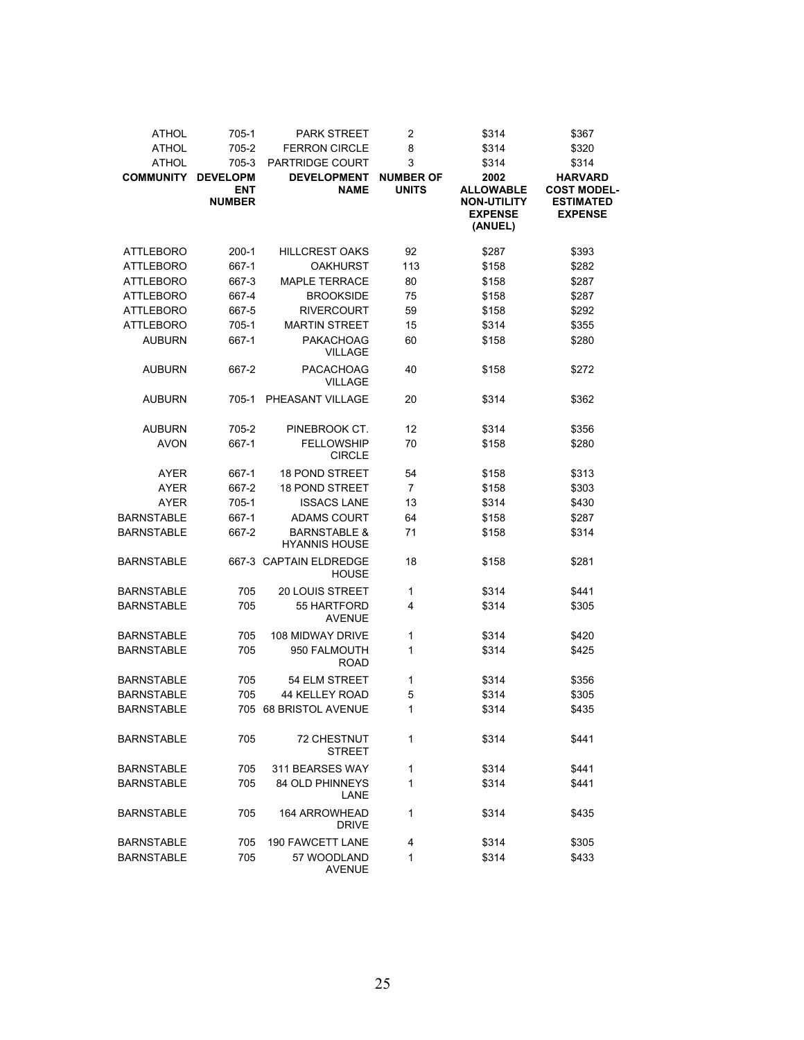| ATHOL | 705-1 | PARK STREET | 2 | $314 | $367 |
|---|---|---|---|---|---|
| ATHOL | 705-2 | FERRON CIRCLE | 8 | $314 | $320 |
| ATHOL | 705-3 | PARTRIDGE COURT | 3 | $314 | $314 |
| **COMMUNITY** | **DEVELOPMENT NUMBER** | **DEVELOPMENT NAME** | **NUMBER OF UNITS** | **2002 ALLOWABLE NON-UTILITY EXPENSE (ANUEL)** | **HARVARD COST MODEL-ESTIMATED EXPENSE** |
| ATTLEBORO | 200-1 | HILLCREST OAKS | 92 | $287 | $393 |
| ATTLEBORO | 667-1 | OAKHURST | 113 | $158 | $282 |
| ATTLEBORO | 667-3 | MAPLE TERRACE | 80 | $158 | $287 |
| ATTLEBORO | 667-4 | BROOKSIDE | 75 | $158 | $287 |
| ATTLEBORO | 667-5 | RIVERCOURT | 59 | $158 | $292 |
| ATTLEBORO | 705-1 | MARTIN STREET | 15 | $314 | $355 |
| AUBURN | 667-1 | PAKACHOAG VILLAGE | 60 | $158 | $280 |
| AUBURN | 667-2 | PACACHOAG VILLAGE | 40 | $158 | $272 |
| AUBURN | 705-1 | PHEASANT VILLAGE | 20 | $314 | $362 |
| AUBURN | 705-2 | PINEBROOK CT. | 12 | $314 | $356 |
| AVON | 667-1 | FELLOWSHIP CIRCLE | 70 | $158 | $280 |
| AYER | 667-1 | 18 POND STREET | 54 | $158 | $313 |
| AYER | 667-2 | 18 POND STREET | 7 | $158 | $303 |
| AYER | 705-1 | ISSACS LANE | 13 | $314 | $430 |
| BARNSTABLE | 667-1 | ADAMS COURT | 64 | $158 | $287 |
| BARNSTABLE | 667-2 | BARNSTABLE & HYANNIS HOUSE | 71 | $158 | $314 |
| BARNSTABLE | 667-3 | CAPTAIN ELDREDGE HOUSE | 18 | $158 | $281 |
| BARNSTABLE | 705 | 20 LOUIS STREET | 1 | $314 | $441 |
| BARNSTABLE | 705 | 55 HARTFORD AVENUE | 4 | $314 | $305 |
| BARNSTABLE | 705 | 108 MIDWAY DRIVE | 1 | $314 | $420 |
| BARNSTABLE | 705 | 950 FALMOUTH ROAD | 1 | $314 | $425 |
| BARNSTABLE | 705 | 54 ELM STREET | 1 | $314 | $356 |
| BARNSTABLE | 705 | 44 KELLEY ROAD | 5 | $314 | $305 |
| BARNSTABLE | 705 | 68 BRISTOL AVENUE | 1 | $314 | $435 |
| BARNSTABLE | 705 | 72 CHESTNUT STREET | 1 | $314 | $441 |
| BARNSTABLE | 705 | 311 BEARSES WAY | 1 | $314 | $441 |
| BARNSTABLE | 705 | 84 OLD PHINNEYS LANE | 1 | $314 | $441 |
| BARNSTABLE | 705 | 164 ARROWHEAD DRIVE | 1 | $314 | $435 |
| BARNSTABLE | 705 | 190 FAWCETT LANE | 4 | $314 | $305 |
| BARNSTABLE | 705 | 57 WOODLAND AVENUE | 1 | $314 | $433 |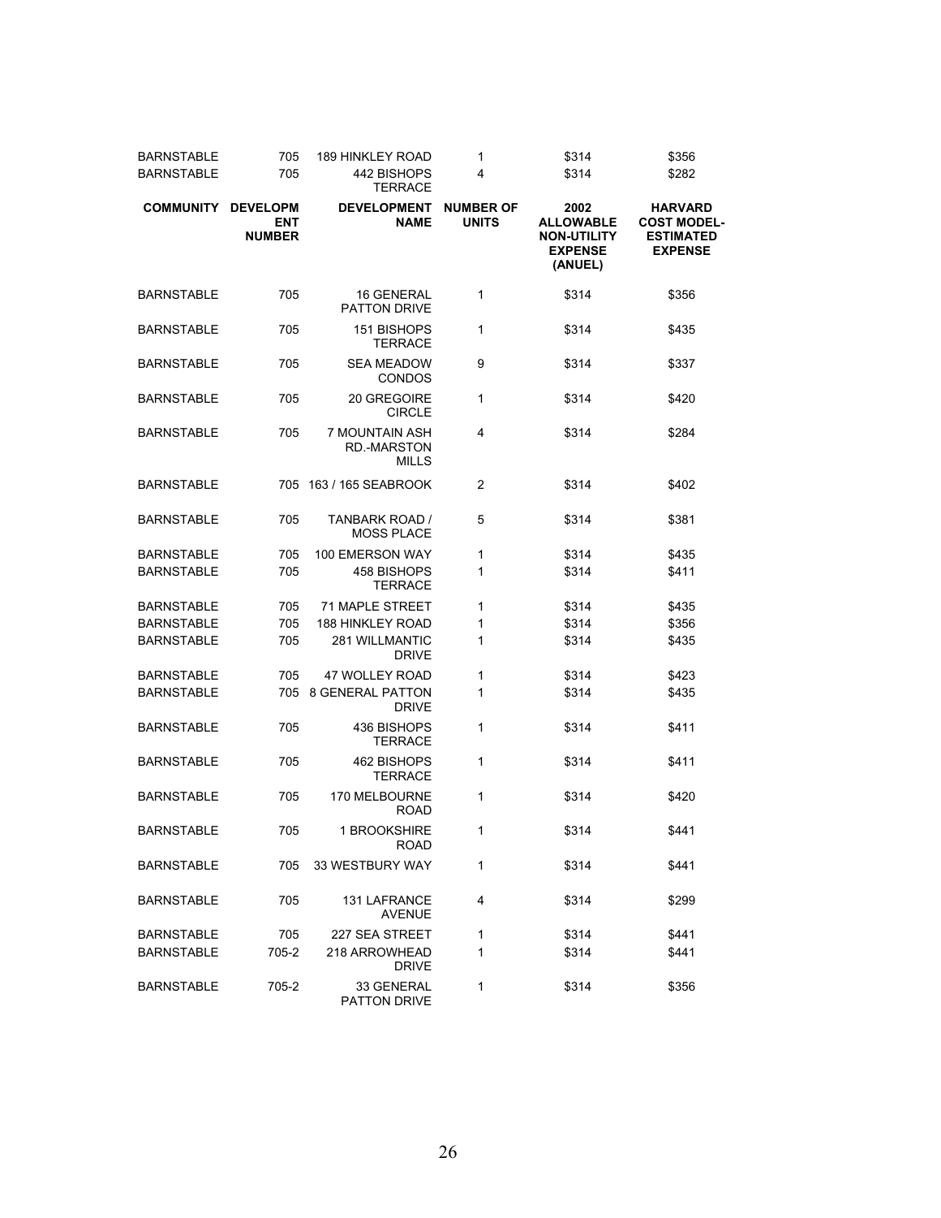| BARNSTABLE | 705 | 189 HINKLEY ROAD | 1 | $314 | $356 |
|---|---|---|---|---|---|
| BARNSTABLE | 705 | 442 BISHOPS TERRACE | 4 | $314 | $282 |
| **COMMUNITY** | **DEVELOPMENT NUMBER** | **DEVELOPMENT NAME** | **NUMBER OF UNITS** | **2002 ALLOWABLE NON-UTILITY EXPENSE (ANUEL)** | **HARVARD COST MODEL-ESTIMATED EXPENSE** |
| BARNSTABLE | 705 | 16 GENERAL PATTON DRIVE | 1 | $314 | $356 |
| BARNSTABLE | 705 | 151 BISHOPS TERRACE | 1 | $314 | $435 |
| BARNSTABLE | 705 | SEA MEADOW CONDOS | 9 | $314 | $337 |
| BARNSTABLE | 705 | 20 GREGOIRE CIRCLE | 1 | $314 | $420 |
| BARNSTABLE | 705 | 7 MOUNTAIN ASH RD.-MARSTON MILLS | 4 | $314 | $284 |
| BARNSTABLE | 705 | 163 / 165 SEABROOK | 2 | $314 | $402 |
| BARNSTABLE | 705 | TANBARK ROAD / MOSS PLACE | 5 | $314 | $381 |
| BARNSTABLE | 705 | 100 EMERSON WAY | 1 | $314 | $435 |
| BARNSTABLE | 705 | 458 BISHOPS TERRACE | 1 | $314 | $411 |
| BARNSTABLE | 705 | 71 MAPLE STREET | 1 | $314 | $435 |
| BARNSTABLE | 705 | 188 HINKLEY ROAD | 1 | $314 | $356 |
| BARNSTABLE | 705 | 281 WILLMANTIC DRIVE | 1 | $314 | $435 |
| BARNSTABLE | 705 | 47 WOLLEY ROAD | 1 | $314 | $423 |
| BARNSTABLE | 705 | 8 GENERAL PATTON DRIVE | 1 | $314 | $435 |
| BARNSTABLE | 705 | 436 BISHOPS TERRACE | 1 | $314 | $411 |
| BARNSTABLE | 705 | 462 BISHOPS TERRACE | 1 | $314 | $411 |
| BARNSTABLE | 705 | 170 MELBOURNE ROAD | 1 | $314 | $420 |
| BARNSTABLE | 705 | 1 BROOKSHIRE ROAD | 1 | $314 | $441 |
| BARNSTABLE | 705 | 33 WESTBURY WAY | 1 | $314 | $441 |
| BARNSTABLE | 705 | 131 LAFRANCE AVENUE | 4 | $314 | $299 |
| BARNSTABLE | 705 | 227 SEA STREET | 1 | $314 | $441 |
| BARNSTABLE | 705-2 | 218 ARROWHEAD DRIVE | 1 | $314 | $441 |
| BARNSTABLE | 705-2 | 33 GENERAL PATTON DRIVE | 1 | $314 | $356 |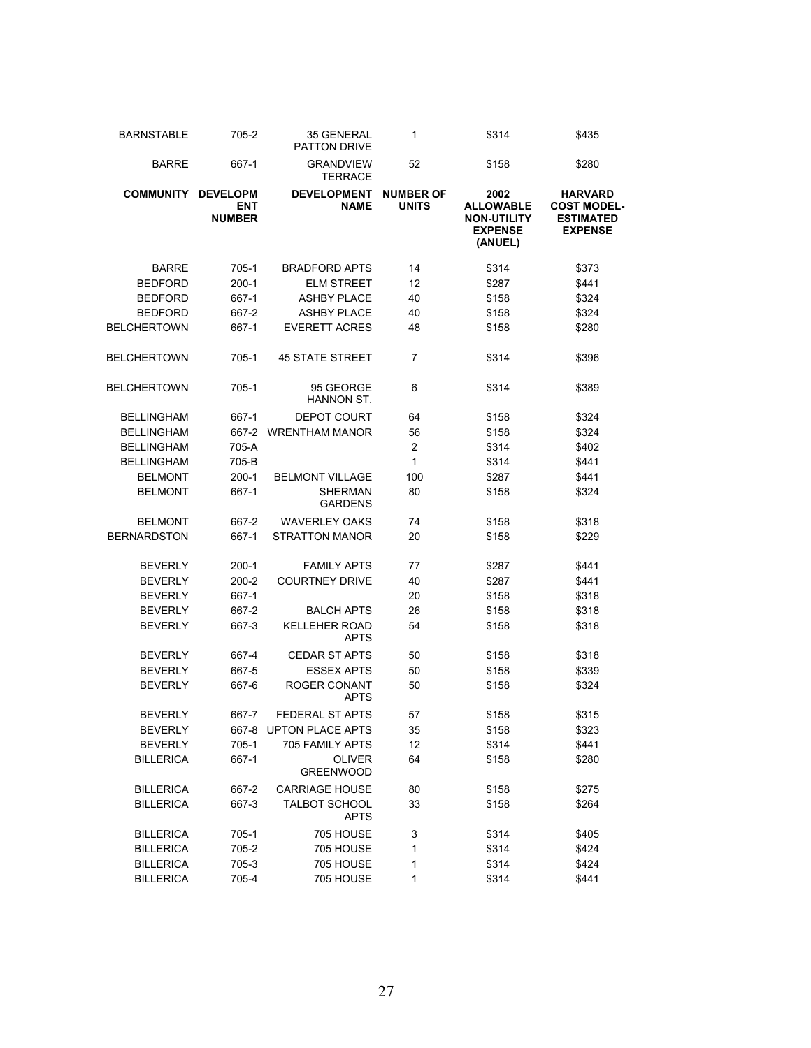| BARNSTABLE | 705-2 | 35 GENERAL PATTON DRIVE | 1 | $314 | $435 |
|---|---|---|---|---|---|
| BARRE | 667-1 | GRANDVIEW TERRACE | 52 | $158 | $280 |
| **COMMUNITY** | **DEVELOPMENT NUMBER** | **DEVELOPMENT NAME** | **NUMBER OF UNITS** | **2002 ALLOWABLE NON-UTILITY EXPENSE (ANUEL)** | **HARVARD COST MODEL-ESTIMATED EXPENSE** |
| BARRE | 705-1 | BRADFORD APTS | 14 | $314 | $373 |
| BEDFORD | 200-1 | ELM STREET | 12 | $287 | $441 |
| BEDFORD | 667-1 | ASHBY PLACE | 40 | $158 | $324 |
| BEDFORD | 667-2 | ASHBY PLACE | 40 | $158 | $324 |
| BELCHERTOWN | 667-1 | EVERETT ACRES | 48 | $158 | $280 |
| BELCHERTOWN | 705-1 | 45 STATE STREET | 7 | $314 | $396 |
| BELCHERTOWN | 705-1 | 95 GEORGE HANNON ST. | 6 | $314 | $389 |
| BELLINGHAM | 667-1 | DEPOT COURT | 64 | $158 | $324 |
| BELLINGHAM | 667-2 | WRENTHAM MANOR | 56 | $158 | $324 |
| BELLINGHAM | 705-A | | 2 | $314 | $402 |
| BELLINGHAM | 705-B | | 1 | $314 | $441 |
| BELMONT | 200-1 | BELMONT VILLAGE | 100 | $287 | $441 |
| BELMONT | 667-1 | SHERMAN GARDENS | 80 | $158 | $324 |
| BELMONT | 667-2 | WAVERLEY OAKS | 74 | $158 | $318 |
| BERNARDSTON | 667-1 | STRATTON MANOR | 20 | $158 | $229 |
| BEVERLY | 200-1 | FAMILY APTS | 77 | $287 | $441 |
| BEVERLY | 200-2 | COURTNEY DRIVE | 40 | $287 | $441 |
| BEVERLY | 667-1 | | 20 | $158 | $318 |
| BEVERLY | 667-2 | BALCH APTS | 26 | $158 | $318 |
| BEVERLY | 667-3 | KELLEHER ROAD APTS | 54 | $158 | $318 |
| BEVERLY | 667-4 | CEDAR ST APTS | 50 | $158 | $318 |
| BEVERLY | 667-5 | ESSEX APTS | 50 | $158 | $339 |
| BEVERLY | 667-6 | ROGER CONANT APTS | 50 | $158 | $324 |
| BEVERLY | 667-7 | FEDERAL ST APTS | 57 | $158 | $315 |
| BEVERLY | 667-8 | UPTON PLACE APTS | 35 | $158 | $323 |
| BEVERLY | 705-1 | 705 FAMILY APTS | 12 | $314 | $441 |
| BILLERICA | 667-1 | OLIVER GREENWOOD | 64 | $158 | $280 |
| BILLERICA | 667-2 | CARRIAGE HOUSE | 80 | $158 | $275 |
| BILLERICA | 667-3 | TALBOT SCHOOL APTS | 33 | $158 | $264 |
| BILLERICA | 705-1 | 705 HOUSE | 3 | $314 | $405 |
| BILLERICA | 705-2 | 705 HOUSE | 1 | $314 | $424 |
| BILLERICA | 705-3 | 705 HOUSE | 1 | $314 | $424 |
| BILLERICA | 705-4 | 705 HOUSE | 1 | $314 | $441 |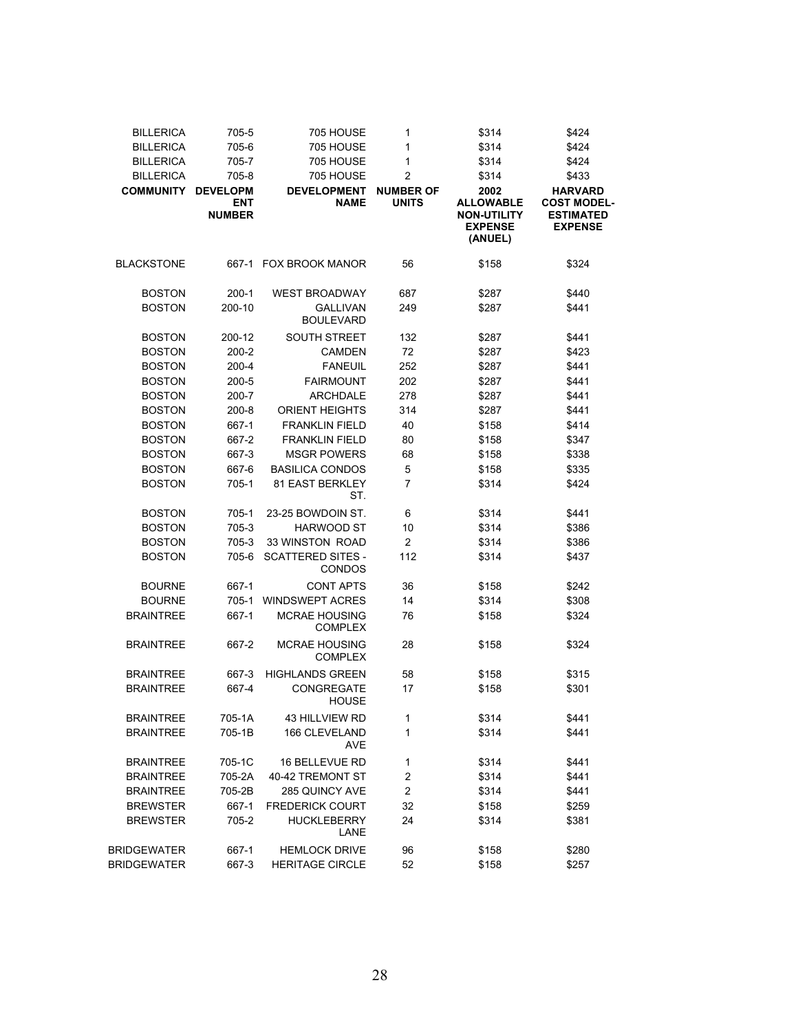| BILLERICA | 705-5 | 705 HOUSE | 1 | $314 | $424 |
|---|---|---|---|---|---|
| BILLERICA | 705-6 | 705 HOUSE | 1 | $314 | $424 |
| BILLERICA | 705-7 | 705 HOUSE | 1 | $314 | $424 |
| BILLERICA | 705-8 | 705 HOUSE | 2 | $314 | $433 |
| **COMMUNITY** | **DEVELOPMENT NUMBER** | **DEVELOPMENT NAME** | **NUMBER OF UNITS** | **2002 ALLOWABLE NON-UTILITY EXPENSE (ANUEL)** | **HARVARD COST MODEL-ESTIMATED EXPENSE** |
| BLACKSTONE | 667-1 | FOX BROOK MANOR | 56 | $158 | $324 |
| BOSTON | 200-1 | WEST BROADWAY | 687 | $287 | $440 |
| BOSTON | 200-10 | GALLIVAN BOULEVARD | 249 | $287 | $441 |
| BOSTON | 200-12 | SOUTH STREET | 132 | $287 | $441 |
| BOSTON | 200-2 | CAMDEN | 72 | $287 | $423 |
| BOSTON | 200-4 | FANEUIL | 252 | $287 | $441 |
| BOSTON | 200-5 | FAIRMOUNT | 202 | $287 | $441 |
| BOSTON | 200-7 | ARCHDALE | 278 | $287 | $441 |
| BOSTON | 200-8 | ORIENT HEIGHTS | 314 | $287 | $441 |
| BOSTON | 667-1 | FRANKLIN FIELD | 40 | $158 | $414 |
| BOSTON | 667-2 | FRANKLIN FIELD | 80 | $158 | $347 |
| BOSTON | 667-3 | MSGR POWERS | 68 | $158 | $338 |
| BOSTON | 667-6 | BASILICA CONDOS | 5 | $158 | $335 |
| BOSTON | 705-1 | 81 EAST BERKLEY ST. | 7 | $314 | $424 |
| BOSTON | 705-1 | 23-25 BOWDOIN ST. | 6 | $314 | $441 |
| BOSTON | 705-3 | HARWOOD ST | 10 | $314 | $386 |
| BOSTON | 705-3 | 33 WINSTON ROAD | 2 | $314 | $386 |
| BOSTON | 705-6 | SCATTERED SITES - CONDOS | 112 | $314 | $437 |
| BOURNE | 667-1 | CONT APTS | 36 | $158 | $242 |
| BOURNE | 705-1 | WINDSWEPT ACRES | 14 | $314 | $308 |
| BRAINTREE | 667-1 | MCRAE HOUSING COMPLEX | 76 | $158 | $324 |
| BRAINTREE | 667-2 | MCRAE HOUSING COMPLEX | 28 | $158 | $324 |
| BRAINTREE | 667-3 | HIGHLANDS GREEN | 58 | $158 | $315 |
| BRAINTREE | 667-4 | CONGREGATE HOUSE | 17 | $158 | $301 |
| BRAINTREE | 705-1A | 43 HILLVIEW RD | 1 | $314 | $441 |
| BRAINTREE | 705-1B | 166 CLEVELAND AVE | 1 | $314 | $441 |
| BRAINTREE | 705-1C | 16 BELLEVUE RD | 1 | $314 | $441 |
| BRAINTREE | 705-2A | 40-42 TREMONT ST | 2 | $314 | $441 |
| BRAINTREE | 705-2B | 285 QUINCY AVE | 2 | $314 | $441 |
| BREWSTER | 667-1 | FREDERICK COURT | 32 | $158 | $259 |
| BREWSTER | 705-2 | HUCKLEBERRY LANE | 24 | $314 | $381 |
| BRIDGEWATER | 667-1 | HEMLOCK DRIVE | 96 | $158 | $280 |
| BRIDGEWATER | 667-3 | HERITAGE CIRCLE | 52 | $158 | $257 |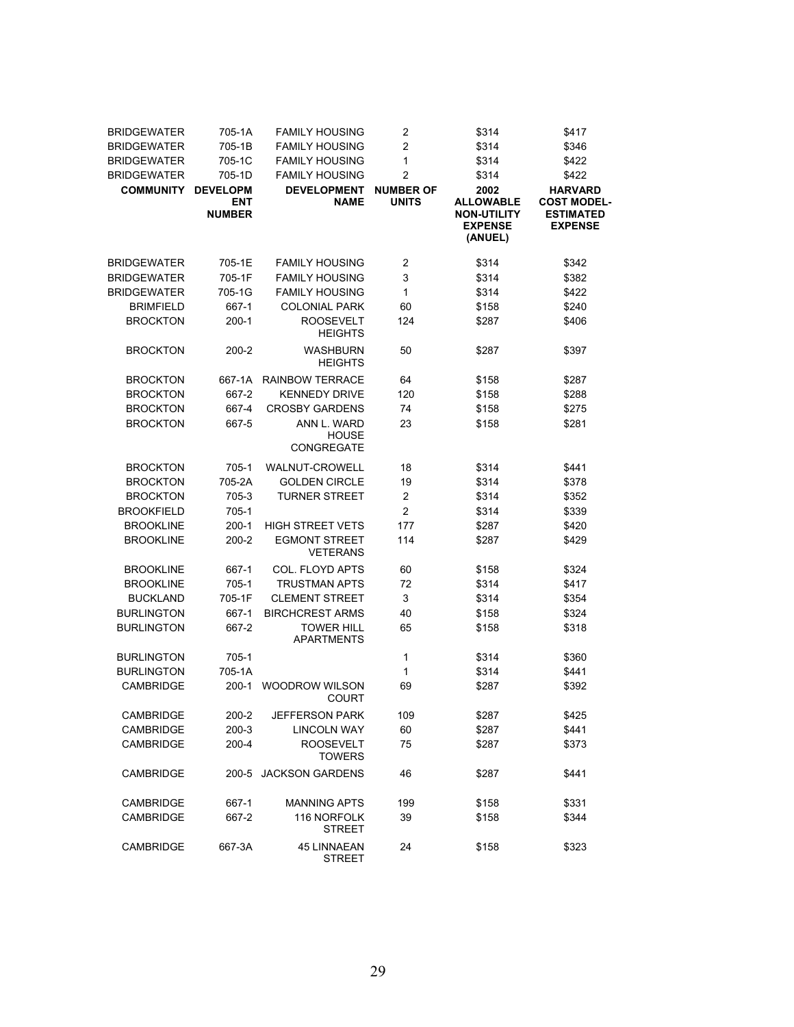| COMMUNITY | DEVELOPMENT NUMBER | DEVELOPMENT NAME | NUMBER OF UNITS | 2002 ALLOWABLE NON-UTILITY EXPENSE (ANUEL) | HARVARD COST MODEL-ESTIMATED EXPENSE |
|---|---|---|---|---|---|
| BRIDGEWATER | 705-1A | FAMILY HOUSING | 2 | $314 | $417 |
| BRIDGEWATER | 705-1B | FAMILY HOUSING | 2 | $314 | $346 |
| BRIDGEWATER | 705-1C | FAMILY HOUSING | 1 | $314 | $422 |
| BRIDGEWATER | 705-1D | FAMILY HOUSING | 2 | $314 | $422 |
| BRIDGEWATER | 705-1E | FAMILY HOUSING | 2 | $314 | $342 |
| BRIDGEWATER | 705-1F | FAMILY HOUSING | 3 | $314 | $382 |
| BRIDGEWATER | 705-1G | FAMILY HOUSING | 1 | $314 | $422 |
| BRIMFIELD | 667-1 | COLONIAL PARK | 60 | $158 | $240 |
| BROCKTON | 200-1 | ROOSEVELT HEIGHTS | 124 | $287 | $406 |
| BROCKTON | 200-2 | WASHBURN HEIGHTS | 50 | $287 | $397 |
| BROCKTON | 667-1A | RAINBOW TERRACE | 64 | $158 | $287 |
| BROCKTON | 667-2 | KENNEDY DRIVE | 120 | $158 | $288 |
| BROCKTON | 667-4 | CROSBY GARDENS | 74 | $158 | $275 |
| BROCKTON | 667-5 | ANN L. WARD HOUSE CONGREGATE | 23 | $158 | $281 |
| BROCKTON | 705-1 | WALNUT-CROWELL | 18 | $314 | $441 |
| BROCKTON | 705-2A | GOLDEN CIRCLE | 19 | $314 | $378 |
| BROCKTON | 705-3 | TURNER STREET | 2 | $314 | $352 |
| BROOKFIELD | 705-1 | | 2 | $314 | $339 |
| BROOKLINE | 200-1 | HIGH STREET VETS | 177 | $287 | $420 |
| BROOKLINE | 200-2 | EGMONT STREET VETERANS | 114 | $287 | $429 |
| BROOKLINE | 667-1 | COL. FLOYD APTS | 60 | $158 | $324 |
| BROOKLINE | 705-1 | TRUSTMAN APTS | 72 | $314 | $417 |
| BUCKLAND | 705-1F | CLEMENT STREET | 3 | $314 | $354 |
| BURLINGTON | 667-1 | BIRCHCREST ARMS | 40 | $158 | $324 |
| BURLINGTON | 667-2 | TOWER HILL APARTMENTS | 65 | $158 | $318 |
| BURLINGTON | 705-1 | | 1 | $314 | $360 |
| BURLINGTON | 705-1A | | 1 | $314 | $441 |
| CAMBRIDGE | 200-1 | WOODROW WILSON COURT | 69 | $287 | $392 |
| CAMBRIDGE | 200-2 | JEFFERSON PARK | 109 | $287 | $425 |
| CAMBRIDGE | 200-3 | LINCOLN WAY | 60 | $287 | $441 |
| CAMBRIDGE | 200-4 | ROOSEVELT TOWERS | 75 | $287 | $373 |
| CAMBRIDGE | 200-5 | JACKSON GARDENS | 46 | $287 | $441 |
| CAMBRIDGE | 667-1 | MANNING APTS | 199 | $158 | $331 |
| CAMBRIDGE | 667-2 | 116 NORFOLK STREET | 39 | $158 | $344 |
| CAMBRIDGE | 667-3A | 45 LINNAEAN STREET | 24 | $158 | $323 |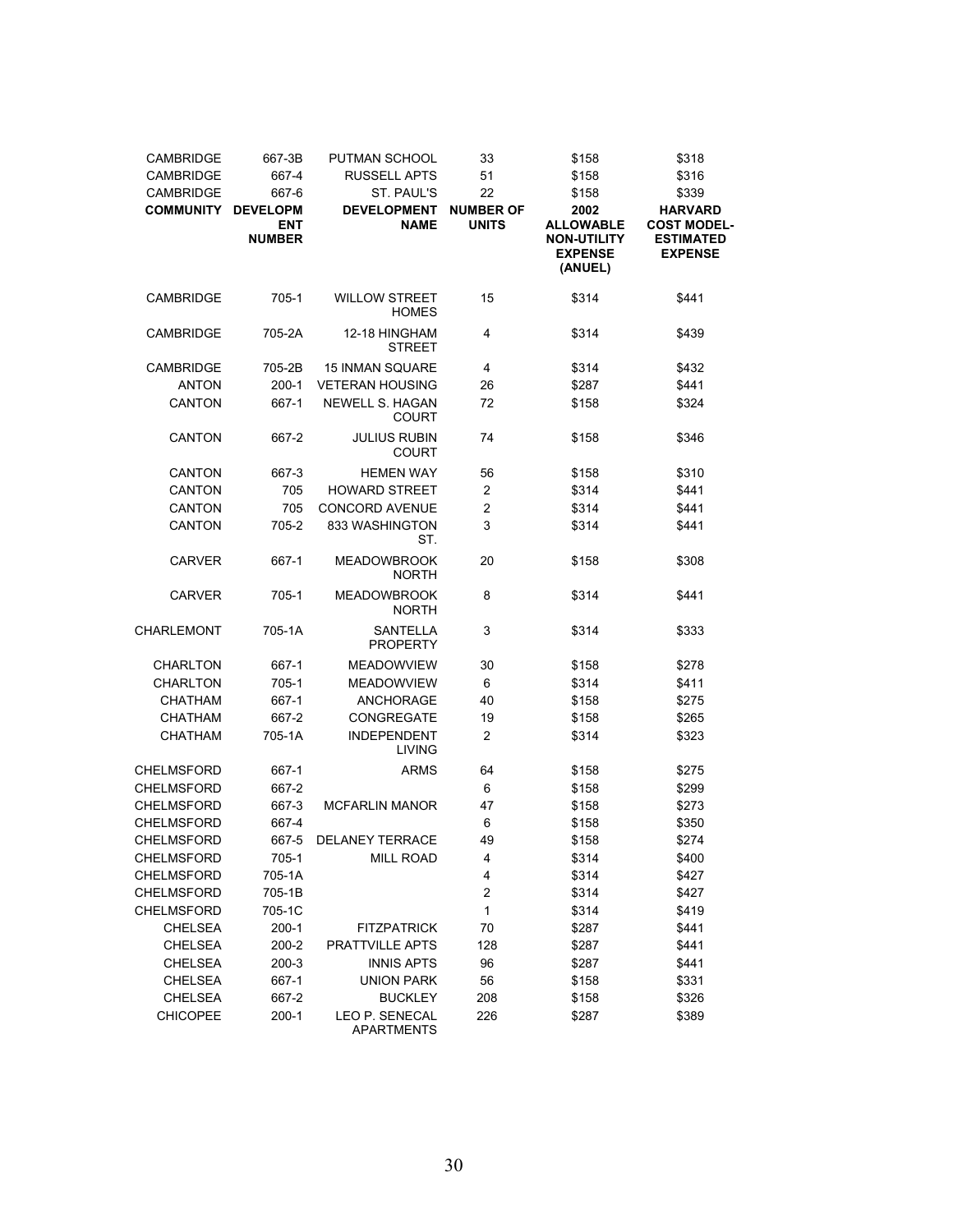| COMMUNITY | DEVELOPMENT NUMBER | DEVELOPMENT NAME | NUMBER OF UNITS | 2002 ALLOWABLE NON-UTILITY EXPENSE (ANUEL) | HARVARD COST MODEL-ESTIMATED EXPENSE |
|---|---|---|---|---|---|
| CAMBRIDGE | 667-3B | PUTMAN SCHOOL | 33 | $158 | $318 |
| CAMBRIDGE | 667-4 | RUSSELL APTS | 51 | $158 | $316 |
| CAMBRIDGE | 667-6 | ST. PAUL'S | 22 | $158 | $339 |
| CAMBRIDGE | 705-1 | WILLOW STREET HOMES | 15 | $314 | $441 |
| CAMBRIDGE | 705-2A | 12-18 HINGHAM STREET | 4 | $314 | $439 |
| CAMBRIDGE | 705-2B | 15 INMAN SQUARE | 4 | $314 | $432 |
| ANTON | 200-1 | VETERAN HOUSING | 26 | $287 | $441 |
| CANTON | 667-1 | NEWELL S. HAGAN COURT | 72 | $158 | $324 |
| CANTON | 667-2 | JULIUS RUBIN COURT | 74 | $158 | $346 |
| CANTON | 667-3 | HEMEN WAY | 56 | $158 | $310 |
| CANTON | 705 | HOWARD STREET | 2 | $314 | $441 |
| CANTON | 705 | CONCORD AVENUE | 2 | $314 | $441 |
| CANTON | 705-2 | 833 WASHINGTON ST. | 3 | $314 | $441 |
| CARVER | 667-1 | MEADOWBROOK NORTH | 20 | $158 | $308 |
| CARVER | 705-1 | MEADOWBROOK NORTH | 8 | $314 | $441 |
| CHARLEMONT | 705-1A | SANTELLA PROPERTY | 3 | $314 | $333 |
| CHARLTON | 667-1 | MEADOWVIEW | 30 | $158 | $278 |
| CHARLTON | 705-1 | MEADOWVIEW | 6 | $314 | $411 |
| CHATHAM | 667-1 | ANCHORAGE | 40 | $158 | $275 |
| CHATHAM | 667-2 | CONGREGATE | 19 | $158 | $265 |
| CHATHAM | 705-1A | INDEPENDENT LIVING | 2 | $314 | $323 |
| CHELMSFORD | 667-1 | ARMS | 64 | $158 | $275 |
| CHELMSFORD | 667-2 | | 6 | $158 | $299 |
| CHELMSFORD | 667-3 | MCFARLIN MANOR | 47 | $158 | $273 |
| CHELMSFORD | 667-4 | | 6 | $158 | $350 |
| CHELMSFORD | 667-5 | DELANEY TERRACE | 49 | $158 | $274 |
| CHELMSFORD | 705-1 | MILL ROAD | 4 | $314 | $400 |
| CHELMSFORD | 705-1A | | 4 | $314 | $427 |
| CHELMSFORD | 705-1B | | 2 | $314 | $427 |
| CHELMSFORD | 705-1C | | 1 | $314 | $419 |
| CHELSEA | 200-1 | FITZPATRICK | 70 | $287 | $441 |
| CHELSEA | 200-2 | PRATTVILLE APTS | 128 | $287 | $441 |
| CHELSEA | 200-3 | INNIS APTS | 96 | $287 | $441 |
| CHELSEA | 667-1 | UNION PARK | 56 | $158 | $331 |
| CHELSEA | 667-2 | BUCKLEY | 208 | $158 | $326 |
| CHICOPEE | 200-1 | LEO P. SENECAL APARTMENTS | 226 | $287 | $389 |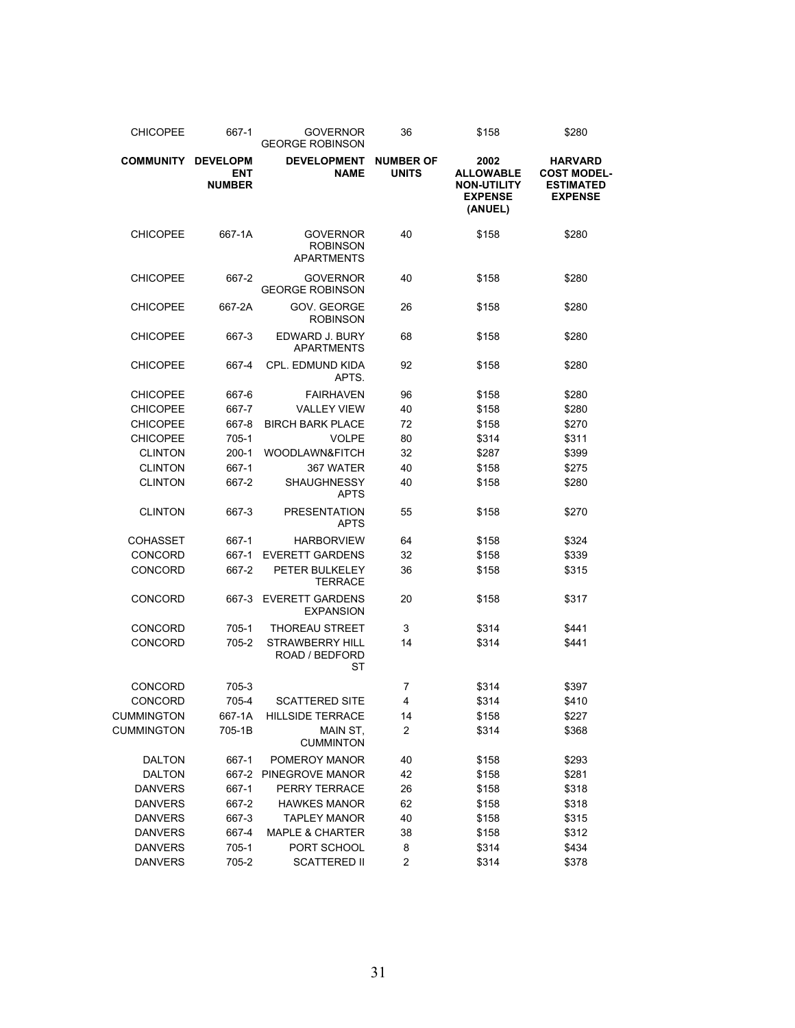| COMMUNITY | DEVELOPMENT NUMBER | DEVELOPMENT NAME | NUMBER OF UNITS | 2002 ALLOWABLE NON-UTILITY EXPENSE (ANUEL) | HARVARD COST MODEL-ESTIMATED EXPENSE |
|---|---|---|---|---|---|
| CHICOPEE | 667-1 | GOVERNOR GEORGE ROBINSON | 36 | $158 | $280 |
| CHICOPEE | 667-1A | GOVERNOR ROBINSON APARTMENTS | 40 | $158 | $280 |
| CHICOPEE | 667-2 | GOVERNOR GEORGE ROBINSON | 40 | $158 | $280 |
| CHICOPEE | 667-2A | GOV. GEORGE ROBINSON | 26 | $158 | $280 |
| CHICOPEE | 667-3 | EDWARD J. BURY APARTMENTS | 68 | $158 | $280 |
| CHICOPEE | 667-4 | CPL. EDMUND KIDA APTS. | 92 | $158 | $280 |
| CHICOPEE | 667-6 | FAIRHAVEN | 96 | $158 | $280 |
| CHICOPEE | 667-7 | VALLEY VIEW | 40 | $158 | $280 |
| CHICOPEE | 667-8 | BIRCH BARK PLACE | 72 | $158 | $270 |
| CHICOPEE | 705-1 | VOLPE | 80 | $314 | $311 |
| CLINTON | 200-1 | WOODLAWN&FITCH | 32 | $287 | $399 |
| CLINTON | 667-1 | 367 WATER | 40 | $158 | $275 |
| CLINTON | 667-2 | SHAUGHNESSY APTS | 40 | $158 | $280 |
| CLINTON | 667-3 | PRESENTATION APTS | 55 | $158 | $270 |
| COHASSET | 667-1 | HARBORVIEW | 64 | $158 | $324 |
| CONCORD | 667-1 | EVERETT GARDENS | 32 | $158 | $339 |
| CONCORD | 667-2 | PETER BULKELEY TERRACE | 36 | $158 | $315 |
| CONCORD | 667-3 | EVERETT GARDENS EXPANSION | 20 | $158 | $317 |
| CONCORD | 705-1 | THOREAU STREET | 3 | $314 | $441 |
| CONCORD | 705-2 | STRAWBERRY HILL ROAD / BEDFORD ST | 14 | $314 | $441 |
| CONCORD | 705-3 | | 7 | $314 | $397 |
| CONCORD | 705-4 | SCATTERED SITE | 4 | $314 | $410 |
| CUMMINGTON | 667-1A | HILLSIDE TERRACE | 14 | $158 | $227 |
| CUMMINGTON | 705-1B | MAIN ST, CUMMINTON | 2 | $314 | $368 |
| DALTON | 667-1 | POMEROY MANOR | 40 | $158 | $293 |
| DALTON | 667-2 | PINEGROVE MANOR | 42 | $158 | $281 |
| DANVERS | 667-1 | PERRY TERRACE | 26 | $158 | $318 |
| DANVERS | 667-2 | HAWKES MANOR | 62 | $158 | $318 |
| DANVERS | 667-3 | TAPLEY MANOR | 40 | $158 | $315 |
| DANVERS | 667-4 | MAPLE & CHARTER | 38 | $158 | $312 |
| DANVERS | 705-1 | PORT SCHOOL | 8 | $314 | $434 |
| DANVERS | 705-2 | SCATTERED II | 2 | $314 | $378 |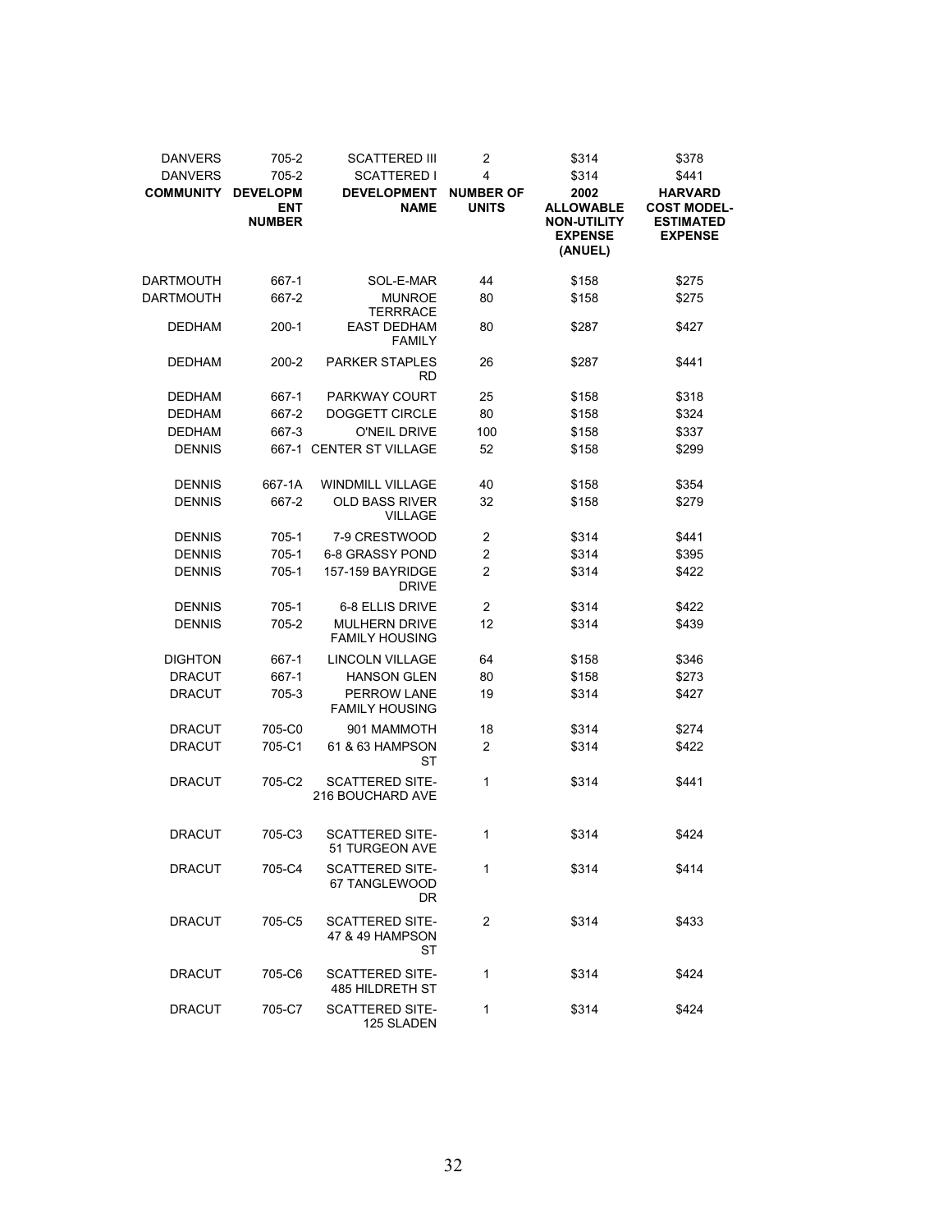| DANVERS | 705-2 | SCATTERED III | 2 | $314 | $378 |
|---|---|---|---|---|---|
| DANVERS | 705-2 | SCATTERED I | 4 | $314 | $441 |
| **COMMUNITY** | **DEVELOPMENT NUMBER** | **DEVELOPMENT NAME** | **NUMBER OF UNITS** | **2002 ALLOWABLE NON-UTILITY EXPENSE (ANUEL)** | **HARVARD COST MODEL-ESTIMATED EXPENSE** |
| DARTMOUTH | 667-1 | SOL-E-MAR | 44 | $158 | $275 |
| DARTMOUTH | 667-2 | MUNROE TERRRACE | 80 | $158 | $275 |
| DEDHAM | 200-1 | EAST DEDHAM FAMILY | 80 | $287 | $427 |
| DEDHAM | 200-2 | PARKER STAPLES RD | 26 | $287 | $441 |
| DEDHAM | 667-1 | PARKWAY COURT | 25 | $158 | $318 |
| DEDHAM | 667-2 | DOGGETT CIRCLE | 80 | $158 | $324 |
| DEDHAM | 667-3 | O'NEIL DRIVE | 100 | $158 | $337 |
| DENNIS | 667-1 | CENTER ST VILLAGE | 52 | $158 | $299 |
| DENNIS | 667-1A | WINDMILL VILLAGE | 40 | $158 | $354 |
| DENNIS | 667-2 | OLD BASS RIVER VILLAGE | 32 | $158 | $279 |
| DENNIS | 705-1 | 7-9 CRESTWOOD | 2 | $314 | $441 |
| DENNIS | 705-1 | 6-8 GRASSY POND | 2 | $314 | $395 |
| DENNIS | 705-1 | 157-159 BAYRIDGE DRIVE | 2 | $314 | $422 |
| DENNIS | 705-1 | 6-8 ELLIS DRIVE | 2 | $314 | $422 |
| DENNIS | 705-2 | MULHERN DRIVE FAMILY HOUSING | 12 | $314 | $439 |
| DIGHTON | 667-1 | LINCOLN VILLAGE | 64 | $158 | $346 |
| DRACUT | 667-1 | HANSON GLEN | 80 | $158 | $273 |
| DRACUT | 705-3 | PERROW LANE FAMILY HOUSING | 19 | $314 | $427 |
| DRACUT | 705-C0 | 901 MAMMOTH | 18 | $314 | $274 |
| DRACUT | 705-C1 | 61 & 63 HAMPSON ST | 2 | $314 | $422 |
| DRACUT | 705-C2 | SCATTERED SITE-216 BOUCHARD AVE | 1 | $314 | $441 |
| DRACUT | 705-C3 | SCATTERED SITE-51 TURGEON AVE | 1 | $314 | $424 |
| DRACUT | 705-C4 | SCATTERED SITE-67 TANGLEWOOD DR | 1 | $314 | $414 |
| DRACUT | 705-C5 | SCATTERED SITE-47 & 49 HAMPSON ST | 2 | $314 | $433 |
| DRACUT | 705-C6 | SCATTERED SITE-485 HILDRETH ST | 1 | $314 | $424 |
| DRACUT | 705-C7 | SCATTERED SITE-125 SLADEN | 1 | $314 | $424 |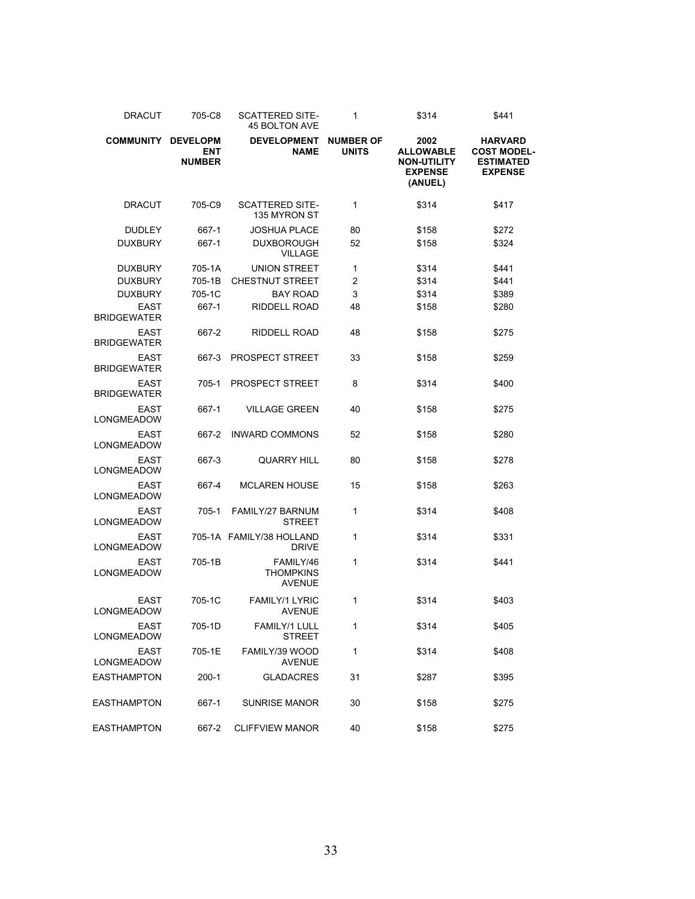| COMMUNITY | DEVELOPMENT NUMBER | DEVELOPMENT NAME | NUMBER OF UNITS | 2002 ALLOWABLE NON-UTILITY EXPENSE (ANUEL) | HARVARD COST MODEL-ESTIMATED EXPENSE |
|---|---|---|---|---|---|
| DRACUT | 705-C8 | SCATTERED SITE-45 BOLTON AVE | 1 | $314 | $441 |
| DRACUT | 705-C9 | SCATTERED SITE-135 MYRON ST | 1 | $314 | $417 |
| DUDLEY | 667-1 | JOSHUA PLACE | 80 | $158 | $272 |
| DUXBURY | 667-1 | DUXBOROUGH VILLAGE | 52 | $158 | $324 |
| DUXBURY | 705-1A | UNION STREET | 1 | $314 | $441 |
| DUXBURY | 705-1B | CHESTNUT STREET | 2 | $314 | $441 |
| DUXBURY | 705-1C | BAY ROAD | 3 | $314 | $389 |
| EAST BRIDGEWATER | 667-1 | RIDDELL ROAD | 48 | $158 | $280 |
| EAST BRIDGEWATER | 667-2 | RIDDELL ROAD | 48 | $158 | $275 |
| EAST BRIDGEWATER | 667-3 | PROSPECT STREET | 33 | $158 | $259 |
| EAST BRIDGEWATER | 705-1 | PROSPECT STREET | 8 | $314 | $400 |
| EAST LONGMEADOW | 667-1 | VILLAGE GREEN | 40 | $158 | $275 |
| EAST LONGMEADOW | 667-2 | INWARD COMMONS | 52 | $158 | $280 |
| EAST LONGMEADOW | 667-3 | QUARRY HILL | 80 | $158 | $278 |
| EAST LONGMEADOW | 667-4 | MCLAREN HOUSE | 15 | $158 | $263 |
| EAST LONGMEADOW | 705-1 | FAMILY/27 BARNUM STREET | 1 | $314 | $408 |
| EAST LONGMEADOW | 705-1A | FAMILY/38 HOLLAND DRIVE | 1 | $314 | $331 |
| EAST LONGMEADOW | 705-1B | FAMILY/46 THOMPKINS AVENUE | 1 | $314 | $441 |
| EAST LONGMEADOW | 705-1C | FAMILY/1 LYRIC AVENUE | 1 | $314 | $403 |
| EAST LONGMEADOW | 705-1D | FAMILY/1 LULL STREET | 1 | $314 | $405 |
| EAST LONGMEADOW | 705-1E | FAMILY/39 WOOD AVENUE | 1 | $314 | $408 |
| EASTHAMPTON | 200-1 | GLADACRES | 31 | $287 | $395 |
| EASTHAMPTON | 667-1 | SUNRISE MANOR | 30 | $158 | $275 |
| EASTHAMPTON | 667-2 | CLIFFVIEW MANOR | 40 | $158 | $275 |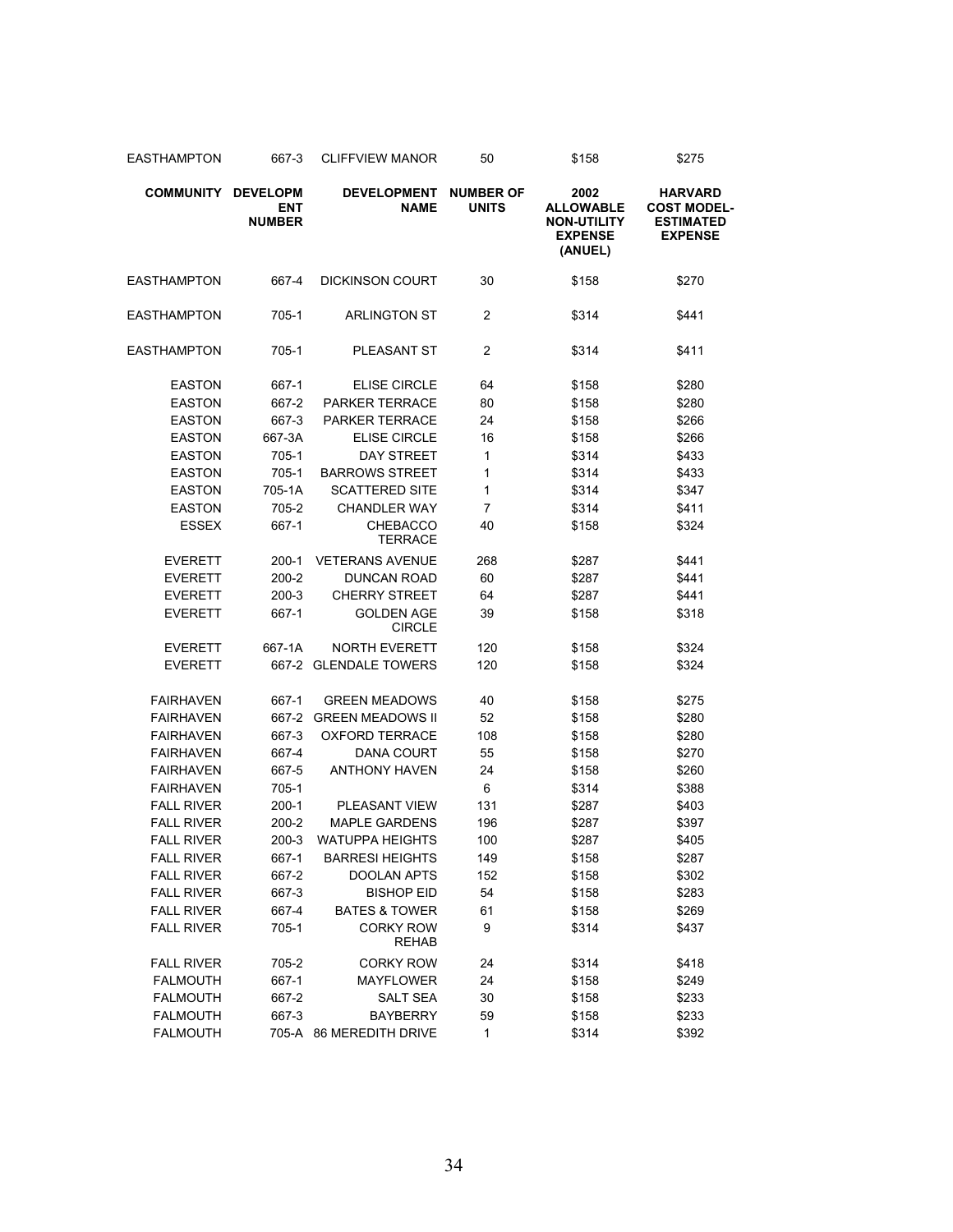| EASTHAMPTON | 667-3 | CLIFFVIEW MANOR | 50 | $158 | $275 |
|---|---|---|---|---|---|
| **COMMUNITY** | **DEVELOPMENT NUMBER** | **DEVELOPMENT NAME** | **NUMBER OF UNITS** | **2002 ALLOWABLE NON-UTILITY EXPENSE (ANUEL)** | **HARVARD COST MODEL-ESTIMATED EXPENSE** |
| EASTHAMPTON | 667-4 | DICKINSON COURT | 30 | $158 | $270 |
| EASTHAMPTON | 705-1 | ARLINGTON ST | 2 | $314 | $441 |
| EASTHAMPTON | 705-1 | PLEASANT ST | 2 | $314 | $411 |
| EASTON | 667-1 | ELISE CIRCLE | 64 | $158 | $280 |
| EASTON | 667-2 | PARKER TERRACE | 80 | $158 | $280 |
| EASTON | 667-3 | PARKER TERRACE | 24 | $158 | $266 |
| EASTON | 667-3A | ELISE CIRCLE | 16 | $158 | $266 |
| EASTON | 705-1 | DAY STREET | 1 | $314 | $433 |
| EASTON | 705-1 | BARROWS STREET | 1 | $314 | $433 |
| EASTON | 705-1A | SCATTERED SITE | 1 | $314 | $347 |
| EASTON | 705-2 | CHANDLER WAY | 7 | $314 | $411 |
| ESSEX | 667-1 | CHEBACCO TERRACE | 40 | $158 | $324 |
| EVERETT | 200-1 | VETERANS AVENUE | 268 | $287 | $441 |
| EVERETT | 200-2 | DUNCAN ROAD | 60 | $287 | $441 |
| EVERETT | 200-3 | CHERRY STREET | 64 | $287 | $441 |
| EVERETT | 667-1 | GOLDEN AGE CIRCLE | 39 | $158 | $318 |
| EVERETT | 667-1A | NORTH EVERETT | 120 | $158 | $324 |
| EVERETT | 667-2 | GLENDALE TOWERS | 120 | $158 | $324 |
| FAIRHAVEN | 667-1 | GREEN MEADOWS | 40 | $158 | $275 |
| FAIRHAVEN | 667-2 | GREEN MEADOWS II | 52 | $158 | $280 |
| FAIRHAVEN | 667-3 | OXFORD TERRACE | 108 | $158 | $280 |
| FAIRHAVEN | 667-4 | DANA COURT | 55 | $158 | $270 |
| FAIRHAVEN | 667-5 | ANTHONY HAVEN | 24 | $158 | $260 |
| FAIRHAVEN | 705-1 | | 6 | $314 | $388 |
| FALL RIVER | 200-1 | PLEASANT VIEW | 131 | $287 | $403 |
| FALL RIVER | 200-2 | MAPLE GARDENS | 196 | $287 | $397 |
| FALL RIVER | 200-3 | WATUPPA HEIGHTS | 100 | $287 | $405 |
| FALL RIVER | 667-1 | BARRESI HEIGHTS | 149 | $158 | $287 |
| FALL RIVER | 667-2 | DOOLAN APTS | 152 | $158 | $302 |
| FALL RIVER | 667-3 | BISHOP EID | 54 | $158 | $283 |
| FALL RIVER | 667-4 | BATES & TOWER | 61 | $158 | $269 |
| FALL RIVER | 705-1 | CORKY ROW REHAB | 9 | $314 | $437 |
| FALL RIVER | 705-2 | CORKY ROW | 24 | $314 | $418 |
| FALMOUTH | 667-1 | MAYFLOWER | 24 | $158 | $249 |
| FALMOUTH | 667-2 | SALT SEA | 30 | $158 | $233 |
| FALMOUTH | 667-3 | BAYBERRY | 59 | $158 | $233 |
| FALMOUTH | 705-A | 86 MEREDITH DRIVE | 1 | $314 | $392 |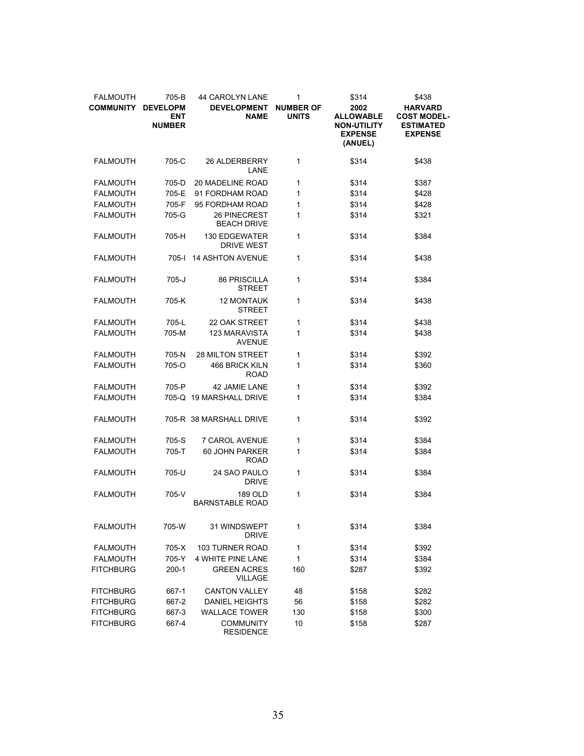| FALMOUTH | 705-B | 44 CAROLYN LANE | 1 | $314 | $438 |
|---|---|---|---|---|---|
| **COMMUNITY** | **DEVELOPMENT NUMBER** | **DEVELOPMENT NAME** | **NUMBER OF UNITS** | **2002 ALLOWABLE NON-UTILITY EXPENSE (ANUEL)** | **HARVARD COST MODEL-ESTIMATED EXPENSE** |
| FALMOUTH | 705-C | 26 ALDERBERRY LANE | 1 | $314 | $438 |
| FALMOUTH | 705-D | 20 MADELINE ROAD | 1 | $314 | $387 |
| FALMOUTH | 705-E | 91 FORDHAM ROAD | 1 | $314 | $428 |
| FALMOUTH | 705-F | 95 FORDHAM ROAD | 1 | $314 | $428 |
| FALMOUTH | 705-G | 26 PINECREST BEACH DRIVE | 1 | $314 | $321 |
| FALMOUTH | 705-H | 130 EDGEWATER DRIVE WEST | 1 | $314 | $384 |
| FALMOUTH | 705-I | 14 ASHTON AVENUE | 1 | $314 | $438 |
| FALMOUTH | 705-J | 86 PRISCILLA STREET | 1 | $314 | $384 |
| FALMOUTH | 705-K | 12 MONTAUK STREET | 1 | $314 | $438 |
| FALMOUTH | 705-L | 22 OAK STREET | 1 | $314 | $438 |
| FALMOUTH | 705-M | 123 MARAVISTA AVENUE | 1 | $314 | $438 |
| FALMOUTH | 705-N | 28 MILTON STREET | 1 | $314 | $392 |
| FALMOUTH | 705-O | 466 BRICK KILN ROAD | 1 | $314 | $360 |
| FALMOUTH | 705-P | 42 JAMIE LANE | 1 | $314 | $392 |
| FALMOUTH | 705-Q | 19 MARSHALL DRIVE | 1 | $314 | $384 |
| FALMOUTH | 705-R | 38 MARSHALL DRIVE | 1 | $314 | $392 |
| FALMOUTH | 705-S | 7 CAROL AVENUE | 1 | $314 | $384 |
| FALMOUTH | 705-T | 60 JOHN PARKER ROAD | 1 | $314 | $384 |
| FALMOUTH | 705-U | 24 SAO PAULO DRIVE | 1 | $314 | $384 |
| FALMOUTH | 705-V | 189 OLD BARNSTABLE ROAD | 1 | $314 | $384 |
| FALMOUTH | 705-W | 31 WINDSWEPT DRIVE | 1 | $314 | $384 |
| FALMOUTH | 705-X | 103 TURNER ROAD | 1 | $314 | $392 |
| FALMOUTH | 705-Y | 4 WHITE PINE LANE | 1 | $314 | $384 |
| FITCHBURG | 200-1 | GREEN ACRES VILLAGE | 160 | $287 | $392 |
| FITCHBURG | 667-1 | CANTON VALLEY | 48 | $158 | $282 |
| FITCHBURG | 667-2 | DANIEL HEIGHTS | 56 | $158 | $282 |
| FITCHBURG | 667-3 | WALLACE TOWER | 130 | $158 | $300 |
| FITCHBURG | 667-4 | COMMUNITY RESIDENCE | 10 | $158 | $287 |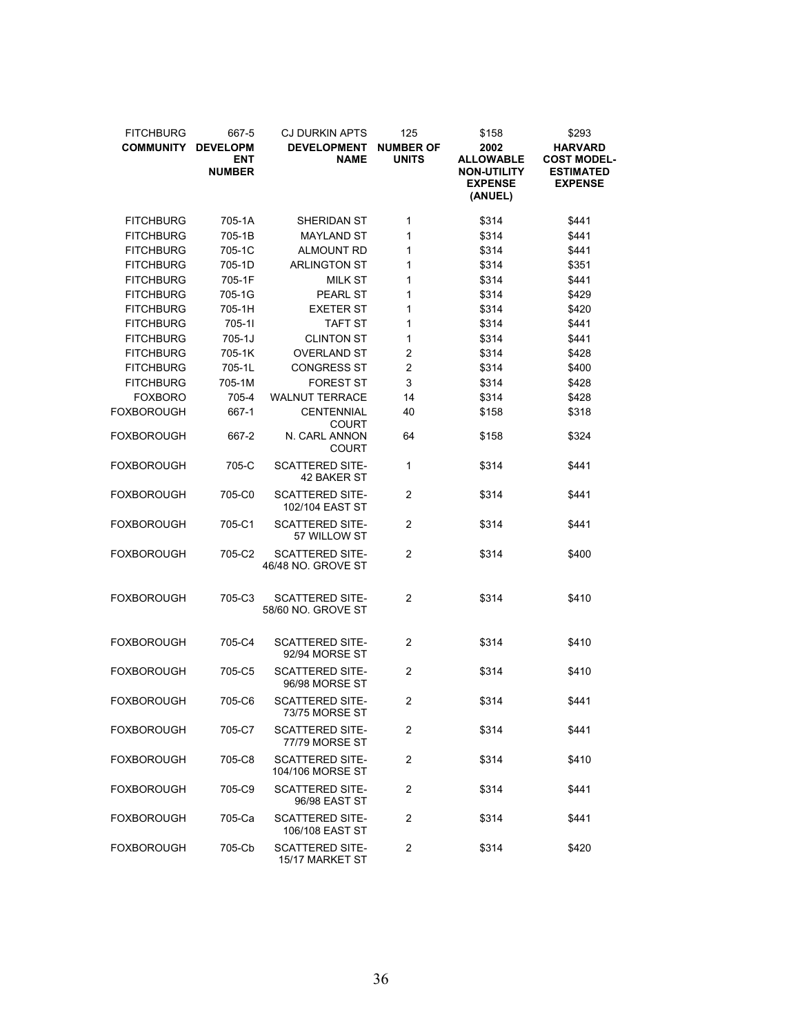| FITCHBURG | 667-5 | CJ DURKIN APTS | 125 | $158 | $293 |
|---|---|---|---|---|---|
| **COMMUNITY** | **DEVELOPMENT NUMBER** | **DEVELOPMENT NAME** | **NUMBER OF UNITS** | **2002 ALLOWABLE NON-UTILITY EXPENSE (ANUEL)** | **HARVARD COST MODEL-ESTIMATED EXPENSE** |
| FITCHBURG | 705-1A | SHERIDAN ST | 1 | $314 | $441 |
| FITCHBURG | 705-1B | MAYLAND ST | 1 | $314 | $441 |
| FITCHBURG | 705-1C | ALMOUNT RD | 1 | $314 | $441 |
| FITCHBURG | 705-1D | ARLINGTON ST | 1 | $314 | $351 |
| FITCHBURG | 705-1F | MILK ST | 1 | $314 | $441 |
| FITCHBURG | 705-1G | PEARL ST | 1 | $314 | $429 |
| FITCHBURG | 705-1H | EXETER ST | 1 | $314 | $420 |
| FITCHBURG | 705-1I | TAFT ST | 1 | $314 | $441 |
| FITCHBURG | 705-1J | CLINTON ST | 1 | $314 | $441 |
| FITCHBURG | 705-1K | OVERLAND ST | 2 | $314 | $428 |
| FITCHBURG | 705-1L | CONGRESS ST | 2 | $314 | $400 |
| FITCHBURG | 705-1M | FOREST ST | 3 | $314 | $428 |
| FOXBORO | 705-4 | WALNUT TERRACE | 14 | $314 | $428 |
| FOXBOROUGH | 667-1 | CENTENNIAL COURT | 40 | $158 | $318 |
| FOXBOROUGH | 667-2 | N. CARL ANNON COURT | 64 | $158 | $324 |
| FOXBOROUGH | 705-C | SCATTERED SITE- 42 BAKER ST | 1 | $314 | $441 |
| FOXBOROUGH | 705-C0 | SCATTERED SITE- 102/104 EAST ST | 2 | $314 | $441 |
| FOXBOROUGH | 705-C1 | SCATTERED SITE- 57 WILLOW ST | 2 | $314 | $441 |
| FOXBOROUGH | 705-C2 | SCATTERED SITE- 46/48 NO. GROVE ST | 2 | $314 | $400 |
| FOXBOROUGH | 705-C3 | SCATTERED SITE- 58/60 NO. GROVE ST | 2 | $314 | $410 |
| FOXBOROUGH | 705-C4 | SCATTERED SITE- 92/94 MORSE ST | 2 | $314 | $410 |
| FOXBOROUGH | 705-C5 | SCATTERED SITE- 96/98 MORSE ST | 2 | $314 | $410 |
| FOXBOROUGH | 705-C6 | SCATTERED SITE- 73/75 MORSE ST | 2 | $314 | $441 |
| FOXBOROUGH | 705-C7 | SCATTERED SITE- 77/79 MORSE ST | 2 | $314 | $441 |
| FOXBOROUGH | 705-C8 | SCATTERED SITE- 104/106 MORSE ST | 2 | $314 | $410 |
| FOXBOROUGH | 705-C9 | SCATTERED SITE- 96/98 EAST ST | 2 | $314 | $441 |
| FOXBOROUGH | 705-Ca | SCATTERED SITE- 106/108 EAST ST | 2 | $314 | $441 |
| FOXBOROUGH | 705-Cb | SCATTERED SITE- 15/17 MARKET ST | 2 | $314 | $420 |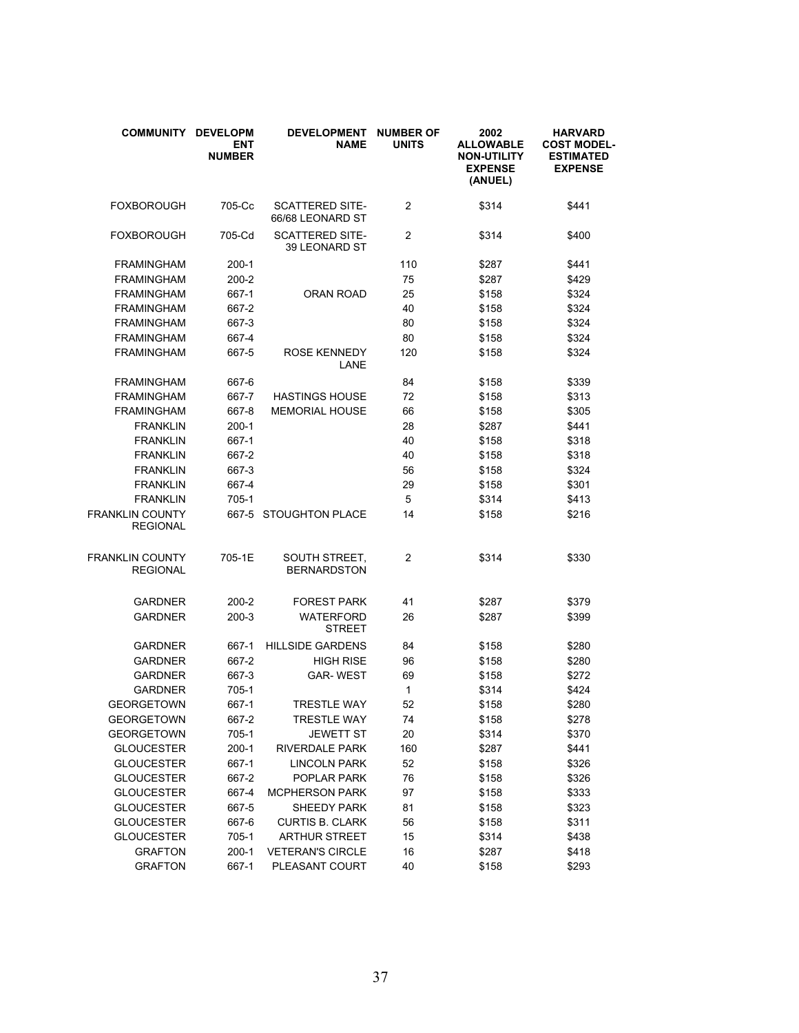| COMMUNITY | DEVELOPMENT NUMBER | DEVELOPMENT NAME | NUMBER OF UNITS | 2002 ALLOWABLE NON-UTILITY EXPENSE (ANUEL) | HARVARD COST MODEL-ESTIMATED EXPENSE |
|---|---|---|---|---|---|
| FOXBOROUGH | 705-Cc | SCATTERED SITE-66/68 LEONARD ST | 2 | $314 | $441 |
| FOXBOROUGH | 705-Cd | SCATTERED SITE-39 LEONARD ST | 2 | $314 | $400 |
| FRAMINGHAM | 200-1 | | 110 | $287 | $441 |
| FRAMINGHAM | 200-2 | | 75 | $287 | $429 |
| FRAMINGHAM | 667-1 | ORAN ROAD | 25 | $158 | $324 |
| FRAMINGHAM | 667-2 | | 40 | $158 | $324 |
| FRAMINGHAM | 667-3 | | 80 | $158 | $324 |
| FRAMINGHAM | 667-4 | | 80 | $158 | $324 |
| FRAMINGHAM | 667-5 | ROSE KENNEDY LANE | 120 | $158 | $324 |
| FRAMINGHAM | 667-6 | | 84 | $158 | $339 |
| FRAMINGHAM | 667-7 | HASTINGS HOUSE | 72 | $158 | $313 |
| FRAMINGHAM | 667-8 | MEMORIAL HOUSE | 66 | $158 | $305 |
| FRANKLIN | 200-1 | | 28 | $287 | $441 |
| FRANKLIN | 667-1 | | 40 | $158 | $318 |
| FRANKLIN | 667-2 | | 40 | $158 | $318 |
| FRANKLIN | 667-3 | | 56 | $158 | $324 |
| FRANKLIN | 667-4 | | 29 | $158 | $301 |
| FRANKLIN | 705-1 | | 5 | $314 | $413 |
| FRANKLIN COUNTY REGIONAL | 667-5 | STOUGHTON PLACE | 14 | $158 | $216 |
| FRANKLIN COUNTY REGIONAL | 705-1E | SOUTH STREET, BERNARDSTON | 2 | $314 | $330 |
| GARDNER | 200-2 | FOREST PARK | 41 | $287 | $379 |
| GARDNER | 200-3 | WATERFORD STREET | 26 | $287 | $399 |
| GARDNER | 667-1 | HILLSIDE GARDENS | 84 | $158 | $280 |
| GARDNER | 667-2 | HIGH RISE | 96 | $158 | $280 |
| GARDNER | 667-3 | GAR- WEST | 69 | $158 | $272 |
| GARDNER | 705-1 | | 1 | $314 | $424 |
| GEORGETOWN | 667-1 | TRESTLE WAY | 52 | $158 | $280 |
| GEORGETOWN | 667-2 | TRESTLE WAY | 74 | $158 | $278 |
| GEORGETOWN | 705-1 | JEWETT ST | 20 | $314 | $370 |
| GLOUCESTER | 200-1 | RIVERDALE PARK | 160 | $287 | $441 |
| GLOUCESTER | 667-1 | LINCOLN PARK | 52 | $158 | $326 |
| GLOUCESTER | 667-2 | POPLAR PARK | 76 | $158 | $326 |
| GLOUCESTER | 667-4 | MCPHERSON PARK | 97 | $158 | $333 |
| GLOUCESTER | 667-5 | SHEEDY PARK | 81 | $158 | $323 |
| GLOUCESTER | 667-6 | CURTIS B. CLARK | 56 | $158 | $311 |
| GLOUCESTER | 705-1 | ARTHUR STREET | 15 | $314 | $438 |
| GRAFTON | 200-1 | VETERAN'S CIRCLE | 16 | $287 | $418 |
| GRAFTON | 667-1 | PLEASANT COURT | 40 | $158 | $293 |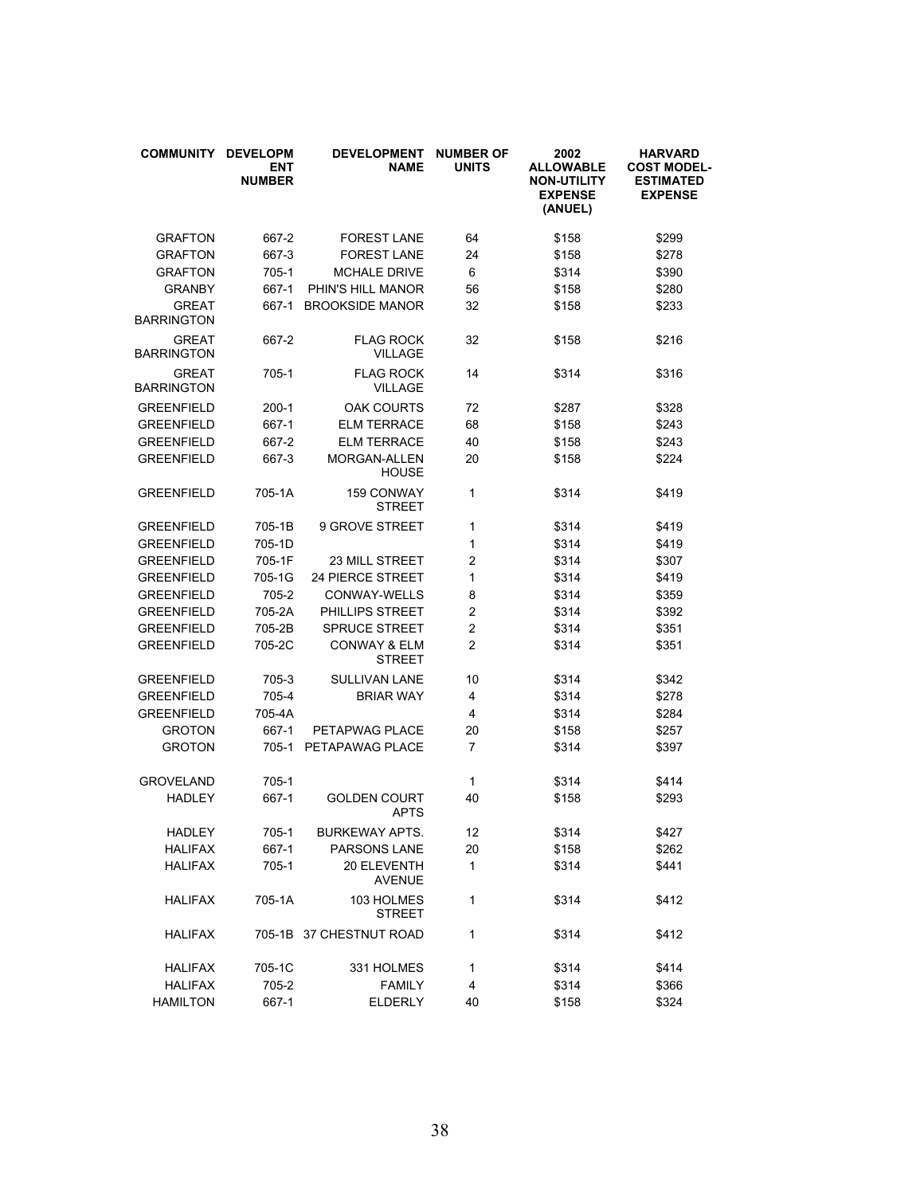| COMMUNITY | DEVELOPMENT NUMBER | DEVELOPMENT NAME | NUMBER OF UNITS | 2002 ALLOWABLE NON-UTILITY EXPENSE (ANUEL) | HARVARD COST MODEL-ESTIMATED EXPENSE |
|---|---|---|---|---|---|
| GRAFTON | 667-2 | FOREST LANE | 64 | $158 | $299 |
| GRAFTON | 667-3 | FOREST LANE | 24 | $158 | $278 |
| GRAFTON | 705-1 | MCHALE DRIVE | 6 | $314 | $390 |
| GRANBY | 667-1 | PHIN'S HILL MANOR | 56 | $158 | $280 |
| GREAT BARRINGTON | 667-1 | BROOKSIDE MANOR | 32 | $158 | $233 |
| GREAT BARRINGTON | 667-2 | FLAG ROCK VILLAGE | 32 | $158 | $216 |
| GREAT BARRINGTON | 705-1 | FLAG ROCK VILLAGE | 14 | $314 | $316 |
| GREENFIELD | 200-1 | OAK COURTS | 72 | $287 | $328 |
| GREENFIELD | 667-1 | ELM TERRACE | 68 | $158 | $243 |
| GREENFIELD | 667-2 | ELM TERRACE | 40 | $158 | $243 |
| GREENFIELD | 667-3 | MORGAN-ALLEN HOUSE | 20 | $158 | $224 |
| GREENFIELD | 705-1A | 159 CONWAY STREET | 1 | $314 | $419 |
| GREENFIELD | 705-1B | 9 GROVE STREET | 1 | $314 | $419 |
| GREENFIELD | 705-1D | | 1 | $314 | $419 |
| GREENFIELD | 705-1F | 23 MILL STREET | 2 | $314 | $307 |
| GREENFIELD | 705-1G | 24 PIERCE STREET | 1 | $314 | $419 |
| GREENFIELD | 705-2 | CONWAY-WELLS | 8 | $314 | $359 |
| GREENFIELD | 705-2A | PHILLIPS STREET | 2 | $314 | $392 |
| GREENFIELD | 705-2B | SPRUCE STREET | 2 | $314 | $351 |
| GREENFIELD | 705-2C | CONWAY & ELM STREET | 2 | $314 | $351 |
| GREENFIELD | 705-3 | SULLIVAN LANE | 10 | $314 | $342 |
| GREENFIELD | 705-4 | BRIAR WAY | 4 | $314 | $278 |
| GREENFIELD | 705-4A | | 4 | $314 | $284 |
| GROTON | 667-1 | PETAPWAG PLACE | 20 | $158 | $257 |
| GROTON | 705-1 | PETAPAWAG PLACE | 7 | $314 | $397 |
| GROVELAND | 705-1 | | 1 | $314 | $414 |
| HADLEY | 667-1 | GOLDEN COURT APTS | 40 | $158 | $293 |
| HADLEY | 705-1 | BURKEWAY APTS. | 12 | $314 | $427 |
| HALIFAX | 667-1 | PARSONS LANE | 20 | $158 | $262 |
| HALIFAX | 705-1 | 20 ELEVENTH AVENUE | 1 | $314 | $441 |
| HALIFAX | 705-1A | 103 HOLMES STREET | 1 | $314 | $412 |
| HALIFAX | 705-1B | 37 CHESTNUT ROAD | 1 | $314 | $412 |
| HALIFAX | 705-1C | 331 HOLMES | 1 | $314 | $414 |
| HALIFAX | 705-2 | FAMILY | 4 | $314 | $366 |
| HAMILTON | 667-1 | ELDERLY | 40 | $158 | $324 |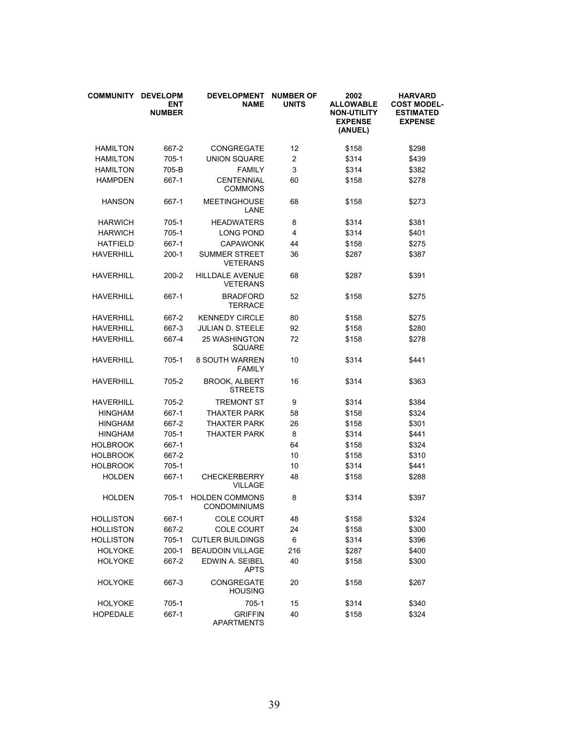| COMMUNITY | DEVELOPMENT NUMBER | DEVELOPMENT NAME | NUMBER OF UNITS | 2002 ALLOWABLE NON-UTILITY EXPENSE (ANUEL) | HARVARD COST MODEL-ESTIMATED EXPENSE |
|---|---|---|---|---|---|
| HAMILTON | 667-2 | CONGREGATE | 12 | $158 | $298 |
| HAMILTON | 705-1 | UNION SQUARE | 2 | $314 | $439 |
| HAMILTON | 705-B | FAMILY | 3 | $314 | $382 |
| HAMPDEN | 667-1 | CENTENNIAL COMMONS | 60 | $158 | $278 |
| HANSON | 667-1 | MEETINGHOUSE LANE | 68 | $158 | $273 |
| HARWICH | 705-1 | HEADWATERS | 8 | $314 | $381 |
| HARWICH | 705-1 | LONG POND | 4 | $314 | $401 |
| HATFIELD | 667-1 | CAPAWONK | 44 | $158 | $275 |
| HAVERHILL | 200-1 | SUMMER STREET VETERANS | 36 | $287 | $387 |
| HAVERHILL | 200-2 | HILLDALE AVENUE VETERANS | 68 | $287 | $391 |
| HAVERHILL | 667-1 | BRADFORD TERRACE | 52 | $158 | $275 |
| HAVERHILL | 667-2 | KENNEDY CIRCLE | 80 | $158 | $275 |
| HAVERHILL | 667-3 | JULIAN D. STEELE | 92 | $158 | $280 |
| HAVERHILL | 667-4 | 25 WASHINGTON SQUARE | 72 | $158 | $278 |
| HAVERHILL | 705-1 | 8 SOUTH WARREN FAMILY | 10 | $314 | $441 |
| HAVERHILL | 705-2 | BROOK, ALBERT STREETS | 16 | $314 | $363 |
| HAVERHILL | 705-2 | TREMONT ST | 9 | $314 | $384 |
| HINGHAM | 667-1 | THAXTER PARK | 58 | $158 | $324 |
| HINGHAM | 667-2 | THAXTER PARK | 26 | $158 | $301 |
| HINGHAM | 705-1 | THAXTER PARK | 8 | $314 | $441 |
| HOLBROOK | 667-1 | | 64 | $158 | $324 |
| HOLBROOK | 667-2 | | 10 | $158 | $310 |
| HOLBROOK | 705-1 | | 10 | $314 | $441 |
| HOLDEN | 667-1 | CHECKERBERRY VILLAGE | 48 | $158 | $288 |
| HOLDEN | 705-1 | HOLDEN COMMONS CONDOMINIUMS | 8 | $314 | $397 |
| HOLLISTON | 667-1 | COLE COURT | 48 | $158 | $324 |
| HOLLISTON | 667-2 | COLE COURT | 24 | $158 | $300 |
| HOLLISTON | 705-1 | CUTLER BUILDINGS | 6 | $314 | $396 |
| HOLYOKE | 200-1 | BEAUDOIN VILLAGE | 216 | $287 | $400 |
| HOLYOKE | 667-2 | EDWIN A. SEIBEL APTS | 40 | $158 | $300 |
| HOLYOKE | 667-3 | CONGREGATE HOUSING | 20 | $158 | $267 |
| HOLYOKE | 705-1 | 705-1 | 15 | $314 | $340 |
| HOPEDALE | 667-1 | GRIFFIN APARTMENTS | 40 | $158 | $324 |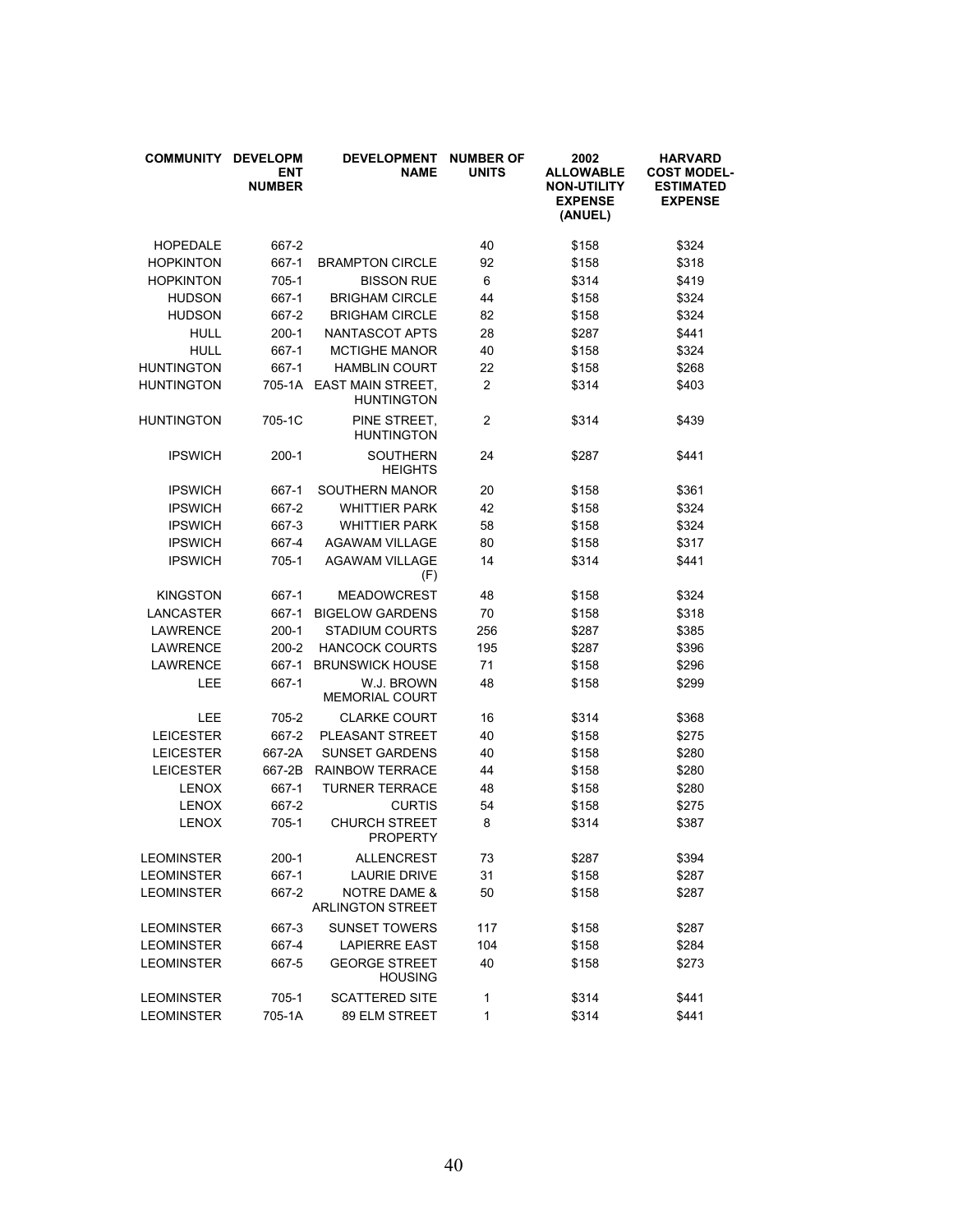| COMMUNITY | DEVELOPMENT NUMBER | DEVELOPMENT NAME | NUMBER OF UNITS | 2002 ALLOWABLE NON-UTILITY EXPENSE (ANUEL) | HARVARD COST MODEL-ESTIMATED EXPENSE |
|---|---|---|---|---|---|
| HOPEDALE | 667-2 | | 40 | $158 | $324 |
| HOPKINTON | 667-1 | BRAMPTON CIRCLE | 92 | $158 | $318 |
| HOPKINTON | 705-1 | BISSON RUE | 6 | $314 | $419 |
| HUDSON | 667-1 | BRIGHAM CIRCLE | 44 | $158 | $324 |
| HUDSON | 667-2 | BRIGHAM CIRCLE | 82 | $158 | $324 |
| HULL | 200-1 | NANTASCOT APTS | 28 | $287 | $441 |
| HULL | 667-1 | MCTIGHE MANOR | 40 | $158 | $324 |
| HUNTINGTON | 667-1 | HAMBLIN COURT | 22 | $158 | $268 |
| HUNTINGTON | 705-1A | EAST MAIN STREET, HUNTINGTON | 2 | $314 | $403 |
| HUNTINGTON | 705-1C | PINE STREET, HUNTINGTON | 2 | $314 | $439 |
| IPSWICH | 200-1 | SOUTHERN HEIGHTS | 24 | $287 | $441 |
| IPSWICH | 667-1 | SOUTHERN MANOR | 20 | $158 | $361 |
| IPSWICH | 667-2 | WHITTIER PARK | 42 | $158 | $324 |
| IPSWICH | 667-3 | WHITTIER PARK | 58 | $158 | $324 |
| IPSWICH | 667-4 | AGAWAM VILLAGE | 80 | $158 | $317 |
| IPSWICH | 705-1 | AGAWAM VILLAGE (F) | 14 | $314 | $441 |
| KINGSTON | 667-1 | MEADOWCREST | 48 | $158 | $324 |
| LANCASTER | 667-1 | BIGELOW GARDENS | 70 | $158 | $318 |
| LAWRENCE | 200-1 | STADIUM COURTS | 256 | $287 | $385 |
| LAWRENCE | 200-2 | HANCOCK COURTS | 195 | $287 | $396 |
| LAWRENCE | 667-1 | BRUNSWICK HOUSE | 71 | $158 | $296 |
| LEE | 667-1 | W.J. BROWN MEMORIAL COURT | 48 | $158 | $299 |
| LEE | 705-2 | CLARKE COURT | 16 | $314 | $368 |
| LEICESTER | 667-2 | PLEASANT STREET | 40 | $158 | $275 |
| LEICESTER | 667-2A | SUNSET GARDENS | 40 | $158 | $280 |
| LEICESTER | 667-2B | RAINBOW TERRACE | 44 | $158 | $280 |
| LENOX | 667-1 | TURNER TERRACE | 48 | $158 | $280 |
| LENOX | 667-2 | CURTIS | 54 | $158 | $275 |
| LENOX | 705-1 | CHURCH STREET PROPERTY | 8 | $314 | $387 |
| LEOMINSTER | 200-1 | ALLENCREST | 73 | $287 | $394 |
| LEOMINSTER | 667-1 | LAURIE DRIVE | 31 | $158 | $287 |
| LEOMINSTER | 667-2 | NOTRE DAME & ARLINGTON STREET | 50 | $158 | $287 |
| LEOMINSTER | 667-3 | SUNSET TOWERS | 117 | $158 | $287 |
| LEOMINSTER | 667-4 | LAPIERRE EAST | 104 | $158 | $284 |
| LEOMINSTER | 667-5 | GEORGE STREET HOUSING | 40 | $158 | $273 |
| LEOMINSTER | 705-1 | SCATTERED SITE | 1 | $314 | $441 |
| LEOMINSTER | 705-1A | 89 ELM STREET | 1 | $314 | $441 |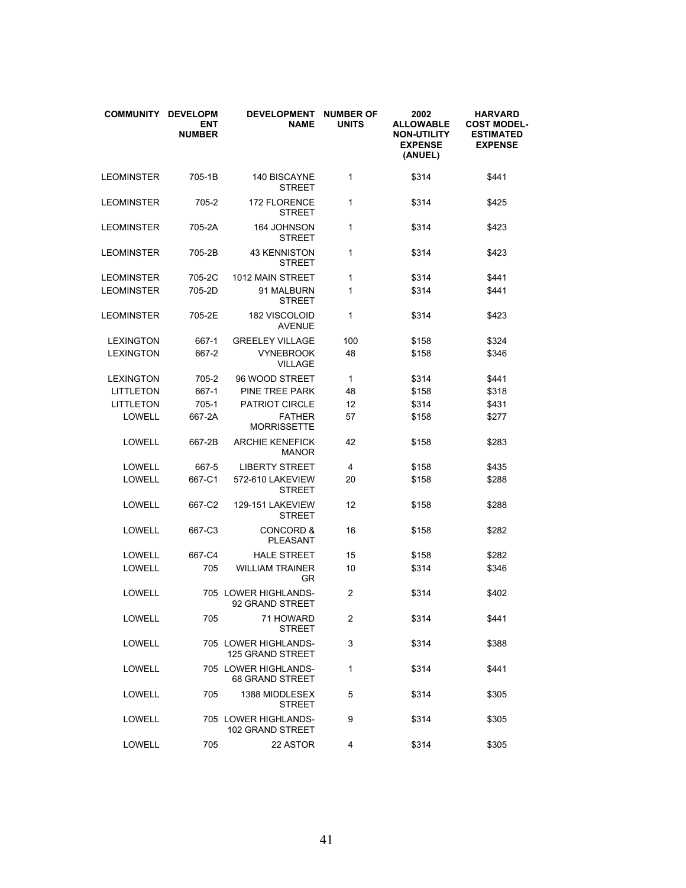| COMMUNITY | DEVELOPMENT NUMBER | DEVELOPMENT NAME | NUMBER OF UNITS | 2002 ALLOWABLE NON-UTILITY EXPENSE (ANUEL) | HARVARD COST MODEL-ESTIMATED EXPENSE |
|---|---|---|---|---|---|
| LEOMINSTER | 705-1B | 140 BISCAYNE STREET | 1 | $314 | $441 |
| LEOMINSTER | 705-2 | 172 FLORENCE STREET | 1 | $314 | $425 |
| LEOMINSTER | 705-2A | 164 JOHNSON STREET | 1 | $314 | $423 |
| LEOMINSTER | 705-2B | 43 KENNISTON STREET | 1 | $314 | $423 |
| LEOMINSTER | 705-2C | 1012 MAIN STREET | 1 | $314 | $441 |
| LEOMINSTER | 705-2D | 91 MALBURN STREET | 1 | $314 | $441 |
| LEOMINSTER | 705-2E | 182 VISCOLOID AVENUE | 1 | $314 | $423 |
| LEXINGTON | 667-1 | GREELEY VILLAGE | 100 | $158 | $324 |
| LEXINGTON | 667-2 | VYNEBROOK VILLAGE | 48 | $158 | $346 |
| LEXINGTON | 705-2 | 96 WOOD STREET | 1 | $314 | $441 |
| LITTLETON | 667-1 | PINE TREE PARK | 48 | $158 | $318 |
| LITTLETON | 705-1 | PATRIOT CIRCLE | 12 | $314 | $431 |
| LOWELL | 667-2A | FATHER MORRISSETTE | 57 | $158 | $277 |
| LOWELL | 667-2B | ARCHIE KENEFICK MANOR | 42 | $158 | $283 |
| LOWELL | 667-5 | LIBERTY STREET | 4 | $158 | $435 |
| LOWELL | 667-C1 | 572-610 LAKEVIEW STREET | 20 | $158 | $288 |
| LOWELL | 667-C2 | 129-151 LAKEVIEW STREET | 12 | $158 | $288 |
| LOWELL | 667-C3 | CONCORD & PLEASANT | 16 | $158 | $282 |
| LOWELL | 667-C4 | HALE STREET | 15 | $158 | $282 |
| LOWELL | 705 | WILLIAM TRAINER GR | 10 | $314 | $346 |
| LOWELL | 705 | LOWER HIGHLANDS-92 GRAND STREET | 2 | $314 | $402 |
| LOWELL | 705 | 71 HOWARD STREET | 2 | $314 | $441 |
| LOWELL | 705 | LOWER HIGHLANDS-125 GRAND STREET | 3 | $314 | $388 |
| LOWELL | 705 | LOWER HIGHLANDS-68 GRAND STREET | 1 | $314 | $441 |
| LOWELL | 705 | 1388 MIDDLESEX STREET | 5 | $314 | $305 |
| LOWELL | 705 | LOWER HIGHLANDS-102 GRAND STREET | 9 | $314 | $305 |
| LOWELL | 705 | 22 ASTOR | 4 | $314 | $305 |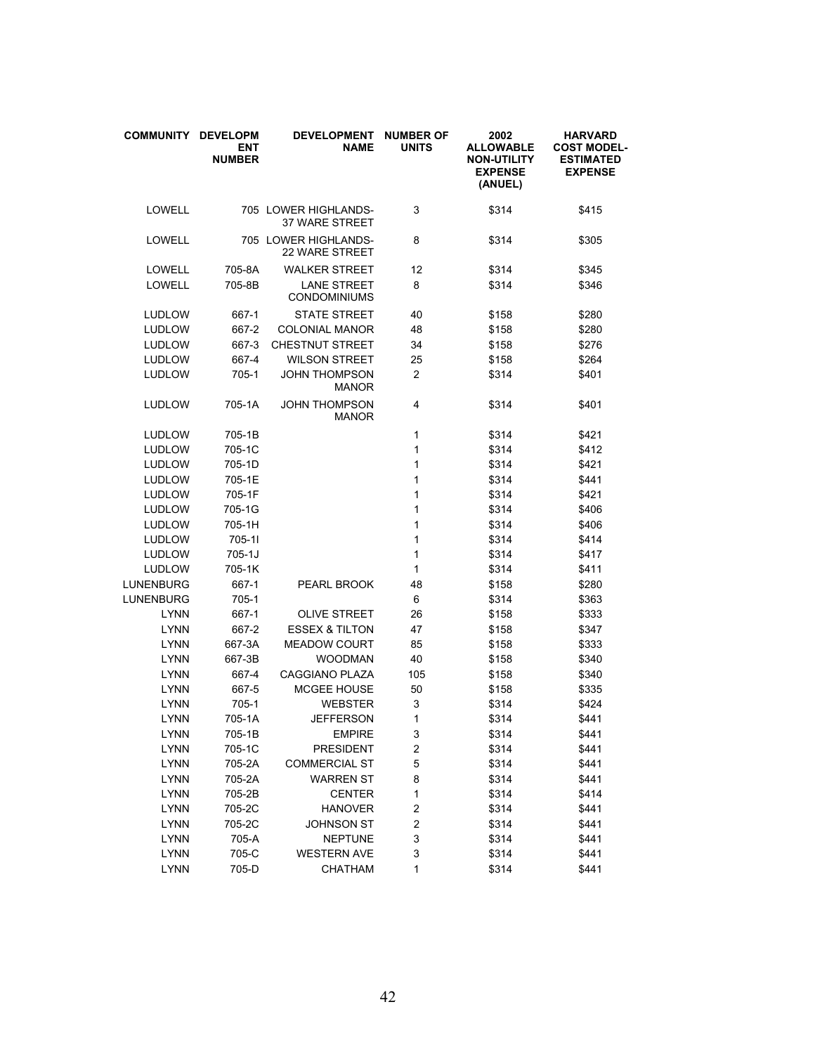| COMMUNITY | DEVELOPMENT NUMBER | DEVELOPMENT NAME | NUMBER OF UNITS | 2002 ALLOWABLE NON-UTILITY EXPENSE (ANUEL) | HARVARD COST MODEL-ESTIMATED EXPENSE |
|---|---|---|---|---|---|
| LOWELL | 705 | LOWER HIGHLANDS-37 WARE STREET | 3 | $314 | $415 |
| LOWELL | 705 | LOWER HIGHLANDS-22 WARE STREET | 8 | $314 | $305 |
| LOWELL | 705-8A | WALKER STREET | 12 | $314 | $345 |
| LOWELL | 705-8B | LANE STREET CONDOMINIUMS | 8 | $314 | $346 |
| LUDLOW | 667-1 | STATE STREET | 40 | $158 | $280 |
| LUDLOW | 667-2 | COLONIAL MANOR | 48 | $158 | $280 |
| LUDLOW | 667-3 | CHESTNUT STREET | 34 | $158 | $276 |
| LUDLOW | 667-4 | WILSON STREET | 25 | $158 | $264 |
| LUDLOW | 705-1 | JOHN THOMPSON MANOR | 2 | $314 | $401 |
| LUDLOW | 705-1A | JOHN THOMPSON MANOR | 4 | $314 | $401 |
| LUDLOW | 705-1B | | 1 | $314 | $421 |
| LUDLOW | 705-1C | | 1 | $314 | $412 |
| LUDLOW | 705-1D | | 1 | $314 | $421 |
| LUDLOW | 705-1E | | 1 | $314 | $441 |
| LUDLOW | 705-1F | | 1 | $314 | $421 |
| LUDLOW | 705-1G | | 1 | $314 | $406 |
| LUDLOW | 705-1H | | 1 | $314 | $406 |
| LUDLOW | 705-1I | | 1 | $314 | $414 |
| LUDLOW | 705-1J | | 1 | $314 | $417 |
| LUDLOW | 705-1K | | 1 | $314 | $411 |
| LUNENBURG | 667-1 | PEARL BROOK | 48 | $158 | $280 |
| LUNENBURG | 705-1 | | 6 | $314 | $363 |
| LYNN | 667-1 | OLIVE STREET | 26 | $158 | $333 |
| LYNN | 667-2 | ESSEX & TILTON | 47 | $158 | $347 |
| LYNN | 667-3A | MEADOW COURT | 85 | $158 | $333 |
| LYNN | 667-3B | WOODMAN | 40 | $158 | $340 |
| LYNN | 667-4 | CAGGIANO PLAZA | 105 | $158 | $340 |
| LYNN | 667-5 | MCGEE HOUSE | 50 | $158 | $335 |
| LYNN | 705-1 | WEBSTER | 3 | $314 | $424 |
| LYNN | 705-1A | JEFFERSON | 1 | $314 | $441 |
| LYNN | 705-1B | EMPIRE | 3 | $314 | $441 |
| LYNN | 705-1C | PRESIDENT | 2 | $314 | $441 |
| LYNN | 705-2A | COMMERCIAL ST | 5 | $314 | $441 |
| LYNN | 705-2A | WARREN ST | 8 | $314 | $441 |
| LYNN | 705-2B | CENTER | 1 | $314 | $414 |
| LYNN | 705-2C | HANOVER | 2 | $314 | $441 |
| LYNN | 705-2C | JOHNSON ST | 2 | $314 | $441 |
| LYNN | 705-A | NEPTUNE | 3 | $314 | $441 |
| LYNN | 705-C | WESTERN AVE | 3 | $314 | $441 |
| LYNN | 705-D | CHATHAM | 1 | $314 | $441 |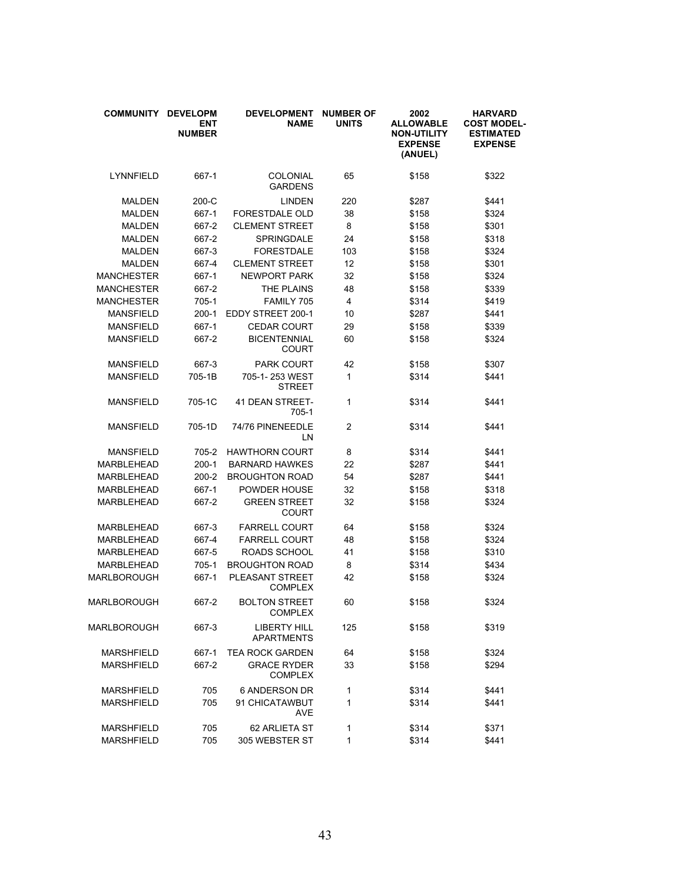| COMMUNITY | DEVELOPMENT NUMBER | DEVELOPMENT NAME | NUMBER OF UNITS | 2002 ALLOWABLE NON-UTILITY EXPENSE (ANUEL) | HARVARD COST MODEL-ESTIMATED EXPENSE |
|---|---|---|---|---|---|
| LYNNFIELD | 667-1 | COLONIAL GARDENS | 65 | $158 | $322 |
| MALDEN | 200-C | LINDEN | 220 | $287 | $441 |
| MALDEN | 667-1 | FORESTDALE OLD | 38 | $158 | $324 |
| MALDEN | 667-2 | CLEMENT STREET | 8 | $158 | $301 |
| MALDEN | 667-2 | SPRINGDALE | 24 | $158 | $318 |
| MALDEN | 667-3 | FORESTDALE | 103 | $158 | $324 |
| MALDEN | 667-4 | CLEMENT STREET | 12 | $158 | $301 |
| MANCHESTER | 667-1 | NEWPORT PARK | 32 | $158 | $324 |
| MANCHESTER | 667-2 | THE PLAINS | 48 | $158 | $339 |
| MANCHESTER | 705-1 | FAMILY 705 | 4 | $314 | $419 |
| MANSFIELD | 200-1 | EDDY STREET 200-1 | 10 | $287 | $441 |
| MANSFIELD | 667-1 | CEDAR COURT | 29 | $158 | $339 |
| MANSFIELD | 667-2 | BICENTENNIAL COURT | 60 | $158 | $324 |
| MANSFIELD | 667-3 | PARK COURT | 42 | $158 | $307 |
| MANSFIELD | 705-1B | 705-1- 253 WEST STREET | 1 | $314 | $441 |
| MANSFIELD | 705-1C | 41 DEAN STREET-705-1 | 1 | $314 | $441 |
| MANSFIELD | 705-1D | 74/76 PINENEEDLE LN | 2 | $314 | $441 |
| MANSFIELD | 705-2 | HAWTHORN COURT | 8 | $314 | $441 |
| MARBLEHEAD | 200-1 | BARNARD HAWKES | 22 | $287 | $441 |
| MARBLEHEAD | 200-2 | BROUGHTON ROAD | 54 | $287 | $441 |
| MARBLEHEAD | 667-1 | POWDER HOUSE | 32 | $158 | $318 |
| MARBLEHEAD | 667-2 | GREEN STREET COURT | 32 | $158 | $324 |
| MARBLEHEAD | 667-3 | FARRELL COURT | 64 | $158 | $324 |
| MARBLEHEAD | 667-4 | FARRELL COURT | 48 | $158 | $324 |
| MARBLEHEAD | 667-5 | ROADS SCHOOL | 41 | $158 | $310 |
| MARBLEHEAD | 705-1 | BROUGHTON ROAD | 8 | $314 | $434 |
| MARLBOROUGH | 667-1 | PLEASANT STREET COMPLEX | 42 | $158 | $324 |
| MARLBOROUGH | 667-2 | BOLTON STREET COMPLEX | 60 | $158 | $324 |
| MARLBOROUGH | 667-3 | LIBERTY HILL APARTMENTS | 125 | $158 | $319 |
| MARSHFIELD | 667-1 | TEA ROCK GARDEN | 64 | $158 | $324 |
| MARSHFIELD | 667-2 | GRACE RYDER COMPLEX | 33 | $158 | $294 |
| MARSHFIELD | 705 | 6 ANDERSON DR | 1 | $314 | $441 |
| MARSHFIELD | 705 | 91 CHICATAWBUT AVE | 1 | $314 | $441 |
| MARSHFIELD | 705 | 62 ARLIETA ST | 1 | $314 | $371 |
| MARSHFIELD | 705 | 305 WEBSTER ST | 1 | $314 | $441 |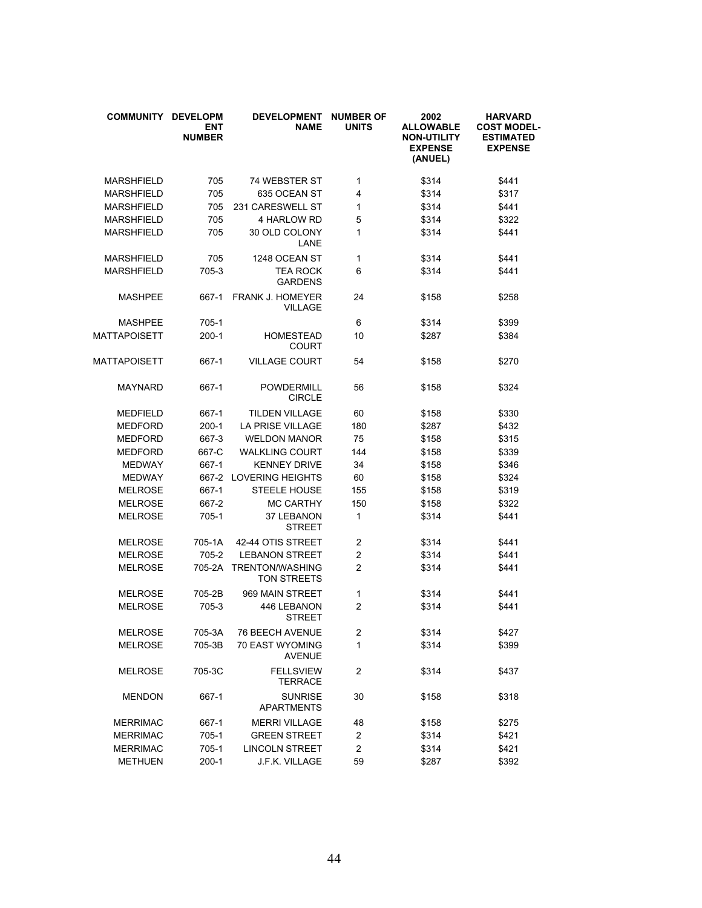| COMMUNITY | DEVELOPMENT NUMBER | DEVELOPMENT NAME | NUMBER OF UNITS | 2002 ALLOWABLE NON-UTILITY EXPENSE (ANUEL) | HARVARD COST MODEL-ESTIMATED EXPENSE |
|---|---|---|---|---|---|
| MARSHFIELD | 705 | 74 WEBSTER ST | 1 | $314 | $441 |
| MARSHFIELD | 705 | 635 OCEAN ST | 4 | $314 | $317 |
| MARSHFIELD | 705 | 231 CARESWELL ST | 1 | $314 | $441 |
| MARSHFIELD | 705 | 4 HARLOW RD | 5 | $314 | $322 |
| MARSHFIELD | 705 | 30 OLD COLONY LANE | 1 | $314 | $441 |
| MARSHFIELD | 705 | 1248 OCEAN ST | 1 | $314 | $441 |
| MARSHFIELD | 705-3 | TEA ROCK GARDENS | 6 | $314 | $441 |
| MASHPEE | 667-1 | FRANK J. HOMEYER VILLAGE | 24 | $158 | $258 |
| MASHPEE | 705-1 | | 6 | $314 | $399 |
| MATTAPOISETT | 200-1 | HOMESTEAD COURT | 10 | $287 | $384 |
| MATTAPOISETT | 667-1 | VILLAGE COURT | 54 | $158 | $270 |
| MAYNARD | 667-1 | POWDERMILL CIRCLE | 56 | $158 | $324 |
| MEDFIELD | 667-1 | TILDEN VILLAGE | 60 | $158 | $330 |
| MEDFORD | 200-1 | LA PRISE VILLAGE | 180 | $287 | $432 |
| MEDFORD | 667-3 | WELDON MANOR | 75 | $158 | $315 |
| MEDFORD | 667-C | WALKLING COURT | 144 | $158 | $339 |
| MEDWAY | 667-1 | KENNEY DRIVE | 34 | $158 | $346 |
| MEDWAY | 667-2 | LOVERING HEIGHTS | 60 | $158 | $324 |
| MELROSE | 667-1 | STEELE HOUSE | 155 | $158 | $319 |
| MELROSE | 667-2 | MC CARTHY | 150 | $158 | $322 |
| MELROSE | 705-1 | 37 LEBANON STREET | 1 | $314 | $441 |
| MELROSE | 705-1A | 42-44 OTIS STREET | 2 | $314 | $441 |
| MELROSE | 705-2 | LEBANON STREET | 2 | $314 | $441 |
| MELROSE | 705-2A | TRENTON/WASHINGTON STREETS | 2 | $314 | $441 |
| MELROSE | 705-2B | 969 MAIN STREET | 1 | $314 | $441 |
| MELROSE | 705-3 | 446 LEBANON STREET | 2 | $314 | $441 |
| MELROSE | 705-3A | 76 BEECH AVENUE | 2 | $314 | $427 |
| MELROSE | 705-3B | 70 EAST WYOMING AVENUE | 1 | $314 | $399 |
| MELROSE | 705-3C | FELLSVIEW TERRACE | 2 | $314 | $437 |
| MENDON | 667-1 | SUNRISE APARTMENTS | 30 | $158 | $318 |
| MERRIMAC | 667-1 | MERRI VILLAGE | 48 | $158 | $275 |
| MERRIMAC | 705-1 | GREEN STREET | 2 | $314 | $421 |
| MERRIMAC | 705-1 | LINCOLN STREET | 2 | $314 | $421 |
| METHUEN | 200-1 | J.F.K. VILLAGE | 59 | $287 | $392 |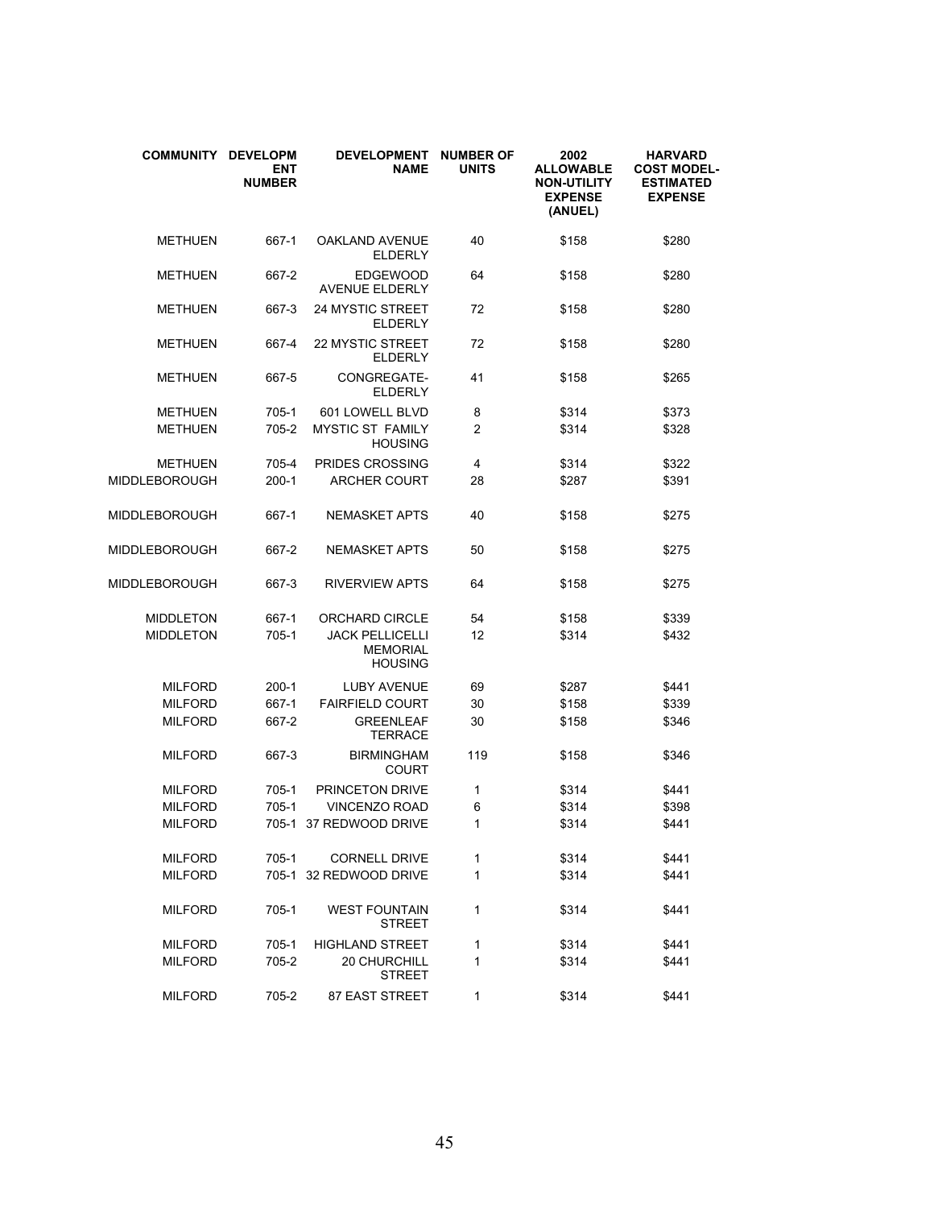| COMMUNITY | DEVELOPMENT NUMBER | DEVELOPMENT NAME | NUMBER OF UNITS | 2002 ALLOWABLE NON-UTILITY EXPENSE (ANUEL) | HARVARD COST MODEL-ESTIMATED EXPENSE |
|---|---|---|---|---|---|
| METHUEN | 667-1 | OAKLAND AVENUE ELDERLY | 40 | $158 | $280 |
| METHUEN | 667-2 | EDGEWOOD AVENUE ELDERLY | 64 | $158 | $280 |
| METHUEN | 667-3 | 24 MYSTIC STREET ELDERLY | 72 | $158 | $280 |
| METHUEN | 667-4 | 22 MYSTIC STREET ELDERLY | 72 | $158 | $280 |
| METHUEN | 667-5 | CONGREGATE-ELDERLY | 41 | $158 | $265 |
| METHUEN | 705-1 | 601 LOWELL BLVD | 8 | $314 | $373 |
| METHUEN | 705-2 | MYSTIC ST FAMILY HOUSING | 2 | $314 | $328 |
| METHUEN | 705-4 | PRIDES CROSSING | 4 | $314 | $322 |
| MIDDLEBOROUGH | 200-1 | ARCHER COURT | 28 | $287 | $391 |
| MIDDLEBOROUGH | 667-1 | NEMASKET APTS | 40 | $158 | $275 |
| MIDDLEBOROUGH | 667-2 | NEMASKET APTS | 50 | $158 | $275 |
| MIDDLEBOROUGH | 667-3 | RIVERVIEW APTS | 64 | $158 | $275 |
| MIDDLETON | 667-1 | ORCHARD CIRCLE | 54 | $158 | $339 |
| MIDDLETON | 705-1 | JACK PELLICELLI MEMORIAL HOUSING | 12 | $314 | $432 |
| MILFORD | 200-1 | LUBY AVENUE | 69 | $287 | $441 |
| MILFORD | 667-1 | FAIRFIELD COURT | 30 | $158 | $339 |
| MILFORD | 667-2 | GREENLEAF TERRACE | 30 | $158 | $346 |
| MILFORD | 667-3 | BIRMINGHAM COURT | 119 | $158 | $346 |
| MILFORD | 705-1 | PRINCETON DRIVE | 1 | $314 | $441 |
| MILFORD | 705-1 | VINCENZO ROAD | 6 | $314 | $398 |
| MILFORD | 705-1 | 37 REDWOOD DRIVE | 1 | $314 | $441 |
| MILFORD | 705-1 | CORNELL DRIVE | 1 | $314 | $441 |
| MILFORD | 705-1 | 32 REDWOOD DRIVE | 1 | $314 | $441 |
| MILFORD | 705-1 | WEST FOUNTAIN STREET | 1 | $314 | $441 |
| MILFORD | 705-1 | HIGHLAND STREET | 1 | $314 | $441 |
| MILFORD | 705-2 | 20 CHURCHILL STREET | 1 | $314 | $441 |
| MILFORD | 705-2 | 87 EAST STREET | 1 | $314 | $441 |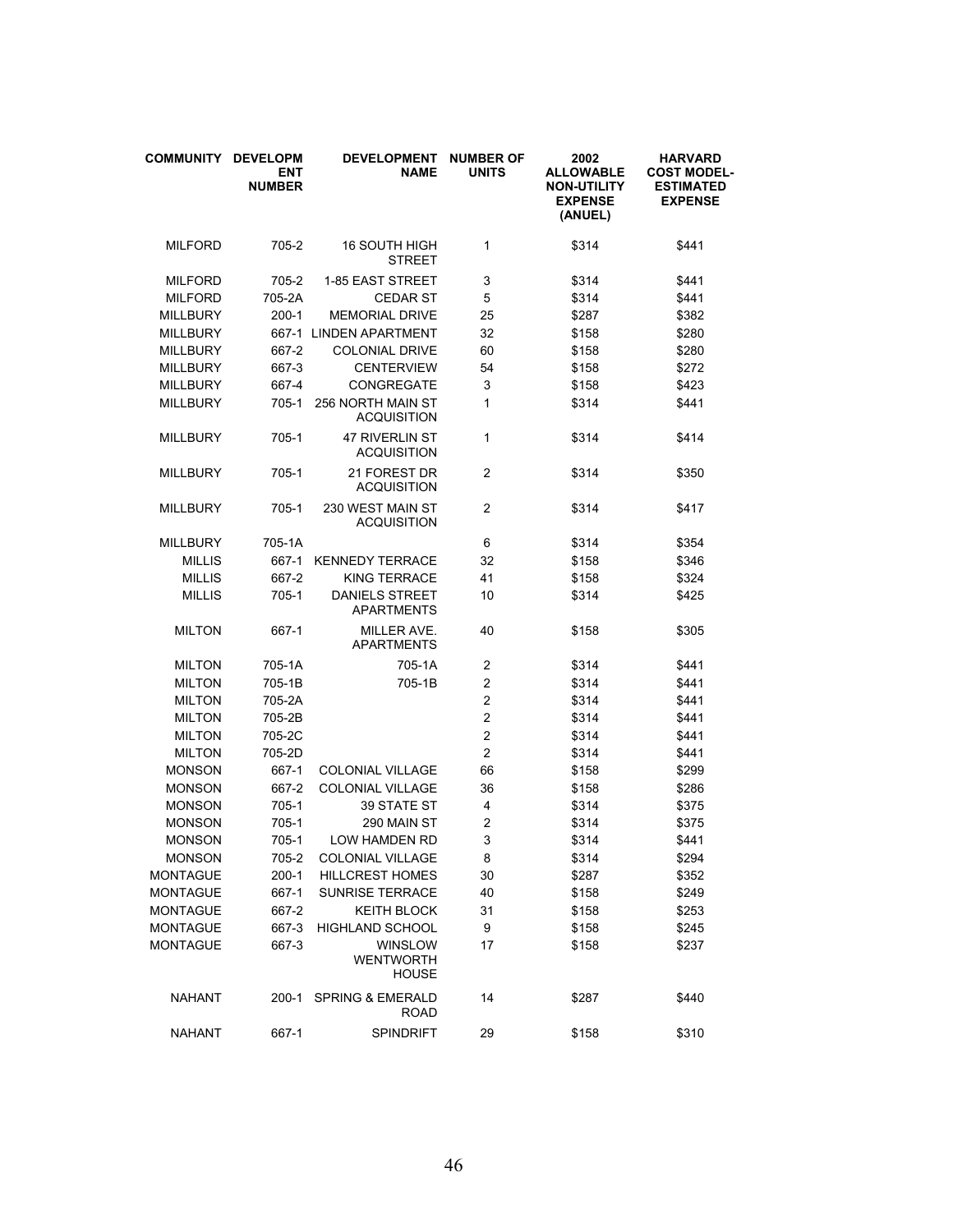| COMMUNITY | DEVELOPMENT NUMBER | DEVELOPMENT NAME | NUMBER OF UNITS | 2002 ALLOWABLE NON-UTILITY EXPENSE (ANUEL) | HARVARD COST MODEL-ESTIMATED EXPENSE |
|---|---|---|---|---|---|
| MILFORD | 705-2 | 16 SOUTH HIGH STREET | 1 | $314 | $441 |
| MILFORD | 705-2 | 1-85 EAST STREET | 3 | $314 | $441 |
| MILFORD | 705-2A | CEDAR ST | 5 | $314 | $441 |
| MILLBURY | 200-1 | MEMORIAL DRIVE | 25 | $287 | $382 |
| MILLBURY | 667-1 | LINDEN APARTMENT | 32 | $158 | $280 |
| MILLBURY | 667-2 | COLONIAL DRIVE | 60 | $158 | $280 |
| MILLBURY | 667-3 | CENTERVIEW | 54 | $158 | $272 |
| MILLBURY | 667-4 | CONGREGATE | 3 | $158 | $423 |
| MILLBURY | 705-1 | 256 NORTH MAIN ST ACQUISITION | 1 | $314 | $441 |
| MILLBURY | 705-1 | 47 RIVERLIN ST ACQUISITION | 1 | $314 | $414 |
| MILLBURY | 705-1 | 21 FOREST DR ACQUISITION | 2 | $314 | $350 |
| MILLBURY | 705-1 | 230 WEST MAIN ST ACQUISITION | 2 | $314 | $417 |
| MILLBURY | 705-1A | | 6 | $314 | $354 |
| MILLIS | 667-1 | KENNEDY TERRACE | 32 | $158 | $346 |
| MILLIS | 667-2 | KING TERRACE | 41 | $158 | $324 |
| MILLIS | 705-1 | DANIELS STREET APARTMENTS | 10 | $314 | $425 |
| MILTON | 667-1 | MILLER AVE. APARTMENTS | 40 | $158 | $305 |
| MILTON | 705-1A | 705-1A | 2 | $314 | $441 |
| MILTON | 705-1B | 705-1B | 2 | $314 | $441 |
| MILTON | 705-2A | | 2 | $314 | $441 |
| MILTON | 705-2B | | 2 | $314 | $441 |
| MILTON | 705-2C | | 2 | $314 | $441 |
| MILTON | 705-2D | | 2 | $314 | $441 |
| MONSON | 667-1 | COLONIAL VILLAGE | 66 | $158 | $299 |
| MONSON | 667-2 | COLONIAL VILLAGE | 36 | $158 | $286 |
| MONSON | 705-1 | 39 STATE ST | 4 | $314 | $375 |
| MONSON | 705-1 | 290 MAIN ST | 2 | $314 | $375 |
| MONSON | 705-1 | LOW HAMDEN RD | 3 | $314 | $441 |
| MONSON | 705-2 | COLONIAL VILLAGE | 8 | $314 | $294 |
| MONTAGUE | 200-1 | HILLCREST HOMES | 30 | $287 | $352 |
| MONTAGUE | 667-1 | SUNRISE TERRACE | 40 | $158 | $249 |
| MONTAGUE | 667-2 | KEITH BLOCK | 31 | $158 | $253 |
| MONTAGUE | 667-3 | HIGHLAND SCHOOL | 9 | $158 | $245 |
| MONTAGUE | 667-3 | WINSLOW WENTWORTH HOUSE | 17 | $158 | $237 |
| NAHANT | 200-1 | SPRING & EMERALD ROAD | 14 | $287 | $440 |
| NAHANT | 667-1 | SPINDRIFT | 29 | $158 | $310 |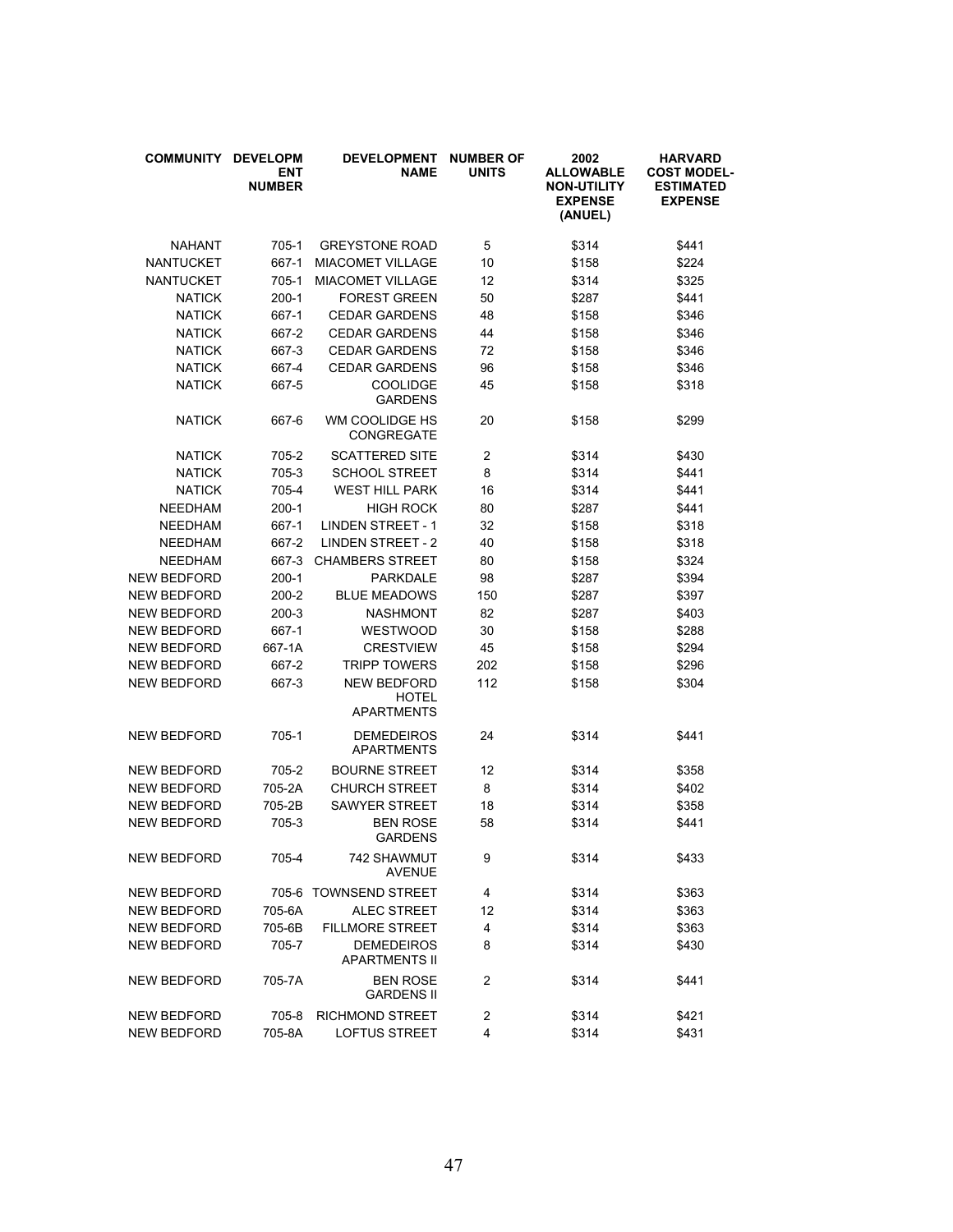| COMMUNITY | DEVELOPMENT NUMBER | DEVELOPMENT NAME | NUMBER OF UNITS | 2002 ALLOWABLE NON-UTILITY EXPENSE (ANUEL) | HARVARD COST MODEL-ESTIMATED EXPENSE |
|---|---|---|---|---|---|
| NAHANT | 705-1 | GREYSTONE ROAD | 5 | $314 | $441 |
| NANTUCKET | 667-1 | MIACOMET VILLAGE | 10 | $158 | $224 |
| NANTUCKET | 705-1 | MIACOMET VILLAGE | 12 | $314 | $325 |
| NATICK | 200-1 | FOREST GREEN | 50 | $287 | $441 |
| NATICK | 667-1 | CEDAR GARDENS | 48 | $158 | $346 |
| NATICK | 667-2 | CEDAR GARDENS | 44 | $158 | $346 |
| NATICK | 667-3 | CEDAR GARDENS | 72 | $158 | $346 |
| NATICK | 667-4 | CEDAR GARDENS | 96 | $158 | $346 |
| NATICK | 667-5 | COOLIDGE GARDENS | 45 | $158 | $318 |
| NATICK | 667-6 | WM COOLIDGE HS CONGREGATE | 20 | $158 | $299 |
| NATICK | 705-2 | SCATTERED SITE | 2 | $314 | $430 |
| NATICK | 705-3 | SCHOOL STREET | 8 | $314 | $441 |
| NATICK | 705-4 | WEST HILL PARK | 16 | $314 | $441 |
| NEEDHAM | 200-1 | HIGH ROCK | 80 | $287 | $441 |
| NEEDHAM | 667-1 | LINDEN STREET - 1 | 32 | $158 | $318 |
| NEEDHAM | 667-2 | LINDEN STREET - 2 | 40 | $158 | $318 |
| NEEDHAM | 667-3 | CHAMBERS STREET | 80 | $158 | $324 |
| NEW BEDFORD | 200-1 | PARKDALE | 98 | $287 | $394 |
| NEW BEDFORD | 200-2 | BLUE MEADOWS | 150 | $287 | $397 |
| NEW BEDFORD | 200-3 | NASHMONT | 82 | $287 | $403 |
| NEW BEDFORD | 667-1 | WESTWOOD | 30 | $158 | $288 |
| NEW BEDFORD | 667-1A | CRESTVIEW | 45 | $158 | $294 |
| NEW BEDFORD | 667-2 | TRIPP TOWERS | 202 | $158 | $296 |
| NEW BEDFORD | 667-3 | NEW BEDFORD HOTEL APARTMENTS | 112 | $158 | $304 |
| NEW BEDFORD | 705-1 | DEMEDEIROS APARTMENTS | 24 | $314 | $441 |
| NEW BEDFORD | 705-2 | BOURNE STREET | 12 | $314 | $358 |
| NEW BEDFORD | 705-2A | CHURCH STREET | 8 | $314 | $402 |
| NEW BEDFORD | 705-2B | SAWYER STREET | 18 | $314 | $358 |
| NEW BEDFORD | 705-3 | BEN ROSE GARDENS | 58 | $314 | $441 |
| NEW BEDFORD | 705-4 | 742 SHAWMUT AVENUE | 9 | $314 | $433 |
| NEW BEDFORD | 705-6 | TOWNSEND STREET | 4 | $314 | $363 |
| NEW BEDFORD | 705-6A | ALEC STREET | 12 | $314 | $363 |
| NEW BEDFORD | 705-6B | FILLMORE STREET | 4 | $314 | $363 |
| NEW BEDFORD | 705-7 | DEMEDEIROS APARTMENTS II | 8 | $314 | $430 |
| NEW BEDFORD | 705-7A | BEN ROSE GARDENS II | 2 | $314 | $441 |
| NEW BEDFORD | 705-8 | RICHMOND STREET | 2 | $314 | $421 |
| NEW BEDFORD | 705-8A | LOFTUS STREET | 4 | $314 | $431 |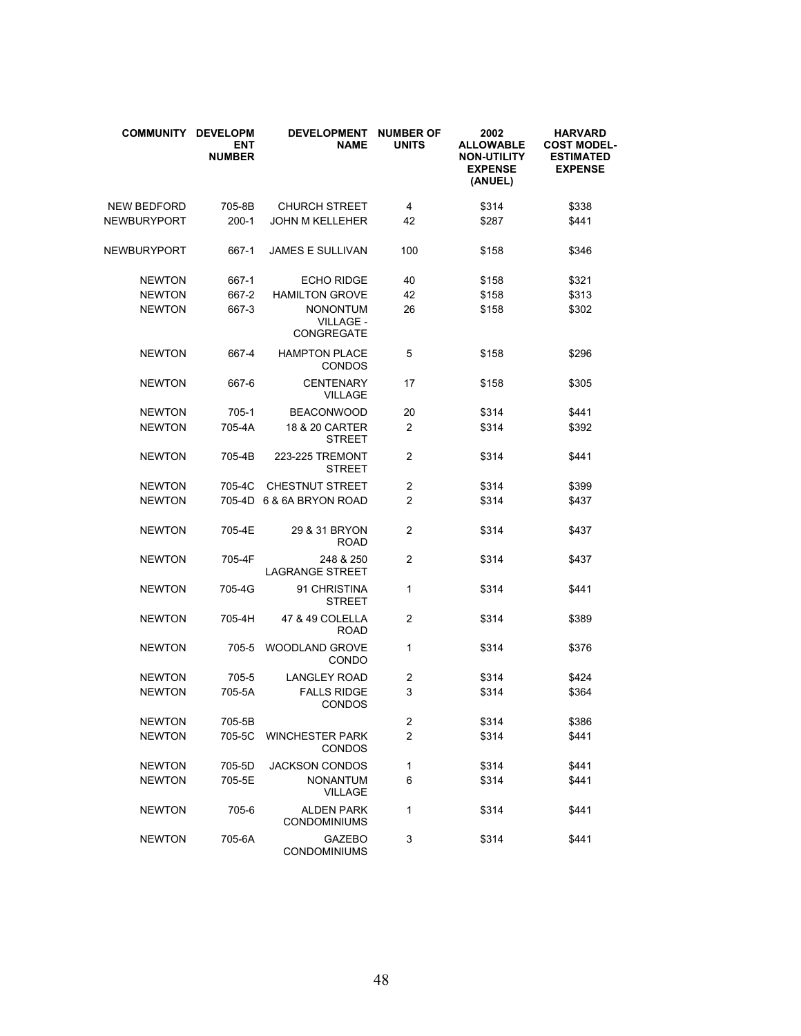| COMMUNITY | DEVELOPMENT NUMBER | DEVELOPMENT NAME | NUMBER OF UNITS | 2002 ALLOWABLE NON-UTILITY EXPENSE (ANUEL) | HARVARD COST MODEL-ESTIMATED EXPENSE |
|---|---|---|---|---|---|
| NEW BEDFORD | 705-8B | CHURCH STREET | 4 | $314 | $338 |
| NEWBURYPORT | 200-1 | JOHN M KELLEHER | 42 | $287 | $441 |
| NEWBURYPORT | 667-1 | JAMES E SULLIVAN | 100 | $158 | $346 |
| NEWTON | 667-1 | ECHO RIDGE | 40 | $158 | $321 |
| NEWTON | 667-2 | HAMILTON GROVE | 42 | $158 | $313 |
| NEWTON | 667-3 | NONONTUM VILLAGE - CONGREGATE | 26 | $158 | $302 |
| NEWTON | 667-4 | HAMPTON PLACE CONDOS | 5 | $158 | $296 |
| NEWTON | 667-6 | CENTENARY VILLAGE | 17 | $158 | $305 |
| NEWTON | 705-1 | BEACONWOOD | 20 | $314 | $441 |
| NEWTON | 705-4A | 18 & 20 CARTER STREET | 2 | $314 | $392 |
| NEWTON | 705-4B | 223-225 TREMONT STREET | 2 | $314 | $441 |
| NEWTON | 705-4C | CHESTNUT STREET | 2 | $314 | $399 |
| NEWTON | 705-4D | 6 & 6A BRYON ROAD | 2 | $314 | $437 |
| NEWTON | 705-4E | 29 & 31 BRYON ROAD | 2 | $314 | $437 |
| NEWTON | 705-4F | 248 & 250 LAGRANGE STREET | 2 | $314 | $437 |
| NEWTON | 705-4G | 91 CHRISTINA STREET | 1 | $314 | $441 |
| NEWTON | 705-4H | 47 & 49 COLELLA ROAD | 2 | $314 | $389 |
| NEWTON | 705-5 | WOODLAND GROVE CONDO | 1 | $314 | $376 |
| NEWTON | 705-5 | LANGLEY ROAD | 2 | $314 | $424 |
| NEWTON | 705-5A | FALLS RIDGE CONDOS | 3 | $314 | $364 |
| NEWTON | 705-5B | | 2 | $314 | $386 |
| NEWTON | 705-5C | WINCHESTER PARK CONDOS | 2 | $314 | $441 |
| NEWTON | 705-5D | JACKSON CONDOS | 1 | $314 | $441 |
| NEWTON | 705-5E | NONANTUM VILLAGE | 6 | $314 | $441 |
| NEWTON | 705-6 | ALDEN PARK CONDOMINIUMS | 1 | $314 | $441 |
| NEWTON | 705-6A | GAZEBO CONDOMINIUMS | 3 | $314 | $441 |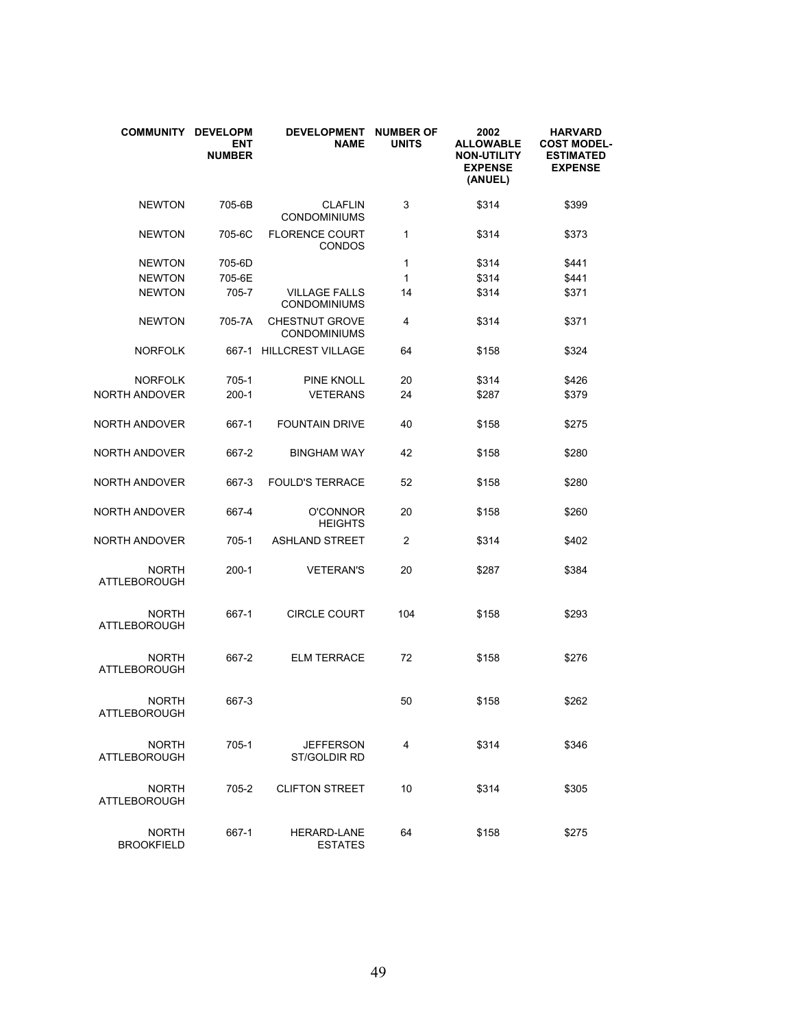| COMMUNITY | DEVELOPMENT NUMBER | DEVELOPMENT NAME | NUMBER OF UNITS | 2002 ALLOWABLE NON-UTILITY EXPENSE (ANUEL) | HARVARD COST MODEL-ESTIMATED EXPENSE |
|---|---|---|---|---|---|
| NEWTON | 705-6B | CLAFLIN CONDOMINIUMS | 3 | $314 | $399 |
| NEWTON | 705-6C | FLORENCE COURT CONDOS | 1 | $314 | $373 |
| NEWTON | 705-6D | | 1 | $314 | $441 |
| NEWTON | 705-6E | | 1 | $314 | $441 |
| NEWTON | 705-7 | VILLAGE FALLS CONDOMINIUMS | 14 | $314 | $371 |
| NEWTON | 705-7A | CHESTNUT GROVE CONDOMINIUMS | 4 | $314 | $371 |
| NORFOLK | 667-1 | HILLCREST VILLAGE | 64 | $158 | $324 |
| NORFOLK | 705-1 | PINE KNOLL | 20 | $314 | $426 |
| NORTH ANDOVER | 200-1 | VETERANS | 24 | $287 | $379 |
| NORTH ANDOVER | 667-1 | FOUNTAIN DRIVE | 40 | $158 | $275 |
| NORTH ANDOVER | 667-2 | BINGHAM WAY | 42 | $158 | $280 |
| NORTH ANDOVER | 667-3 | FOULD'S TERRACE | 52 | $158 | $280 |
| NORTH ANDOVER | 667-4 | O'CONNOR HEIGHTS | 20 | $158 | $260 |
| NORTH ANDOVER | 705-1 | ASHLAND STREET | 2 | $314 | $402 |
| NORTH ATTLEBOROUGH | 200-1 | VETERAN'S | 20 | $287 | $384 |
| NORTH ATTLEBOROUGH | 667-1 | CIRCLE COURT | 104 | $158 | $293 |
| NORTH ATTLEBOROUGH | 667-2 | ELM TERRACE | 72 | $158 | $276 |
| NORTH ATTLEBOROUGH | 667-3 | | 50 | $158 | $262 |
| NORTH ATTLEBOROUGH | 705-1 | JEFFERSON ST/GOLDIR RD | 4 | $314 | $346 |
| NORTH ATTLEBOROUGH | 705-2 | CLIFTON STREET | 10 | $314 | $305 |
| NORTH BROOKFIELD | 667-1 | HERARD-LANE ESTATES | 64 | $158 | $275 |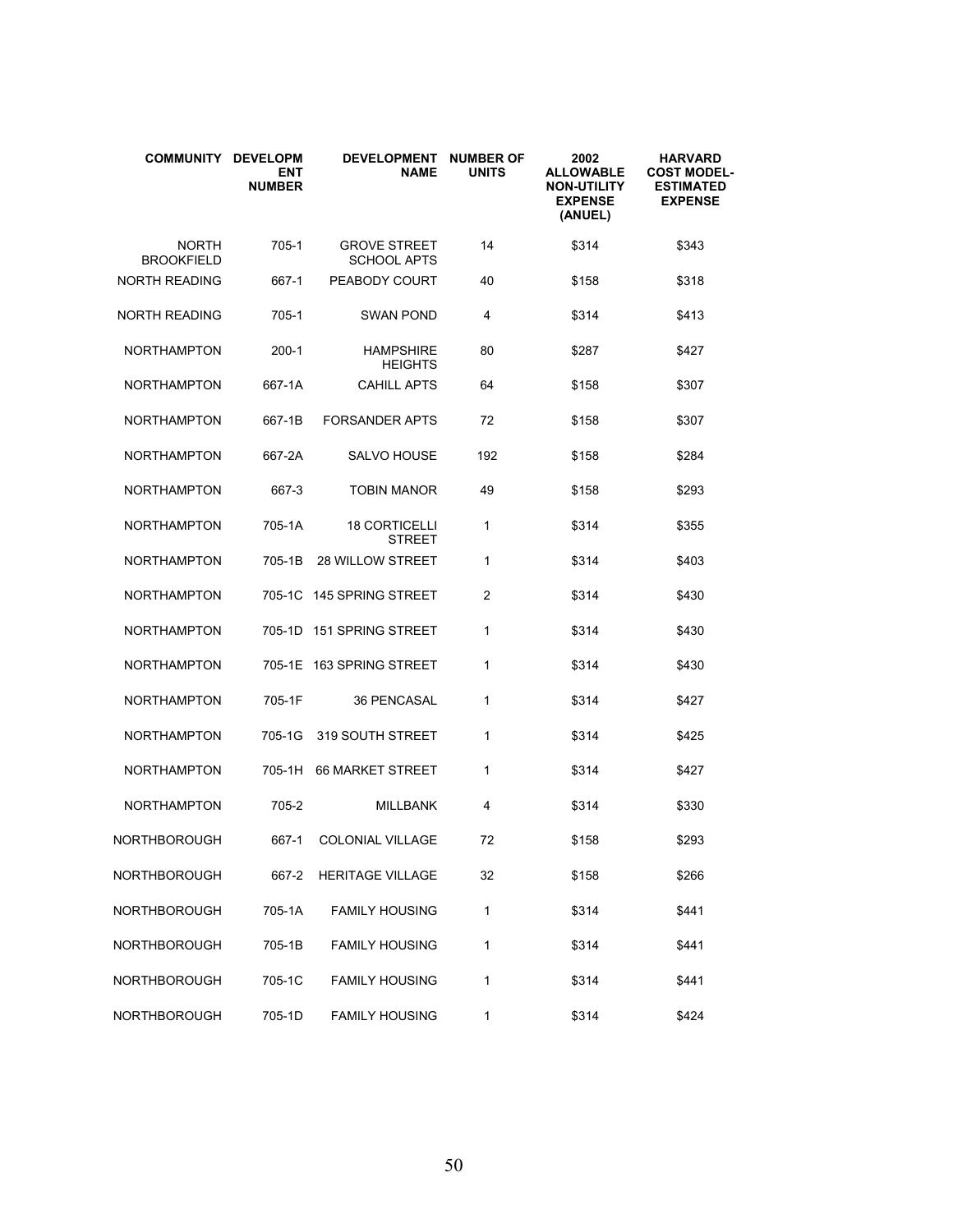| COMMUNITY | DEVELOPMENT NUMBER | DEVELOPMENT NAME | NUMBER OF UNITS | 2002 ALLOWABLE NON-UTILITY EXPENSE (ANUEL) | HARVARD COST MODEL-ESTIMATED EXPENSE |
|---|---|---|---|---|---|
| NORTH BROOKFIELD | 705-1 | GROVE STREET SCHOOL APTS | 14 | $314 | $343 |
| NORTH READING | 667-1 | PEABODY COURT | 40 | $158 | $318 |
| NORTH READING | 705-1 | SWAN POND | 4 | $314 | $413 |
| NORTHAMPTON | 200-1 | HAMPSHIRE HEIGHTS | 80 | $287 | $427 |
| NORTHAMPTON | 667-1A | CAHILL APTS | 64 | $158 | $307 |
| NORTHAMPTON | 667-1B | FORSANDER APTS | 72 | $158 | $307 |
| NORTHAMPTON | 667-2A | SALVO HOUSE | 192 | $158 | $284 |
| NORTHAMPTON | 667-3 | TOBIN MANOR | 49 | $158 | $293 |
| NORTHAMPTON | 705-1A | 18 CORTICELLI STREET | 1 | $314 | $355 |
| NORTHAMPTON | 705-1B | 28 WILLOW STREET | 1 | $314 | $403 |
| NORTHAMPTON | 705-1C | 145 SPRING STREET | 2 | $314 | $430 |
| NORTHAMPTON | 705-1D | 151 SPRING STREET | 1 | $314 | $430 |
| NORTHAMPTON | 705-1E | 163 SPRING STREET | 1 | $314 | $430 |
| NORTHAMPTON | 705-1F | 36 PENCASAL | 1 | $314 | $427 |
| NORTHAMPTON | 705-1G | 319 SOUTH STREET | 1 | $314 | $425 |
| NORTHAMPTON | 705-1H | 66 MARKET STREET | 1 | $314 | $427 |
| NORTHAMPTON | 705-2 | MILLBANK | 4 | $314 | $330 |
| NORTHBOROUGH | 667-1 | COLONIAL VILLAGE | 72 | $158 | $293 |
| NORTHBOROUGH | 667-2 | HERITAGE VILLAGE | 32 | $158 | $266 |
| NORTHBOROUGH | 705-1A | FAMILY HOUSING | 1 | $314 | $441 |
| NORTHBOROUGH | 705-1B | FAMILY HOUSING | 1 | $314 | $441 |
| NORTHBOROUGH | 705-1C | FAMILY HOUSING | 1 | $314 | $441 |
| NORTHBOROUGH | 705-1D | FAMILY HOUSING | 1 | $314 | $424 |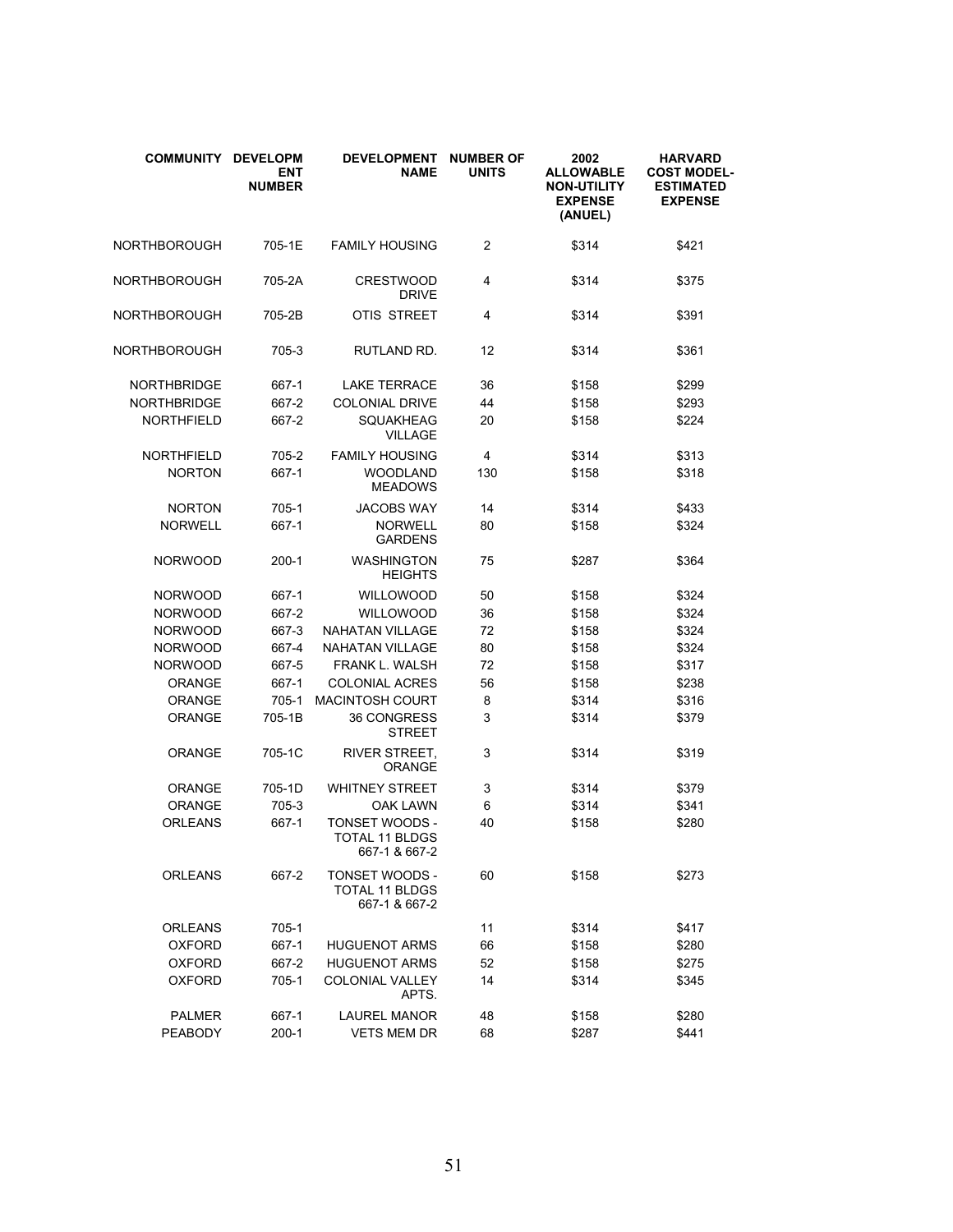| COMMUNITY | DEVELOPMENT NUMBER | DEVELOPMENT NAME | NUMBER OF UNITS | 2002 ALLOWABLE NON-UTILITY EXPENSE (ANUEL) | HARVARD COST MODEL-ESTIMATED EXPENSE |
|---|---|---|---|---|---|
| NORTHBOROUGH | 705-1E | FAMILY HOUSING | 2 | \$314 | \$421 |
| NORTHBOROUGH | 705-2A | CRESTWOOD DRIVE | 4 | \$314 | \$375 |
| NORTHBOROUGH | 705-2B | OTIS STREET | 4 | \$314 | \$391 |
| NORTHBOROUGH | 705-3 | RUTLAND RD. | 12 | \$314 | \$361 |
| NORTHBRIDGE | 667-1 | LAKE TERRACE | 36 | \$158 | \$299 |
| NORTHBRIDGE | 667-2 | COLONIAL DRIVE | 44 | \$158 | \$293 |
| NORTHFIELD | 667-2 | SQUAKHEAG VILLAGE | 20 | \$158 | \$224 |
| NORTHFIELD | 705-2 | FAMILY HOUSING | 4 | \$314 | \$313 |
| NORTON | 667-1 | WOODLAND MEADOWS | 130 | \$158 | \$318 |
| NORTON | 705-1 | JACOBS WAY | 14 | \$314 | \$433 |
| NORWELL | 667-1 | NORWELL GARDENS | 80 | \$158 | \$324 |
| NORWOOD | 200-1 | WASHINGTON HEIGHTS | 75 | \$287 | \$364 |
| NORWOOD | 667-1 | WILLOWOOD | 50 | \$158 | \$324 |
| NORWOOD | 667-2 | WILLOWOOD | 36 | \$158 | \$324 |
| NORWOOD | 667-3 | NAHATAN VILLAGE | 72 | \$158 | \$324 |
| NORWOOD | 667-4 | NAHATAN VILLAGE | 80 | \$158 | \$324 |
| NORWOOD | 667-5 | FRANK L. WALSH | 72 | \$158 | \$317 |
| ORANGE | 667-1 | COLONIAL ACRES | 56 | \$158 | \$238 |
| ORANGE | 705-1 | MACINTOSH COURT | 8 | \$314 | \$316 |
| ORANGE | 705-1B | 36 CONGRESS STREET | 3 | \$314 | \$379 |
| ORANGE | 705-1C | RIVER STREET, ORANGE | 3 | \$314 | \$319 |
| ORANGE | 705-1D | WHITNEY STREET | 3 | \$314 | \$379 |
| ORANGE | 705-3 | OAK LAWN | 6 | \$314 | \$341 |
| ORLEANS | 667-1 | TONSET WOODS - TOTAL 11 BLDGS 667-1 & 667-2 | 40 | \$158 | \$280 |
| ORLEANS | 667-2 | TONSET WOODS - TOTAL 11 BLDGS 667-1 & 667-2 | 60 | \$158 | \$273 |
| ORLEANS | 705-1 | | 11 | \$314 | \$417 |
| OXFORD | 667-1 | HUGUENOT ARMS | 66 | \$158 | \$280 |
| OXFORD | 667-2 | HUGUENOT ARMS | 52 | \$158 | \$275 |
| OXFORD | 705-1 | COLONIAL VALLEY APTS. | 14 | \$314 | \$345 |
| PALMER | 667-1 | LAUREL MANOR | 48 | \$158 | \$280 |
| PEABODY | 200-1 | VETS MEM DR | 68 | \$287 | \$441 |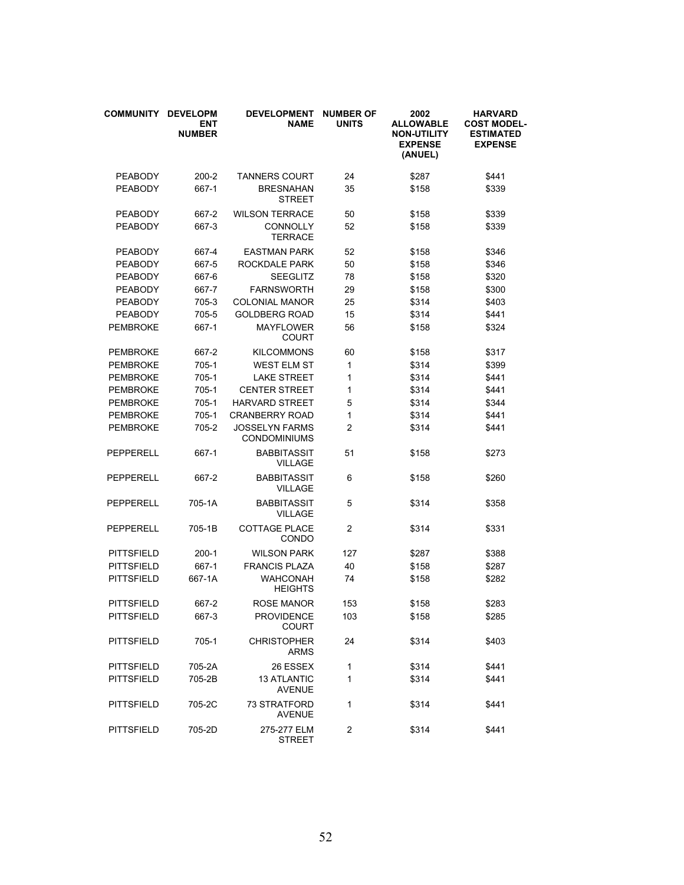| COMMUNITY | DEVELOPMENT NUMBER | DEVELOPMENT NAME | NUMBER OF UNITS | 2002 ALLOWABLE NON-UTILITY EXPENSE (ANUEL) | HARVARD COST MODEL-ESTIMATED EXPENSE |
|---|---|---|---|---|---|
| PEABODY | 200-2 | TANNERS COURT | 24 | $287 | $441 |
| PEABODY | 667-1 | BRESNAHAN STREET | 35 | $158 | $339 |
| PEABODY | 667-2 | WILSON TERRACE | 50 | $158 | $339 |
| PEABODY | 667-3 | CONNOLLY TERRACE | 52 | $158 | $339 |
| PEABODY | 667-4 | EASTMAN PARK | 52 | $158 | $346 |
| PEABODY | 667-5 | ROCKDALE PARK | 50 | $158 | $346 |
| PEABODY | 667-6 | SEEGLITZ | 78 | $158 | $320 |
| PEABODY | 667-7 | FARNSWORTH | 29 | $158 | $300 |
| PEABODY | 705-3 | COLONIAL MANOR | 25 | $314 | $403 |
| PEABODY | 705-5 | GOLDBERG ROAD | 15 | $314 | $441 |
| PEMBROKE | 667-1 | MAYFLOWER COURT | 56 | $158 | $324 |
| PEMBROKE | 667-2 | KILCOMMONS | 60 | $158 | $317 |
| PEMBROKE | 705-1 | WEST ELM ST | 1 | $314 | $399 |
| PEMBROKE | 705-1 | LAKE STREET | 1 | $314 | $441 |
| PEMBROKE | 705-1 | CENTER STREET | 1 | $314 | $441 |
| PEMBROKE | 705-1 | HARVARD STREET | 5 | $314 | $344 |
| PEMBROKE | 705-1 | CRANBERRY ROAD | 1 | $314 | $441 |
| PEMBROKE | 705-2 | JOSSELYN FARMS CONDOMINIUMS | 2 | $314 | $441 |
| PEPPERELL | 667-1 | BABBITASSIT VILLAGE | 51 | $158 | $273 |
| PEPPERELL | 667-2 | BABBITASSIT VILLAGE | 6 | $158 | $260 |
| PEPPERELL | 705-1A | BABBITASSIT VILLAGE | 5 | $314 | $358 |
| PEPPERELL | 705-1B | COTTAGE PLACE CONDO | 2 | $314 | $331 |
| PITTSFIELD | 200-1 | WILSON PARK | 127 | $287 | $388 |
| PITTSFIELD | 667-1 | FRANCIS PLAZA | 40 | $158 | $287 |
| PITTSFIELD | 667-1A | WAHCONAH HEIGHTS | 74 | $158 | $282 |
| PITTSFIELD | 667-2 | ROSE MANOR | 153 | $158 | $283 |
| PITTSFIELD | 667-3 | PROVIDENCE COURT | 103 | $158 | $285 |
| PITTSFIELD | 705-1 | CHRISTOPHER ARMS | 24 | $314 | $403 |
| PITTSFIELD | 705-2A | 26 ESSEX | 1 | $314 | $441 |
| PITTSFIELD | 705-2B | 13 ATLANTIC AVENUE | 1 | $314 | $441 |
| PITTSFIELD | 705-2C | 73 STRATFORD AVENUE | 1 | $314 | $441 |
| PITTSFIELD | 705-2D | 275-277 ELM STREET | 2 | $314 | $441 |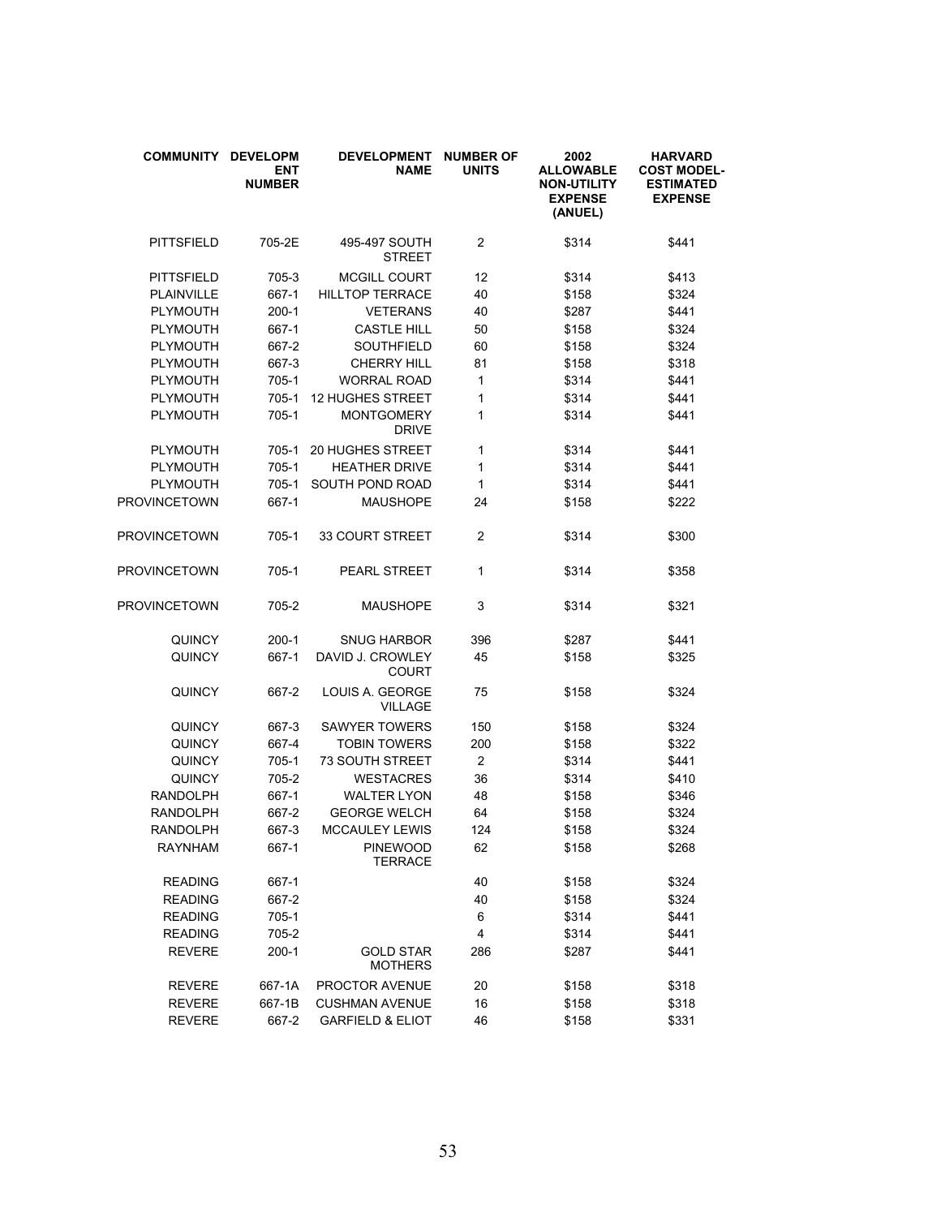| COMMUNITY | DEVELOPMENT NUMBER | DEVELOPMENT NAME | NUMBER OF UNITS | 2002 ALLOWABLE NON-UTILITY EXPENSE (ANUEL) | HARVARD COST MODEL-ESTIMATED EXPENSE |
|---|---|---|---|---|---|
| PITTSFIELD | 705-2E | 495-497 SOUTH STREET | 2 | $314 | $441 |
| PITTSFIELD | 705-3 | MCGILL COURT | 12 | $314 | $413 |
| PLAINVILLE | 667-1 | HILLTOP TERRACE | 40 | $158 | $324 |
| PLYMOUTH | 200-1 | VETERANS | 40 | $287 | $441 |
| PLYMOUTH | 667-1 | CASTLE HILL | 50 | $158 | $324 |
| PLYMOUTH | 667-2 | SOUTHFIELD | 60 | $158 | $324 |
| PLYMOUTH | 667-3 | CHERRY HILL | 81 | $158 | $318 |
| PLYMOUTH | 705-1 | WORRAL ROAD | 1 | $314 | $441 |
| PLYMOUTH | 705-1 | 12 HUGHES STREET | 1 | $314 | $441 |
| PLYMOUTH | 705-1 | MONTGOMERY DRIVE | 1 | $314 | $441 |
| PLYMOUTH | 705-1 | 20 HUGHES STREET | 1 | $314 | $441 |
| PLYMOUTH | 705-1 | HEATHER DRIVE | 1 | $314 | $441 |
| PLYMOUTH | 705-1 | SOUTH POND ROAD | 1 | $314 | $441 |
| PROVINCETOWN | 667-1 | MAUSHOPE | 24 | $158 | $222 |
| PROVINCETOWN | 705-1 | 33 COURT STREET | 2 | $314 | $300 |
| PROVINCETOWN | 705-1 | PEARL STREET | 1 | $314 | $358 |
| PROVINCETOWN | 705-2 | MAUSHOPE | 3 | $314 | $321 |
| QUINCY | 200-1 | SNUG HARBOR | 396 | $287 | $441 |
| QUINCY | 667-1 | DAVID J. CROWLEY COURT | 45 | $158 | $325 |
| QUINCY | 667-2 | LOUIS A. GEORGE VILLAGE | 75 | $158 | $324 |
| QUINCY | 667-3 | SAWYER TOWERS | 150 | $158 | $324 |
| QUINCY | 667-4 | TOBIN TOWERS | 200 | $158 | $322 |
| QUINCY | 705-1 | 73 SOUTH STREET | 2 | $314 | $441 |
| QUINCY | 705-2 | WESTACRES | 36 | $314 | $410 |
| RANDOLPH | 667-1 | WALTER LYON | 48 | $158 | $346 |
| RANDOLPH | 667-2 | GEORGE WELCH | 64 | $158 | $324 |
| RANDOLPH | 667-3 | MCCAULEY LEWIS | 124 | $158 | $324 |
| RAYNHAM | 667-1 | PINEWOOD TERRACE | 62 | $158 | $268 |
| READING | 667-1 | | 40 | $158 | $324 |
| READING | 667-2 | | 40 | $158 | $324 |
| READING | 705-1 | | 6 | $314 | $441 |
| READING | 705-2 | | 4 | $314 | $441 |
| REVERE | 200-1 | GOLD STAR MOTHERS | 286 | $287 | $441 |
| REVERE | 667-1A | PROCTOR AVENUE | 20 | $158 | $318 |
| REVERE | 667-1B | CUSHMAN AVENUE | 16 | $158 | $318 |
| REVERE | 667-2 | GARFIELD & ELIOT | 46 | $158 | $331 |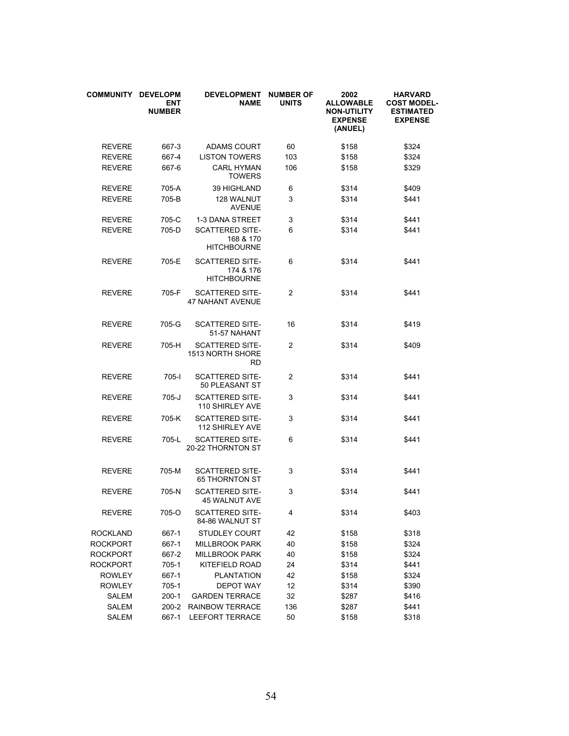| COMMUNITY | DEVELOPMENT NUMBER | DEVELOPMENT NAME | NUMBER OF UNITS | 2002 ALLOWABLE NON-UTILITY EXPENSE (ANUEL) | HARVARD COST MODEL-ESTIMATED EXPENSE |
|---|---|---|---|---|---|
| REVERE | 667-3 | ADAMS COURT | 60 | $158 | $324 |
| REVERE | 667-4 | LISTON TOWERS | 103 | $158 | $324 |
| REVERE | 667-6 | CARL HYMAN TOWERS | 106 | $158 | $329 |
| REVERE | 705-A | 39 HIGHLAND | 6 | $314 | $409 |
| REVERE | 705-B | 128 WALNUT AVENUE | 3 | $314 | $441 |
| REVERE | 705-C | 1-3 DANA STREET | 3 | $314 | $441 |
| REVERE | 705-D | SCATTERED SITE- 168 & 170 HITCHBOURNE | 6 | $314 | $441 |
| REVERE | 705-E | SCATTERED SITE- 174 & 176 HITCHBOURNE | 6 | $314 | $441 |
| REVERE | 705-F | SCATTERED SITE- 47 NAHANT AVENUE | 2 | $314 | $441 |
| REVERE | 705-G | SCATTERED SITE- 51-57 NAHANT | 16 | $314 | $419 |
| REVERE | 705-H | SCATTERED SITE- 1513 NORTH SHORE RD | 2 | $314 | $409 |
| REVERE | 705-I | SCATTERED SITE- 50 PLEASANT ST | 2 | $314 | $441 |
| REVERE | 705-J | SCATTERED SITE- 110 SHIRLEY AVE | 3 | $314 | $441 |
| REVERE | 705-K | SCATTERED SITE- 112 SHIRLEY AVE | 3 | $314 | $441 |
| REVERE | 705-L | SCATTERED SITE- 20-22 THORNTON ST | 6 | $314 | $441 |
| REVERE | 705-M | SCATTERED SITE- 65 THORNTON ST | 3 | $314 | $441 |
| REVERE | 705-N | SCATTERED SITE- 45 WALNUT AVE | 3 | $314 | $441 |
| REVERE | 705-O | SCATTERED SITE- 84-86 WALNUT ST | 4 | $314 | $403 |
| ROCKLAND | 667-1 | STUDLEY COURT | 42 | $158 | $318 |
| ROCKPORT | 667-1 | MILLBROOK PARK | 40 | $158 | $324 |
| ROCKPORT | 667-2 | MILLBROOK PARK | 40 | $158 | $324 |
| ROCKPORT | 705-1 | KITEFIELD ROAD | 24 | $314 | $441 |
| ROWLEY | 667-1 | PLANTATION | 42 | $158 | $324 |
| ROWLEY | 705-1 | DEPOT WAY | 12 | $314 | $390 |
| SALEM | 200-1 | GARDEN TERRACE | 32 | $287 | $416 |
| SALEM | 200-2 | RAINBOW TERRACE | 136 | $287 | $441 |
| SALEM | 667-1 | LEEFORT TERRACE | 50 | $158 | $318 |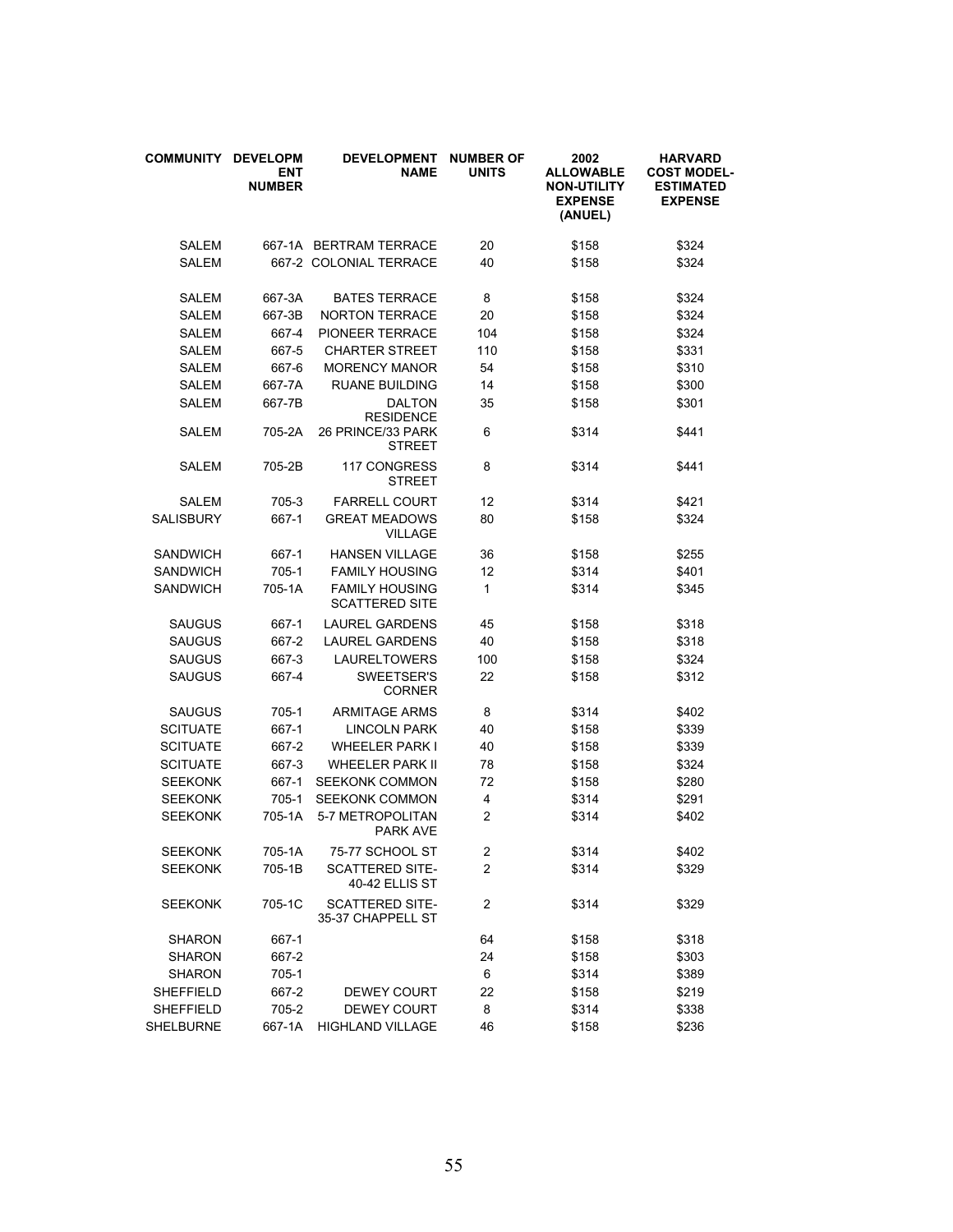| COMMUNITY | DEVELOPMENT NUMBER | DEVELOPMENT NAME | NUMBER OF UNITS | 2002 ALLOWABLE NON-UTILITY EXPENSE (ANUEL) | HARVARD COST MODEL-ESTIMATED EXPENSE |
|---|---|---|---|---|---|
| SALEM | 667-1A | BERTRAM TERRACE | 20 | $158 | $324 |
| SALEM | 667-2 | COLONIAL TERRACE | 40 | $158 | $324 |
| SALEM | 667-3A | BATES TERRACE | 8 | $158 | $324 |
| SALEM | 667-3B | NORTON TERRACE | 20 | $158 | $324 |
| SALEM | 667-4 | PIONEER TERRACE | 104 | $158 | $324 |
| SALEM | 667-5 | CHARTER STREET | 110 | $158 | $331 |
| SALEM | 667-6 | MORENCY MANOR | 54 | $158 | $310 |
| SALEM | 667-7A | RUANE BUILDING | 14 | $158 | $300 |
| SALEM | 667-7B | DALTON RESIDENCE | 35 | $158 | $301 |
| SALEM | 705-2A | 26 PRINCE/33 PARK STREET | 6 | $314 | $441 |
| SALEM | 705-2B | 117 CONGRESS STREET | 8 | $314 | $441 |
| SALEM | 705-3 | FARRELL COURT | 12 | $314 | $421 |
| SALISBURY | 667-1 | GREAT MEADOWS VILLAGE | 80 | $158 | $324 |
| SANDWICH | 667-1 | HANSEN VILLAGE | 36 | $158 | $255 |
| SANDWICH | 705-1 | FAMILY HOUSING | 12 | $314 | $401 |
| SANDWICH | 705-1A | FAMILY HOUSING SCATTERED SITE | 1 | $314 | $345 |
| SAUGUS | 667-1 | LAUREL GARDENS | 45 | $158 | $318 |
| SAUGUS | 667-2 | LAUREL GARDENS | 40 | $158 | $318 |
| SAUGUS | 667-3 | LAURELTOWERS | 100 | $158 | $324 |
| SAUGUS | 667-4 | SWEETSER'S CORNER | 22 | $158 | $312 |
| SAUGUS | 705-1 | ARMITAGE ARMS | 8 | $314 | $402 |
| SCITUATE | 667-1 | LINCOLN PARK | 40 | $158 | $339 |
| SCITUATE | 667-2 | WHEELER PARK I | 40 | $158 | $339 |
| SCITUATE | 667-3 | WHEELER PARK II | 78 | $158 | $324 |
| SEEKONK | 667-1 | SEEKONK COMMON | 72 | $158 | $280 |
| SEEKONK | 705-1 | SEEKONK COMMON | 4 | $314 | $291 |
| SEEKONK | 705-1A | 5-7 METROPOLITAN PARK AVE | 2 | $314 | $402 |
| SEEKONK | 705-1A | 75-77 SCHOOL ST | 2 | $314 | $402 |
| SEEKONK | 705-1B | SCATTERED SITE-40-42 ELLIS ST | 2 | $314 | $329 |
| SEEKONK | 705-1C | SCATTERED SITE-35-37 CHAPPELL ST | 2 | $314 | $329 |
| SHARON | 667-1 | | 64 | $158 | $318 |
| SHARON | 667-2 | | 24 | $158 | $303 |
| SHARON | 705-1 | | 6 | $314 | $389 |
| SHEFFIELD | 667-2 | DEWEY COURT | 22 | $158 | $219 |
| SHEFFIELD | 705-2 | DEWEY COURT | 8 | $314 | $338 |
| SHELBURNE | 667-1A | HIGHLAND VILLAGE | 46 | $158 | $236 |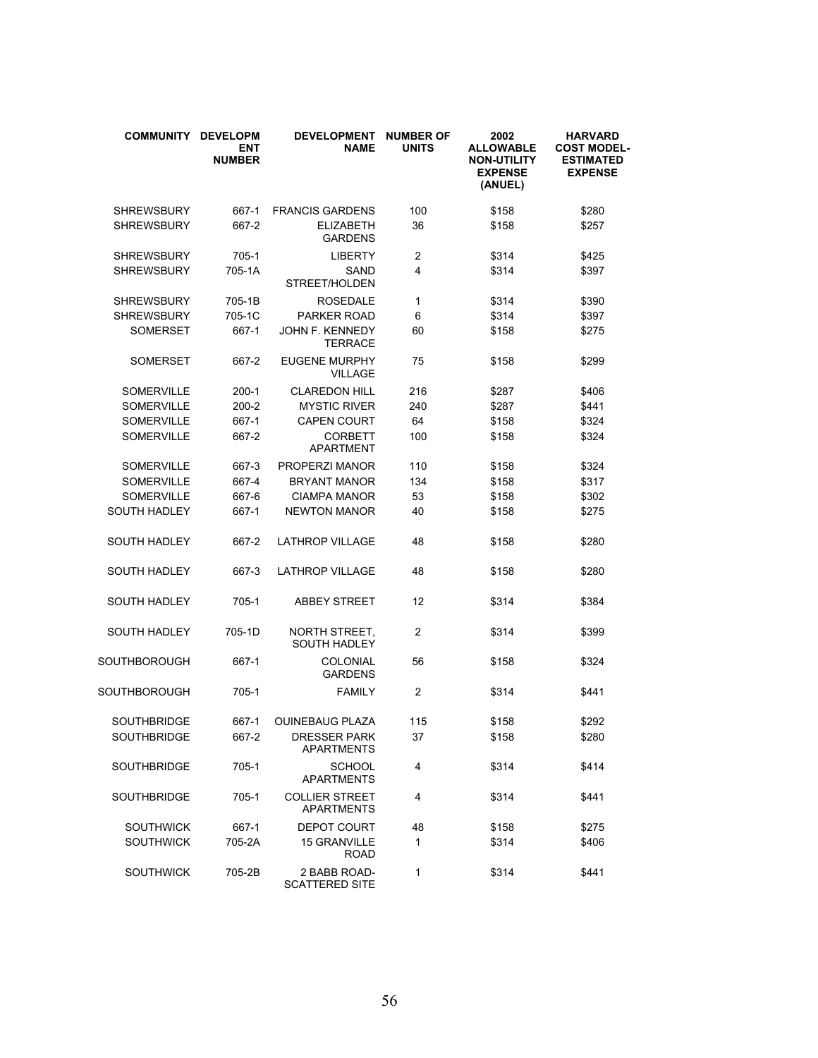| COMMUNITY | DEVELOPMENT NUMBER | DEVELOPMENT NAME | NUMBER OF UNITS | 2002 ALLOWABLE NON-UTILITY EXPENSE (ANUEL) | HARVARD COST MODEL-ESTIMATED EXPENSE |
|---|---|---|---|---|---|
| SHREWSBURY | 667-1 | FRANCIS GARDENS | 100 | $158 | $280 |
| SHREWSBURY | 667-2 | ELIZABETH GARDENS | 36 | $158 | $257 |
| SHREWSBURY | 705-1 | LIBERTY | 2 | $314 | $425 |
| SHREWSBURY | 705-1A | SAND STREET/HOLDEN | 4 | $314 | $397 |
| SHREWSBURY | 705-1B | ROSEDALE | 1 | $314 | $390 |
| SHREWSBURY | 705-1C | PARKER ROAD | 6 | $314 | $397 |
| SOMERSET | 667-1 | JOHN F. KENNEDY TERRACE | 60 | $158 | $275 |
| SOMERSET | 667-2 | EUGENE MURPHY VILLAGE | 75 | $158 | $299 |
| SOMERVILLE | 200-1 | CLAREDON HILL | 216 | $287 | $406 |
| SOMERVILLE | 200-2 | MYSTIC RIVER | 240 | $287 | $441 |
| SOMERVILLE | 667-1 | CAPEN COURT | 64 | $158 | $324 |
| SOMERVILLE | 667-2 | CORBETT APARTMENT | 100 | $158 | $324 |
| SOMERVILLE | 667-3 | PROPERZI MANOR | 110 | $158 | $324 |
| SOMERVILLE | 667-4 | BRYANT MANOR | 134 | $158 | $317 |
| SOMERVILLE | 667-6 | CIAMPA MANOR | 53 | $158 | $302 |
| SOUTH HADLEY | 667-1 | NEWTON MANOR | 40 | $158 | $275 |
| SOUTH HADLEY | 667-2 | LATHROP VILLAGE | 48 | $158 | $280 |
| SOUTH HADLEY | 667-3 | LATHROP VILLAGE | 48 | $158 | $280 |
| SOUTH HADLEY | 705-1 | ABBEY STREET | 12 | $314 | $384 |
| SOUTH HADLEY | 705-1D | NORTH STREET, SOUTH HADLEY | 2 | $314 | $399 |
| SOUTHBOROUGH | 667-1 | COLONIAL GARDENS | 56 | $158 | $324 |
| SOUTHBOROUGH | 705-1 | FAMILY | 2 | $314 | $441 |
| SOUTHBRIDGE | 667-1 | OUINEBAUG PLAZA | 115 | $158 | $292 |
| SOUTHBRIDGE | 667-2 | DRESSER PARK APARTMENTS | 37 | $158 | $280 |
| SOUTHBRIDGE | 705-1 | SCHOOL APARTMENTS | 4 | $314 | $414 |
| SOUTHBRIDGE | 705-1 | COLLIER STREET APARTMENTS | 4 | $314 | $441 |
| SOUTHWICK | 667-1 | DEPOT COURT | 48 | $158 | $275 |
| SOUTHWICK | 705-2A | 15 GRANVILLE ROAD | 1 | $314 | $406 |
| SOUTHWICK | 705-2B | 2 BABB ROAD-SCATTERED SITE | 1 | $314 | $441 |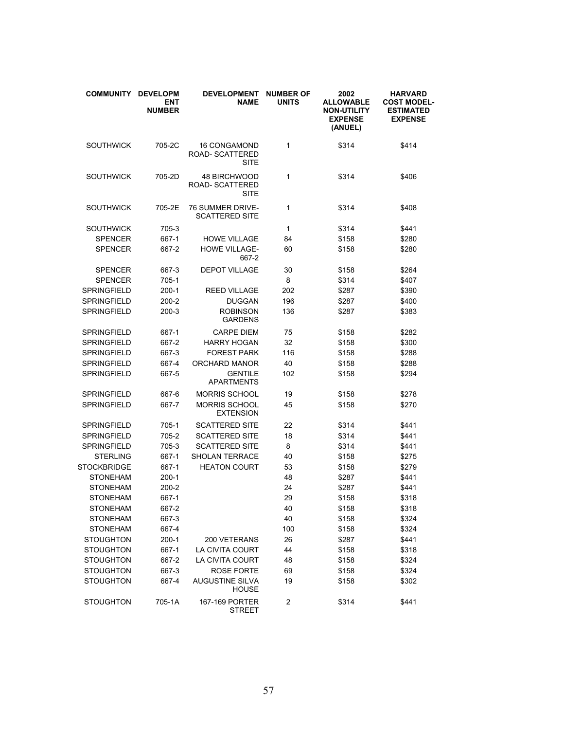| COMMUNITY | DEVELOPMENT NUMBER | DEVELOPMENT NAME | NUMBER OF UNITS | 2002 ALLOWABLE NON-UTILITY EXPENSE (ANUEL) | HARVARD COST MODEL-ESTIMATED EXPENSE |
|---|---|---|---|---|---|
| SOUTHWICK | 705-2C | 16 CONGAMOND ROAD- SCATTERED SITE | 1 | $314 | $414 |
| SOUTHWICK | 705-2D | 48 BIRCHWOOD ROAD- SCATTERED SITE | 1 | $314 | $406 |
| SOUTHWICK | 705-2E | 76 SUMMER DRIVE- SCATTERED SITE | 1 | $314 | $408 |
| SOUTHWICK | 705-3 | | 1 | $314 | $441 |
| SPENCER | 667-1 | HOWE VILLAGE | 84 | $158 | $280 |
| SPENCER | 667-2 | HOWE VILLAGE- 667-2 | 60 | $158 | $280 |
| SPENCER | 667-3 | DEPOT VILLAGE | 30 | $158 | $264 |
| SPENCER | 705-1 | | 8 | $314 | $407 |
| SPRINGFIELD | 200-1 | REED VILLAGE | 202 | $287 | $390 |
| SPRINGFIELD | 200-2 | DUGGAN | 196 | $287 | $400 |
| SPRINGFIELD | 200-3 | ROBINSON GARDENS | 136 | $287 | $383 |
| SPRINGFIELD | 667-1 | CARPE DIEM | 75 | $158 | $282 |
| SPRINGFIELD | 667-2 | HARRY HOGAN | 32 | $158 | $300 |
| SPRINGFIELD | 667-3 | FOREST PARK | 116 | $158 | $288 |
| SPRINGFIELD | 667-4 | ORCHARD MANOR | 40 | $158 | $288 |
| SPRINGFIELD | 667-5 | GENTILE APARTMENTS | 102 | $158 | $294 |
| SPRINGFIELD | 667-6 | MORRIS SCHOOL | 19 | $158 | $278 |
| SPRINGFIELD | 667-7 | MORRIS SCHOOL EXTENSION | 45 | $158 | $270 |
| SPRINGFIELD | 705-1 | SCATTERED SITE | 22 | $314 | $441 |
| SPRINGFIELD | 705-2 | SCATTERED SITE | 18 | $314 | $441 |
| SPRINGFIELD | 705-3 | SCATTERED SITE | 8 | $314 | $441 |
| STERLING | 667-1 | SHOLAN TERRACE | 40 | $158 | $275 |
| STOCKBRIDGE | 667-1 | HEATON COURT | 53 | $158 | $279 |
| STONEHAM | 200-1 | | 48 | $287 | $441 |
| STONEHAM | 200-2 | | 24 | $287 | $441 |
| STONEHAM | 667-1 | | 29 | $158 | $318 |
| STONEHAM | 667-2 | | 40 | $158 | $318 |
| STONEHAM | 667-3 | | 40 | $158 | $324 |
| STONEHAM | 667-4 | | 100 | $158 | $324 |
| STOUGHTON | 200-1 | 200 VETERANS | 26 | $287 | $441 |
| STOUGHTON | 667-1 | LA CIVITA COURT | 44 | $158 | $318 |
| STOUGHTON | 667-2 | LA CIVITA COURT | 48 | $158 | $324 |
| STOUGHTON | 667-3 | ROSE FORTE | 69 | $158 | $324 |
| STOUGHTON | 667-4 | AUGUSTINE SILVA HOUSE | 19 | $158 | $302 |
| STOUGHTON | 705-1A | 167-169 PORTER STREET | 2 | $314 | $441 |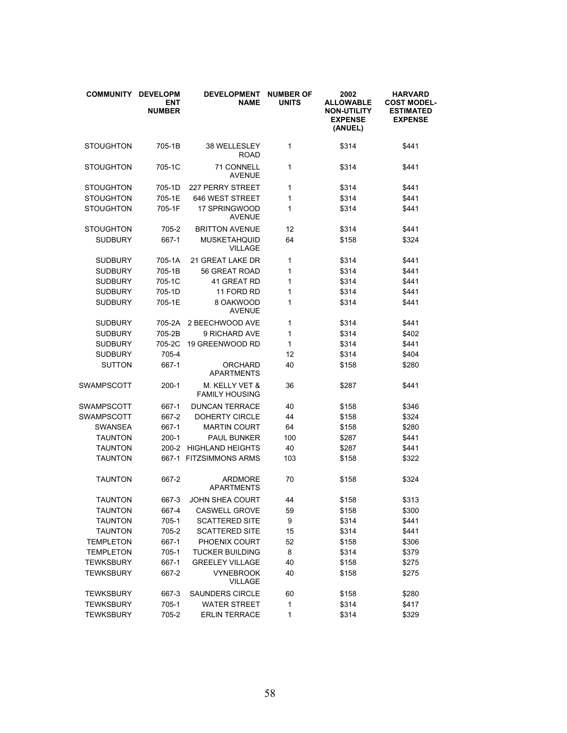| COMMUNITY | DEVELOPMENT NUMBER | DEVELOPMENT NAME | NUMBER OF UNITS | 2002 ALLOWABLE NON-UTILITY EXPENSE (ANUEL) | HARVARD COST MODEL-ESTIMATED EXPENSE |
|---|---|---|---|---|---|
| STOUGHTON | 705-1B | 38 WELLESLEY ROAD | 1 | $314 | $441 |
| STOUGHTON | 705-1C | 71 CONNELL AVENUE | 1 | $314 | $441 |
| STOUGHTON | 705-1D | 227 PERRY STREET | 1 | $314 | $441 |
| STOUGHTON | 705-1E | 646 WEST STREET | 1 | $314 | $441 |
| STOUGHTON | 705-1F | 17 SPRINGWOOD AVENUE | 1 | $314 | $441 |
| STOUGHTON | 705-2 | BRITTON AVENUE | 12 | $314 | $441 |
| SUDBURY | 667-1 | MUSKETAHQUID VILLAGE | 64 | $158 | $324 |
| SUDBURY | 705-1A | 21 GREAT LAKE DR | 1 | $314 | $441 |
| SUDBURY | 705-1B | 56 GREAT ROAD | 1 | $314 | $441 |
| SUDBURY | 705-1C | 41 GREAT RD | 1 | $314 | $441 |
| SUDBURY | 705-1D | 11 FORD RD | 1 | $314 | $441 |
| SUDBURY | 705-1E | 8 OAKWOOD AVENUE | 1 | $314 | $441 |
| SUDBURY | 705-2A | 2 BEECHWOOD AVE | 1 | $314 | $441 |
| SUDBURY | 705-2B | 9 RICHARD AVE | 1 | $314 | $402 |
| SUDBURY | 705-2C | 19 GREENWOOD RD | 1 | $314 | $441 |
| SUDBURY | 705-4 | | 12 | $314 | $404 |
| SUTTON | 667-1 | ORCHARD APARTMENTS | 40 | $158 | $280 |
| SWAMPSCOTT | 200-1 | M. KELLY VET & FAMILY HOUSING | 36 | $287 | $441 |
| SWAMPSCOTT | 667-1 | DUNCAN TERRACE | 40 | $158 | $346 |
| SWAMPSCOTT | 667-2 | DOHERTY CIRCLE | 44 | $158 | $324 |
| SWANSEA | 667-1 | MARTIN COURT | 64 | $158 | $280 |
| TAUNTON | 200-1 | PAUL BUNKER | 100 | $287 | $441 |
| TAUNTON | 200-2 | HIGHLAND HEIGHTS | 40 | $287 | $441 |
| TAUNTON | 667-1 | FITZSIMMONS ARMS | 103 | $158 | $322 |
| TAUNTON | 667-2 | ARDMORE APARTMENTS | 70 | $158 | $324 |
| TAUNTON | 667-3 | JOHN SHEA COURT | 44 | $158 | $313 |
| TAUNTON | 667-4 | CASWELL GROVE | 59 | $158 | $300 |
| TAUNTON | 705-1 | SCATTERED SITE | 9 | $314 | $441 |
| TAUNTON | 705-2 | SCATTERED SITE | 15 | $314 | $441 |
| TEMPLETON | 667-1 | PHOENIX COURT | 52 | $158 | $306 |
| TEMPLETON | 705-1 | TUCKER BUILDING | 8 | $314 | $379 |
| TEWKSBURY | 667-1 | GREELEY VILLAGE | 40 | $158 | $275 |
| TEWKSBURY | 667-2 | VYNEBROOK VILLAGE | 40 | $158 | $275 |
| TEWKSBURY | 667-3 | SAUNDERS CIRCLE | 60 | $158 | $280 |
| TEWKSBURY | 705-1 | WATER STREET | 1 | $314 | $417 |
| TEWKSBURY | 705-2 | ERLIN TERRACE | 1 | $314 | $329 |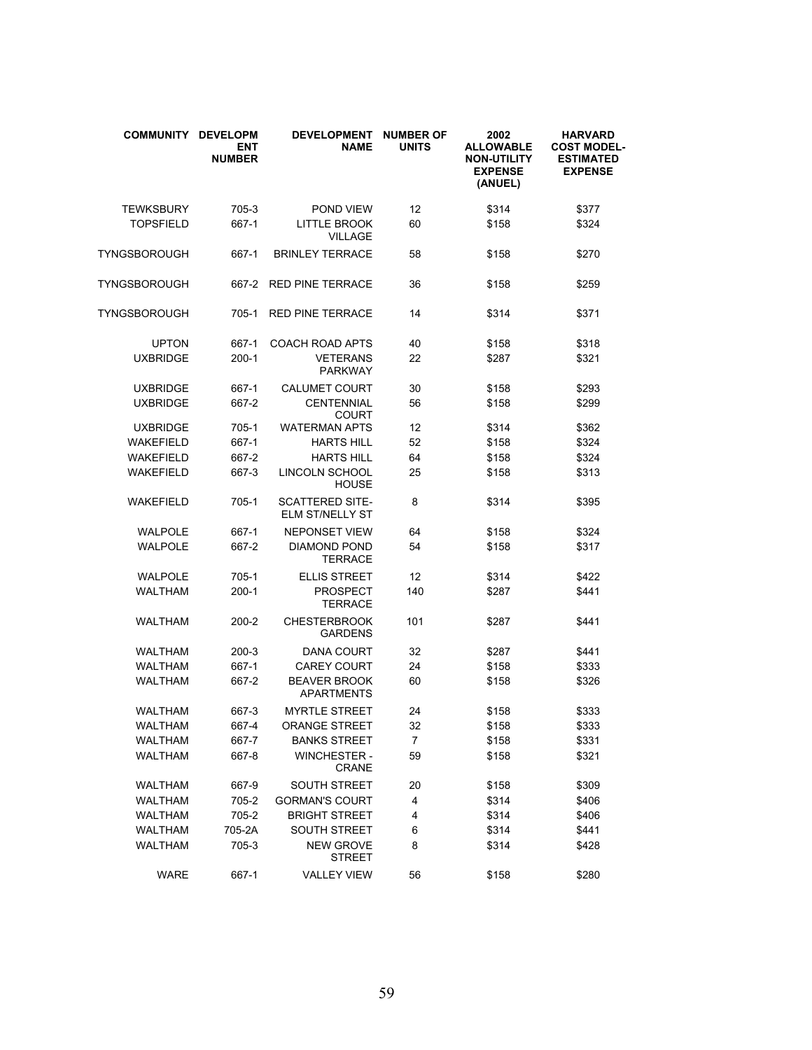| COMMUNITY | DEVELOPMENT NUMBER | DEVELOPMENT NAME | NUMBER OF UNITS | 2002 ALLOWABLE NON-UTILITY EXPENSE (ANUEL) | HARVARD COST MODEL-ESTIMATED EXPENSE |
|---|---|---|---|---|---|
| TEWKSBURY | 705-3 | POND VIEW | 12 | $314 | $377 |
| TOPSFIELD | 667-1 | LITTLE BROOK VILLAGE | 60 | $158 | $324 |
| TYNGSBOROUGH | 667-1 | BRINLEY TERRACE | 58 | $158 | $270 |
| TYNGSBOROUGH | 667-2 | RED PINE TERRACE | 36 | $158 | $259 |
| TYNGSBOROUGH | 705-1 | RED PINE TERRACE | 14 | $314 | $371 |
| UPTON | 667-1 | COACH ROAD APTS | 40 | $158 | $318 |
| UXBRIDGE | 200-1 | VETERANS PARKWAY | 22 | $287 | $321 |
| UXBRIDGE | 667-1 | CALUMET COURT | 30 | $158 | $293 |
| UXBRIDGE | 667-2 | CENTENNIAL COURT | 56 | $158 | $299 |
| UXBRIDGE | 705-1 | WATERMAN APTS | 12 | $314 | $362 |
| WAKEFIELD | 667-1 | HARTS HILL | 52 | $158 | $324 |
| WAKEFIELD | 667-2 | HARTS HILL | 64 | $158 | $324 |
| WAKEFIELD | 667-3 | LINCOLN SCHOOL HOUSE | 25 | $158 | $313 |
| WAKEFIELD | 705-1 | SCATTERED SITE-ELM ST/NELLY ST | 8 | $314 | $395 |
| WALPOLE | 667-1 | NEPONSET VIEW | 64 | $158 | $324 |
| WALPOLE | 667-2 | DIAMOND POND TERRACE | 54 | $158 | $317 |
| WALPOLE | 705-1 | ELLIS STREET | 12 | $314 | $422 |
| WALTHAM | 200-1 | PROSPECT TERRACE | 140 | $287 | $441 |
| WALTHAM | 200-2 | CHESTERBROOK GARDENS | 101 | $287 | $441 |
| WALTHAM | 200-3 | DANA COURT | 32 | $287 | $441 |
| WALTHAM | 667-1 | CAREY COURT | 24 | $158 | $333 |
| WALTHAM | 667-2 | BEAVER BROOK APARTMENTS | 60 | $158 | $326 |
| WALTHAM | 667-3 | MYRTLE STREET | 24 | $158 | $333 |
| WALTHAM | 667-4 | ORANGE STREET | 32 | $158 | $333 |
| WALTHAM | 667-7 | BANKS STREET | 7 | $158 | $331 |
| WALTHAM | 667-8 | WINCHESTER - CRANE | 59 | $158 | $321 |
| WALTHAM | 667-9 | SOUTH STREET | 20 | $158 | $309 |
| WALTHAM | 705-2 | GORMAN'S COURT | 4 | $314 | $406 |
| WALTHAM | 705-2 | BRIGHT STREET | 4 | $314 | $406 |
| WALTHAM | 705-2A | SOUTH STREET | 6 | $314 | $441 |
| WALTHAM | 705-3 | NEW GROVE STREET | 8 | $314 | $428 |
| WARE | 667-1 | VALLEY VIEW | 56 | $158 | $280 |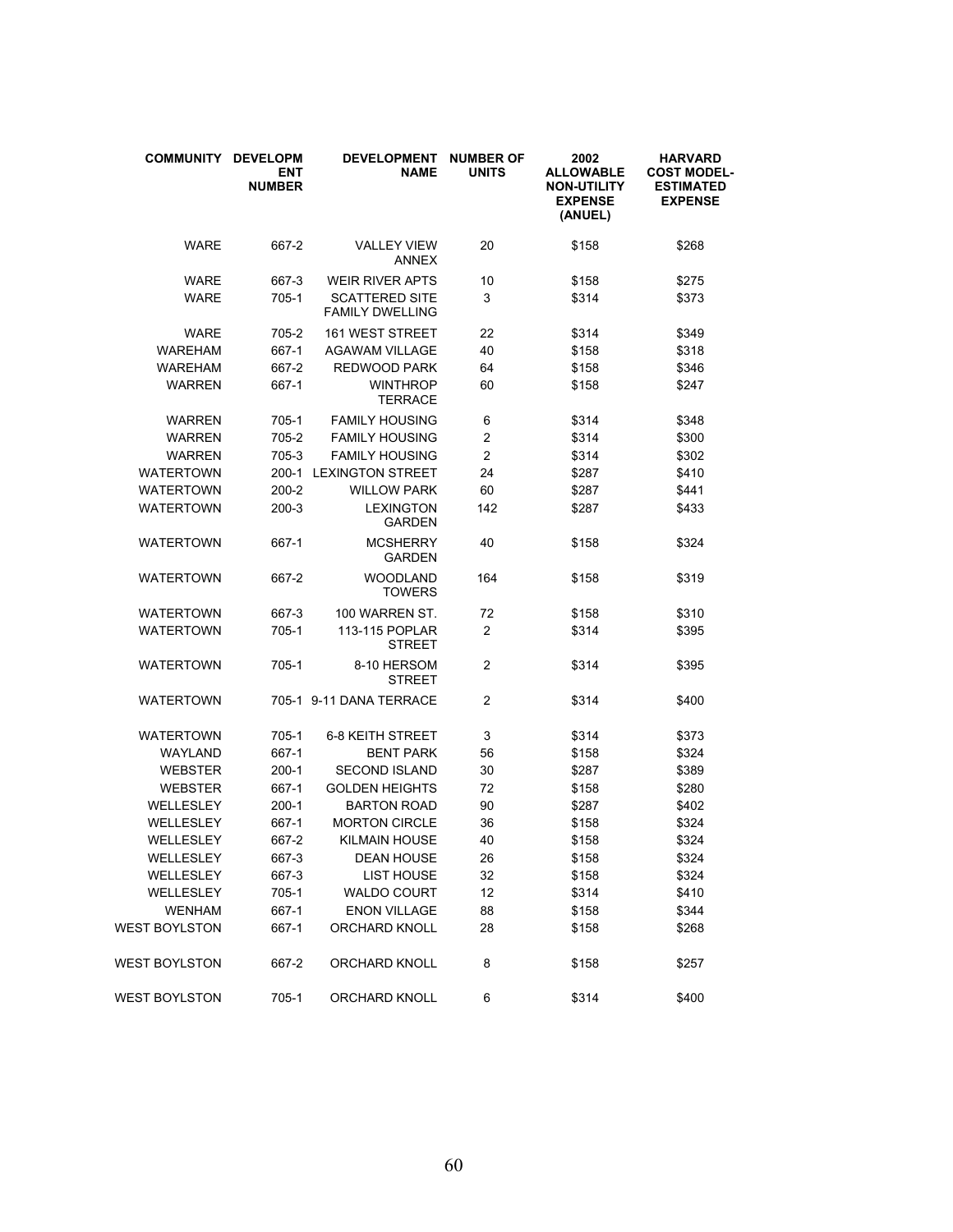| COMMUNITY | DEVELOPMENT NUMBER | DEVELOPMENT NAME | NUMBER OF UNITS | 2002 ALLOWABLE NON-UTILITY EXPENSE (ANUEL) | HARVARD COST MODEL-ESTIMATED EXPENSE |
|---|---|---|---|---|---|
| WARE | 667-2 | VALLEY VIEW ANNEX | 20 | $158 | $268 |
| WARE | 667-3 | WEIR RIVER APTS | 10 | $158 | $275 |
| WARE | 705-1 | SCATTERED SITE FAMILY DWELLING | 3 | $314 | $373 |
| WARE | 705-2 | 161 WEST STREET | 22 | $314 | $349 |
| WAREHAM | 667-1 | AGAWAM VILLAGE | 40 | $158 | $318 |
| WAREHAM | 667-2 | REDWOOD PARK | 64 | $158 | $346 |
| WARREN | 667-1 | WINTHROP TERRACE | 60 | $158 | $247 |
| WARREN | 705-1 | FAMILY HOUSING | 6 | $314 | $348 |
| WARREN | 705-2 | FAMILY HOUSING | 2 | $314 | $300 |
| WARREN | 705-3 | FAMILY HOUSING | 2 | $314 | $302 |
| WATERTOWN | 200-1 | LEXINGTON STREET | 24 | $287 | $410 |
| WATERTOWN | 200-2 | WILLOW PARK | 60 | $287 | $441 |
| WATERTOWN | 200-3 | LEXINGTON GARDEN | 142 | $287 | $433 |
| WATERTOWN | 667-1 | MCSHERRY GARDEN | 40 | $158 | $324 |
| WATERTOWN | 667-2 | WOODLAND TOWERS | 164 | $158 | $319 |
| WATERTOWN | 667-3 | 100 WARREN ST. | 72 | $158 | $310 |
| WATERTOWN | 705-1 | 113-115 POPLAR STREET | 2 | $314 | $395 |
| WATERTOWN | 705-1 | 8-10 HERSOM STREET | 2 | $314 | $395 |
| WATERTOWN | 705-1 | 9-11 DANA TERRACE | 2 | $314 | $400 |
| WATERTOWN | 705-1 | 6-8 KEITH STREET | 3 | $314 | $373 |
| WAYLAND | 667-1 | BENT PARK | 56 | $158 | $324 |
| WEBSTER | 200-1 | SECOND ISLAND | 30 | $287 | $389 |
| WEBSTER | 667-1 | GOLDEN HEIGHTS | 72 | $158 | $280 |
| WELLESLEY | 200-1 | BARTON ROAD | 90 | $287 | $402 |
| WELLESLEY | 667-1 | MORTON CIRCLE | 36 | $158 | $324 |
| WELLESLEY | 667-2 | KILMAIN HOUSE | 40 | $158 | $324 |
| WELLESLEY | 667-3 | DEAN HOUSE | 26 | $158 | $324 |
| WELLESLEY | 667-3 | LIST HOUSE | 32 | $158 | $324 |
| WELLESLEY | 705-1 | WALDO COURT | 12 | $314 | $410 |
| WENHAM | 667-1 | ENON VILLAGE | 88 | $158 | $344 |
| WEST BOYLSTON | 667-1 | ORCHARD KNOLL | 28 | $158 | $268 |
| WEST BOYLSTON | 667-2 | ORCHARD KNOLL | 8 | $158 | $257 |
| WEST BOYLSTON | 705-1 | ORCHARD KNOLL | 6 | $314 | $400 |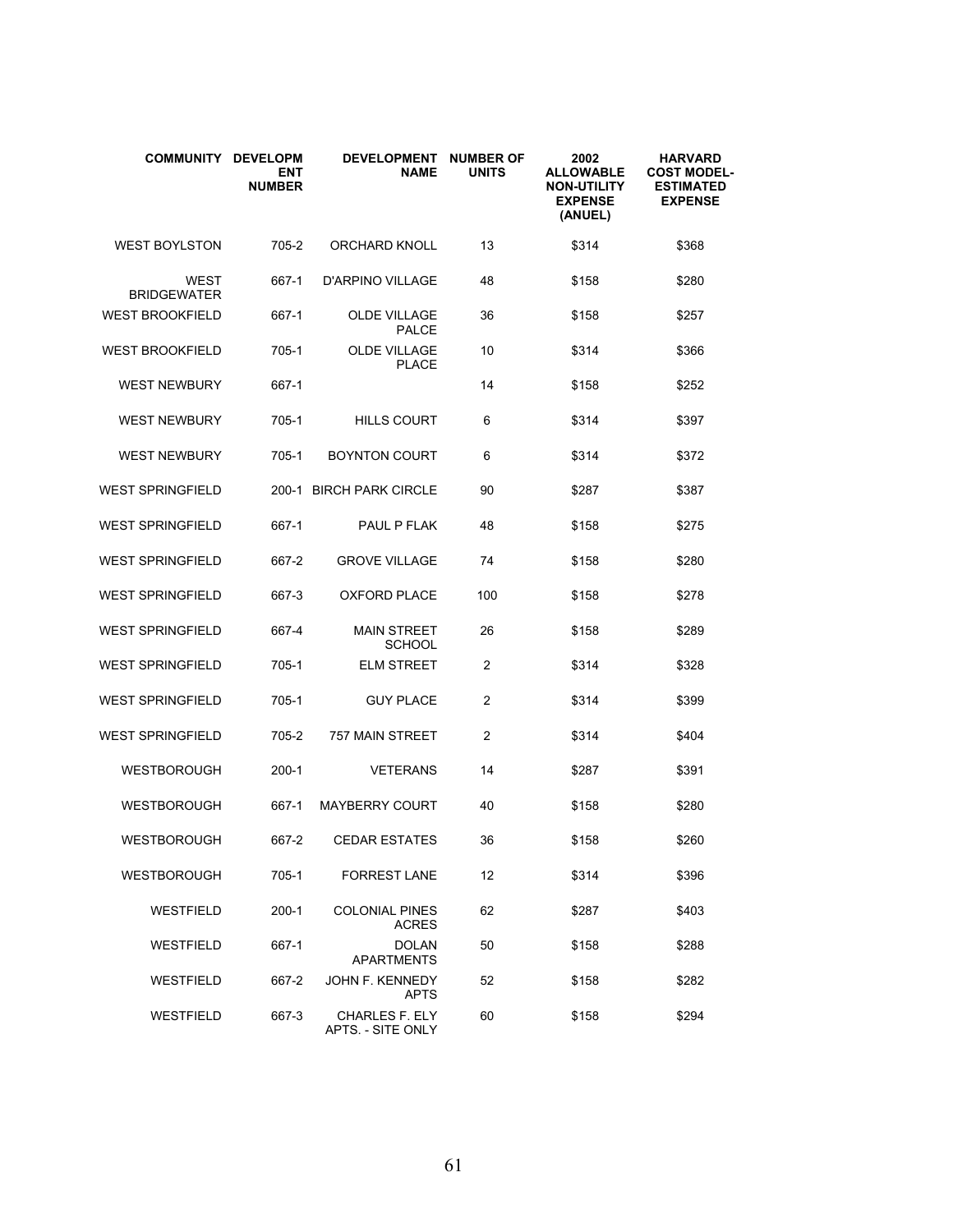| COMMUNITY | DEVELOPMENT NUMBER | DEVELOPMENT NAME | NUMBER OF UNITS | 2002 ALLOWABLE NON-UTILITY EXPENSE (ANUEL) | HARVARD COST MODEL-ESTIMATED EXPENSE |
|---|---|---|---|---|---|
| WEST BOYLSTON | 705-2 | ORCHARD KNOLL | 13 | $314 | $368 |
| WEST BRIDGEWATER | 667-1 | D'ARPINO VILLAGE | 48 | $158 | $280 |
| WEST BROOKFIELD | 667-1 | OLDE VILLAGE PALCE | 36 | $158 | $257 |
| WEST BROOKFIELD | 705-1 | OLDE VILLAGE PLACE | 10 | $314 | $366 |
| WEST NEWBURY | 667-1 | | 14 | $158 | $252 |
| WEST NEWBURY | 705-1 | HILLS COURT | 6 | $314 | $397 |
| WEST NEWBURY | 705-1 | BOYNTON COURT | 6 | $314 | $372 |
| WEST SPRINGFIELD | 200-1 | BIRCH PARK CIRCLE | 90 | $287 | $387 |
| WEST SPRINGFIELD | 667-1 | PAUL P FLAK | 48 | $158 | $275 |
| WEST SPRINGFIELD | 667-2 | GROVE VILLAGE | 74 | $158 | $280 |
| WEST SPRINGFIELD | 667-3 | OXFORD PLACE | 100 | $158 | $278 |
| WEST SPRINGFIELD | 667-4 | MAIN STREET SCHOOL | 26 | $158 | $289 |
| WEST SPRINGFIELD | 705-1 | ELM STREET | 2 | $314 | $328 |
| WEST SPRINGFIELD | 705-1 | GUY PLACE | 2 | $314 | $399 |
| WEST SPRINGFIELD | 705-2 | 757 MAIN STREET | 2 | $314 | $404 |
| WESTBOROUGH | 200-1 | VETERANS | 14 | $287 | $391 |
| WESTBOROUGH | 667-1 | MAYBERRY COURT | 40 | $158 | $280 |
| WESTBOROUGH | 667-2 | CEDAR ESTATES | 36 | $158 | $260 |
| WESTBOROUGH | 705-1 | FORREST LANE | 12 | $314 | $396 |
| WESTFIELD | 200-1 | COLONIAL PINES ACRES | 62 | $287 | $403 |
| WESTFIELD | 667-1 | DOLAN APARTMENTS | 50 | $158 | $288 |
| WESTFIELD | 667-2 | JOHN F. KENNEDY APTS | 52 | $158 | $282 |
| WESTFIELD | 667-3 | CHARLES F. ELY APTS. - SITE ONLY | 60 | $158 | $294 |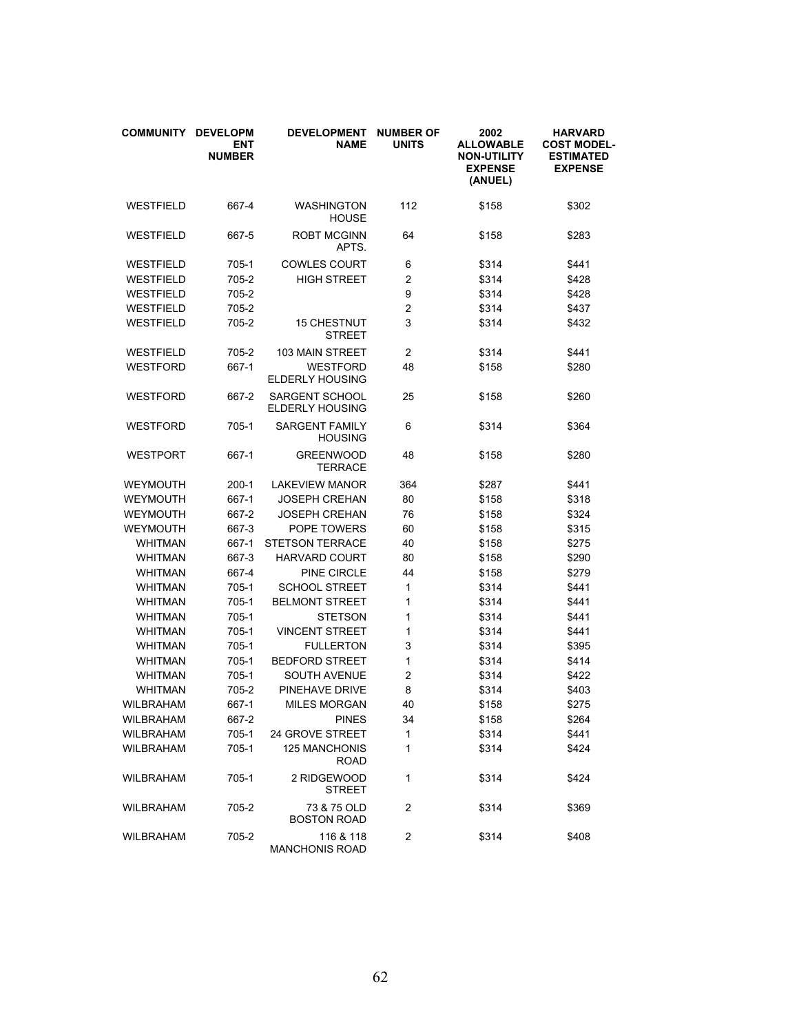| COMMUNITY | DEVELOPMENT NUMBER | DEVELOPMENT NAME | NUMBER OF UNITS | 2002 ALLOWABLE NON-UTILITY EXPENSE (ANUEL) | HARVARD COST MODEL-ESTIMATED EXPENSE |
|---|---|---|---|---|---|
| WESTFIELD | 667-4 | WASHINGTON HOUSE | 112 | $158 | $302 |
| WESTFIELD | 667-5 | ROBT MCGINN APTS. | 64 | $158 | $283 |
| WESTFIELD | 705-1 | COWLES COURT | 6 | $314 | $441 |
| WESTFIELD | 705-2 | HIGH STREET | 2 | $314 | $428 |
| WESTFIELD | 705-2 | | 9 | $314 | $428 |
| WESTFIELD | 705-2 | | 2 | $314 | $437 |
| WESTFIELD | 705-2 | 15 CHESTNUT STREET | 3 | $314 | $432 |
| WESTFIELD | 705-2 | 103 MAIN STREET | 2 | $314 | $441 |
| WESTFORD | 667-1 | WESTFORD ELDERLY HOUSING | 48 | $158 | $280 |
| WESTFORD | 667-2 | SARGENT SCHOOL ELDERLY HOUSING | 25 | $158 | $260 |
| WESTFORD | 705-1 | SARGENT FAMILY HOUSING | 6 | $314 | $364 |
| WESTPORT | 667-1 | GREENWOOD TERRACE | 48 | $158 | $280 |
| WEYMOUTH | 200-1 | LAKEVIEW MANOR | 364 | $287 | $441 |
| WEYMOUTH | 667-1 | JOSEPH CREHAN | 80 | $158 | $318 |
| WEYMOUTH | 667-2 | JOSEPH CREHAN | 76 | $158 | $324 |
| WEYMOUTH | 667-3 | POPE TOWERS | 60 | $158 | $315 |
| WHITMAN | 667-1 | STETSON TERRACE | 40 | $158 | $275 |
| WHITMAN | 667-3 | HARVARD COURT | 80 | $158 | $290 |
| WHITMAN | 667-4 | PINE CIRCLE | 44 | $158 | $279 |
| WHITMAN | 705-1 | SCHOOL STREET | 1 | $314 | $441 |
| WHITMAN | 705-1 | BELMONT STREET | 1 | $314 | $441 |
| WHITMAN | 705-1 | STETSON | 1 | $314 | $441 |
| WHITMAN | 705-1 | VINCENT STREET | 1 | $314 | $441 |
| WHITMAN | 705-1 | FULLERTON | 3 | $314 | $395 |
| WHITMAN | 705-1 | BEDFORD STREET | 1 | $314 | $414 |
| WHITMAN | 705-1 | SOUTH AVENUE | 2 | $314 | $422 |
| WHITMAN | 705-2 | PINEHAVE DRIVE | 8 | $314 | $403 |
| WILBRAHAM | 667-1 | MILES MORGAN | 40 | $158 | $275 |
| WILBRAHAM | 667-2 | PINES | 34 | $158 | $264 |
| WILBRAHAM | 705-1 | 24 GROVE STREET | 1 | $314 | $441 |
| WILBRAHAM | 705-1 | 125 MANCHONIS ROAD | 1 | $314 | $424 |
| WILBRAHAM | 705-1 | 2 RIDGEWOOD STREET | 1 | $314 | $424 |
| WILBRAHAM | 705-2 | 73 & 75 OLD BOSTON ROAD | 2 | $314 | $369 |
| WILBRAHAM | 705-2 | 116 & 118 MANCHONIS ROAD | 2 | $314 | $408 |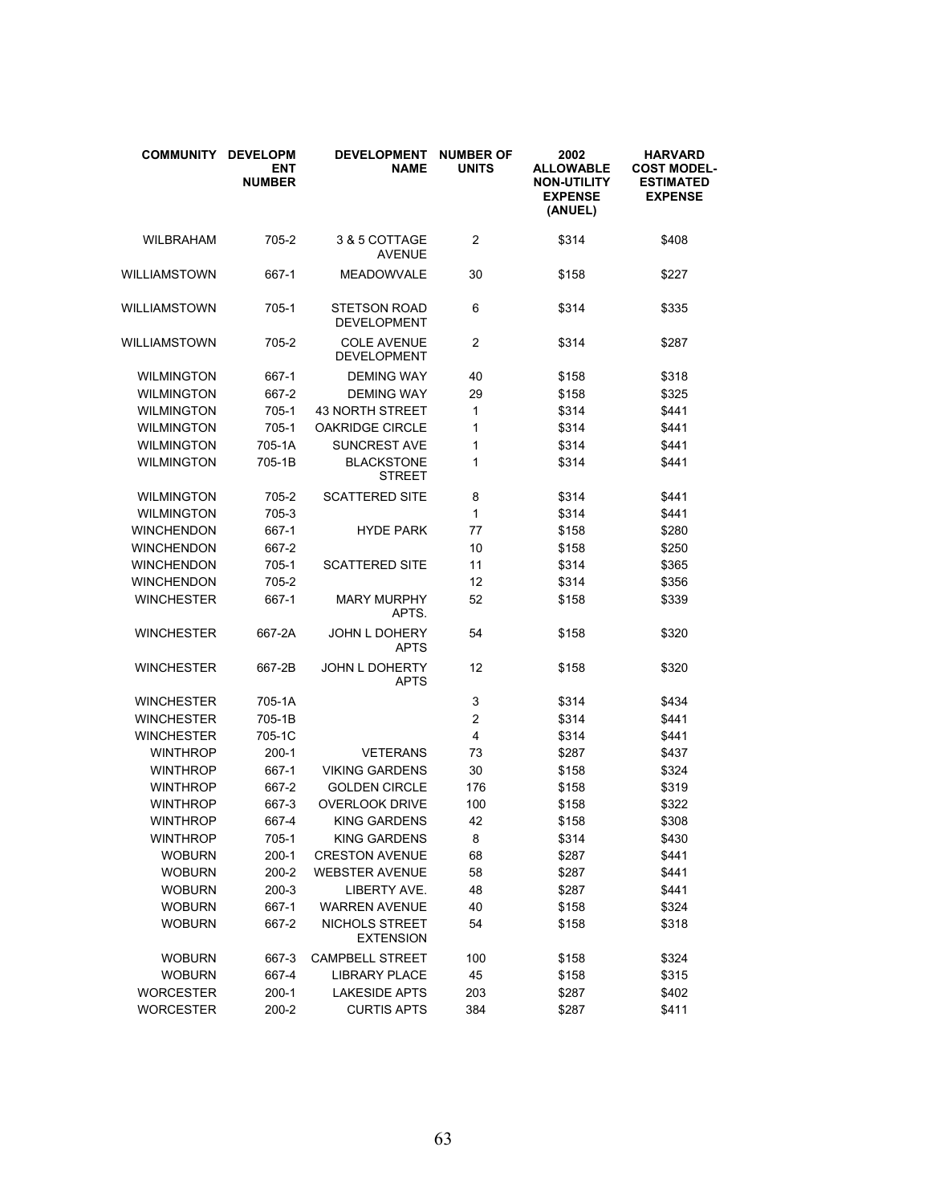| COMMUNITY | DEVELOPMENT NUMBER | DEVELOPMENT NAME | NUMBER OF UNITS | 2002 ALLOWABLE NON-UTILITY EXPENSE (ANUEL) | HARVARD COST MODEL-ESTIMATED EXPENSE |
|---|---|---|---|---|---|
| WILBRAHAM | 705-2 | 3 & 5 COTTAGE AVENUE | 2 | $314 | $408 |
| WILLIAMSTOWN | 667-1 | MEADOWVALE | 30 | $158 | $227 |
| WILLIAMSTOWN | 705-1 | STETSON ROAD DEVELOPMENT | 6 | $314 | $335 |
| WILLIAMSTOWN | 705-2 | COLE AVENUE DEVELOPMENT | 2 | $314 | $287 |
| WILMINGTON | 667-1 | DEMING WAY | 40 | $158 | $318 |
| WILMINGTON | 667-2 | DEMING WAY | 29 | $158 | $325 |
| WILMINGTON | 705-1 | 43 NORTH STREET | 1 | $314 | $441 |
| WILMINGTON | 705-1 | OAKRIDGE CIRCLE | 1 | $314 | $441 |
| WILMINGTON | 705-1A | SUNCREST AVE | 1 | $314 | $441 |
| WILMINGTON | 705-1B | BLACKSTONE STREET | 1 | $314 | $441 |
| WILMINGTON | 705-2 | SCATTERED SITE | 8 | $314 | $441 |
| WILMINGTON | 705-3 | | 1 | $314 | $441 |
| WINCHENDON | 667-1 | HYDE PARK | 77 | $158 | $280 |
| WINCHENDON | 667-2 | | 10 | $158 | $250 |
| WINCHENDON | 705-1 | SCATTERED SITE | 11 | $314 | $365 |
| WINCHENDON | 705-2 | | 12 | $314 | $356 |
| WINCHESTER | 667-1 | MARY MURPHY APTS. | 52 | $158 | $339 |
| WINCHESTER | 667-2A | JOHN L DOHERY APTS | 54 | $158 | $320 |
| WINCHESTER | 667-2B | JOHN L DOHERTY APTS | 12 | $158 | $320 |
| WINCHESTER | 705-1A | | 3 | $314 | $434 |
| WINCHESTER | 705-1B | | 2 | $314 | $441 |
| WINCHESTER | 705-1C | | 4 | $314 | $441 |
| WINTHROP | 200-1 | VETERANS | 73 | $287 | $437 |
| WINTHROP | 667-1 | VIKING GARDENS | 30 | $158 | $324 |
| WINTHROP | 667-2 | GOLDEN CIRCLE | 176 | $158 | $319 |
| WINTHROP | 667-3 | OVERLOOK DRIVE | 100 | $158 | $322 |
| WINTHROP | 667-4 | KING GARDENS | 42 | $158 | $308 |
| WINTHROP | 705-1 | KING GARDENS | 8 | $314 | $430 |
| WOBURN | 200-1 | CRESTON AVENUE | 68 | $287 | $441 |
| WOBURN | 200-2 | WEBSTER AVENUE | 58 | $287 | $441 |
| WOBURN | 200-3 | LIBERTY AVE. | 48 | $287 | $441 |
| WOBURN | 667-1 | WARREN AVENUE | 40 | $158 | $324 |
| WOBURN | 667-2 | NICHOLS STREET EXTENSION | 54 | $158 | $318 |
| WOBURN | 667-3 | CAMPBELL STREET | 100 | $158 | $324 |
| WOBURN | 667-4 | LIBRARY PLACE | 45 | $158 | $315 |
| WORCESTER | 200-1 | LAKESIDE APTS | 203 | $287 | $402 |
| WORCESTER | 200-2 | CURTIS APTS | 384 | $287 | $411 |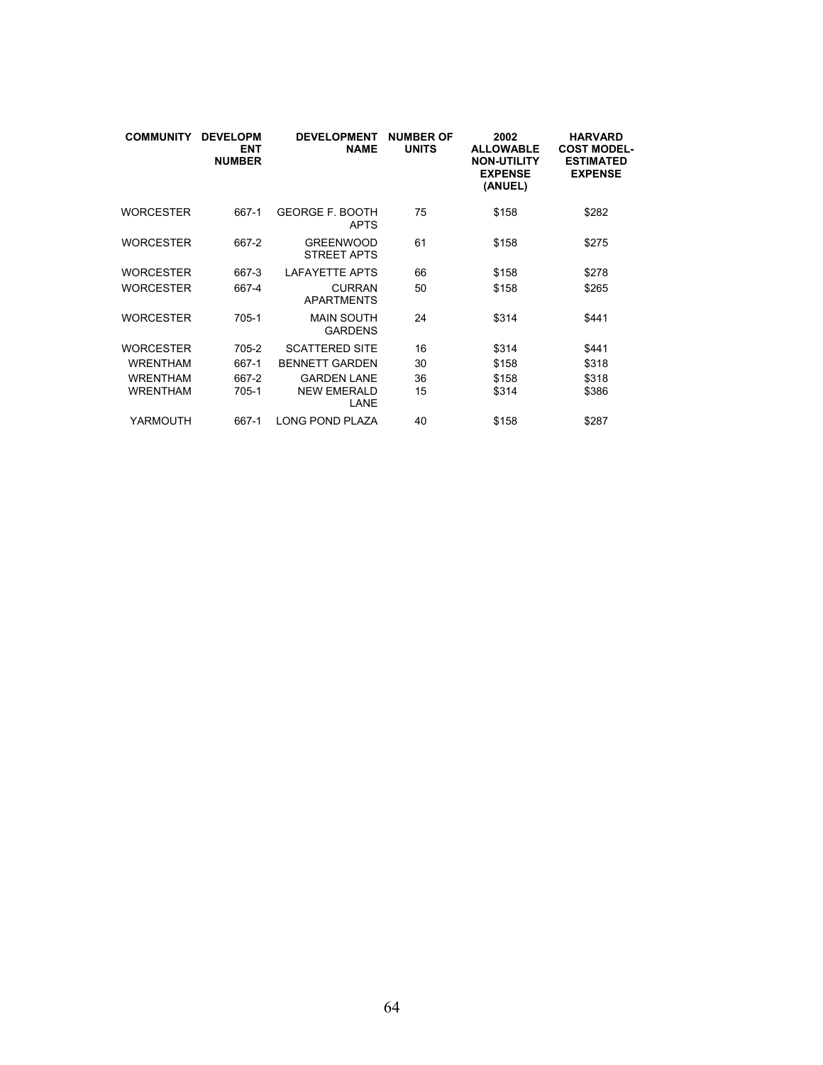| COMMUNITY | DEVELOPMENT NUMBER | DEVELOPMENT NAME | NUMBER OF UNITS | 2002 ALLOWABLE NON-UTILITY EXPENSE (ANUEL) | HARVARD COST MODEL-ESTIMATED EXPENSE |
|---|---|---|---|---|---|
| WORCESTER | 667-1 | GEORGE F. BOOTH APTS | 75 | $158 | $282 |
| WORCESTER | 667-2 | GREENWOOD STREET APTS | 61 | $158 | $275 |
| WORCESTER | 667-3 | LAFAYETTE APTS | 66 | $158 | $278 |
| WORCESTER | 667-4 | CURRAN APARTMENTS | 50 | $158 | $265 |
| WORCESTER | 705-1 | MAIN SOUTH GARDENS | 24 | $314 | $441 |
| WORCESTER | 705-2 | SCATTERED SITE | 16 | $314 | $441 |
| WRENTHAM | 667-1 | BENNETT GARDEN | 30 | $158 | $318 |
| WRENTHAM | 667-2 | GARDEN LANE | 36 | $158 | $318 |
| WRENTHAM | 705-1 | NEW EMERALD LANE | 15 | $314 | $386 |
| YARMOUTH | 667-1 | LONG POND PLAZA | 40 | $158 | $287 |